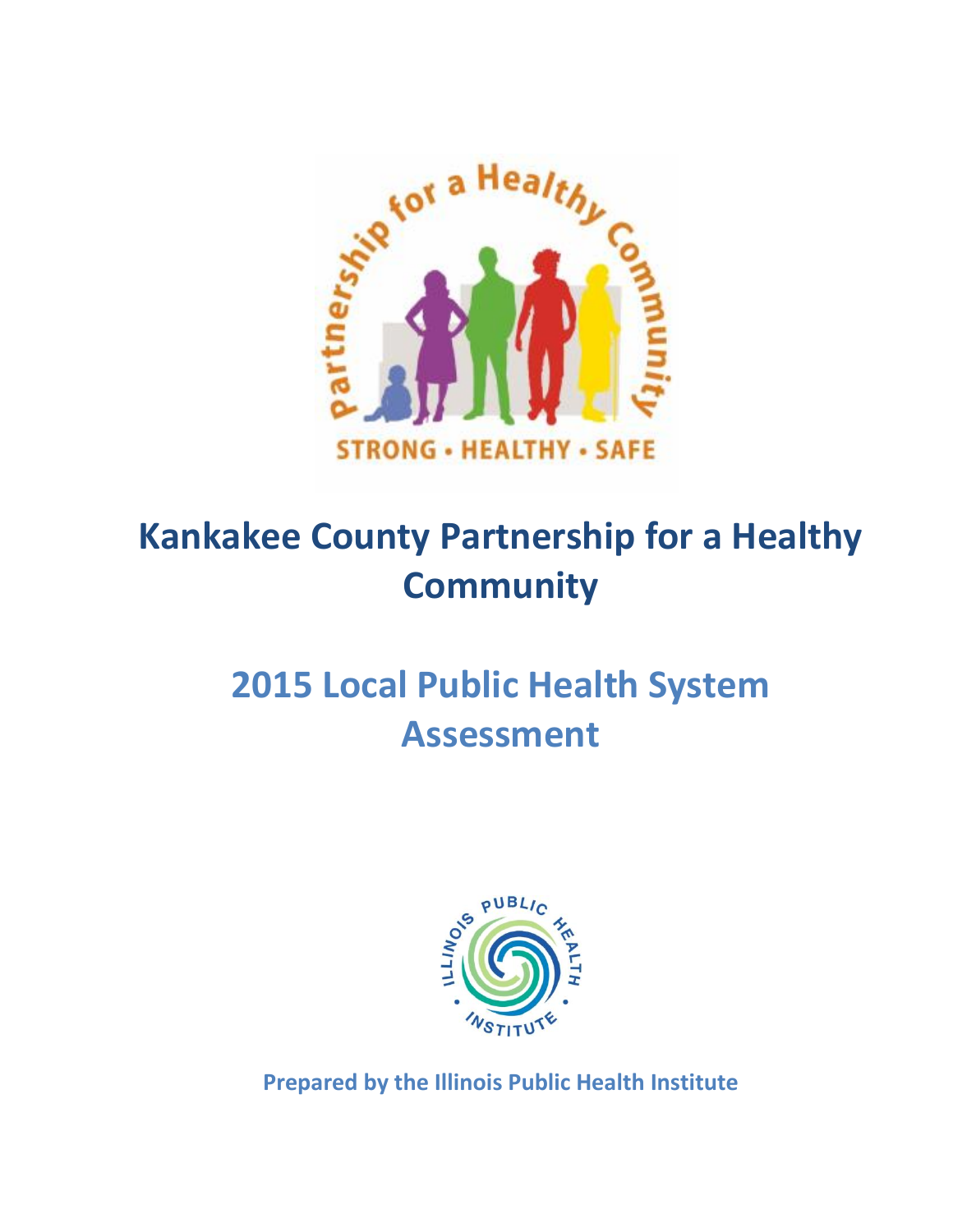# Kankakee County Partnership for a Healthy Community

## 2015 Local Public Health System Assessment

**Prepared by the Illinois Public Health Institute**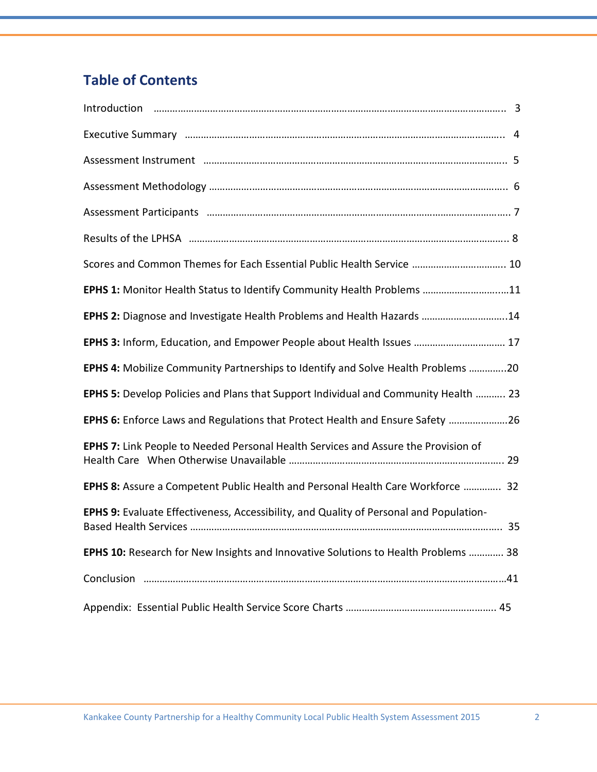## Table of Contents

Introduction ........................................................................ 3

Executive Summary ........................................................................ 4

Assessment Instrument ........................................................................ 5

Assessment Methodology ........................................................................ 6

Assessment Participants ........................................................................ 7

Results of the LPHSA ........................................................................ 8

Scores and Common Themes for Each Essential Public Health Service ........................ 10

**EPHS 1:** Monitor Health Status to Identify Community Health Problems ........................11

**EPHS 2:** Diagnose and Investigate Health Problems and Health Hazards ........................14

**EPHS 3:** Inform, Education, and Empower People about Health Issues ........................ 17

**EPHS 4:** Mobilize Community Partnerships to Identify and Solve Health Problems ..............20

**EPHS 5:** Develop Policies and Plans that Support Individual and Community Health ........... 23

**EPHS 6:** Enforce Laws and Regulations that Protect Health and Ensure Safety ..................26

**EPHS 7:** Link People to Needed Personal Health Services and Assure the Provision of Health Care When Otherwise Unavailable ........................................................................ 29

**EPHS 8:** Assure a Competent Public Health and Personal Health Care Workforce ............. 32

**EPHS 9:** Evaluate Effectiveness, Accessibility, and Quality of Personal and Population-Based Health Services ........................................................................ 35

**EPHS 10:** Research for New Insights and Innovative Solutions to Health Problems ............ 38

Conclusion ........................................................................41

Appendix: Essential Public Health Service Score Charts ........................................ 45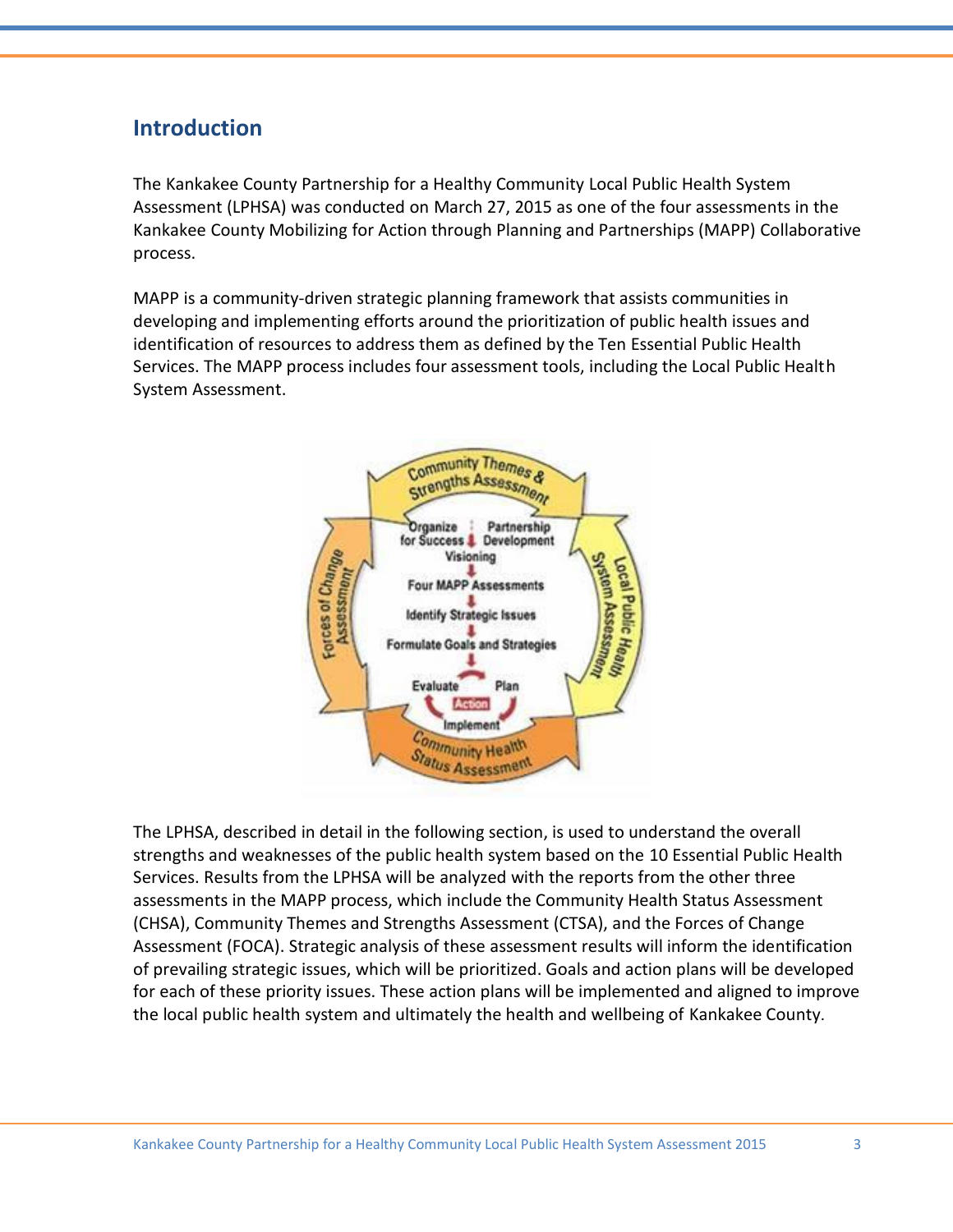## Introduction

The Kankakee County Partnership for a Healthy Community Local Public Health System Assessment (LPHSA) was conducted on March 27, 2015 as one of the four assessments in the Kankakee County Mobilizing for Action through Planning and Partnerships (MAPP) Collaborative process.

MAPP is a community-driven strategic planning framework that assists communities in developing and implementing efforts around the prioritization of public health issues and identification of resources to address them as defined by the Ten Essential Public Health Services. The MAPP process includes four assessment tools, including the Local Public Health System Assessment.

The LPHSA, described in detail in the following section, is used to understand the overall strengths and weaknesses of the public health system based on the 10 Essential Public Health Services. Results from the LPHSA will be analyzed with the reports from the other three assessments in the MAPP process, which include the Community Health Status Assessment (CHSA), Community Themes and Strengths Assessment (CTSA), and the Forces of Change Assessment (FOCA). Strategic analysis of these assessment results will inform the identification of prevailing strategic issues, which will be prioritized. Goals and action plans will be developed for each of these priority issues. These action plans will be implemented and aligned to improve the local public health system and ultimately the health and wellbeing of Kankakee County.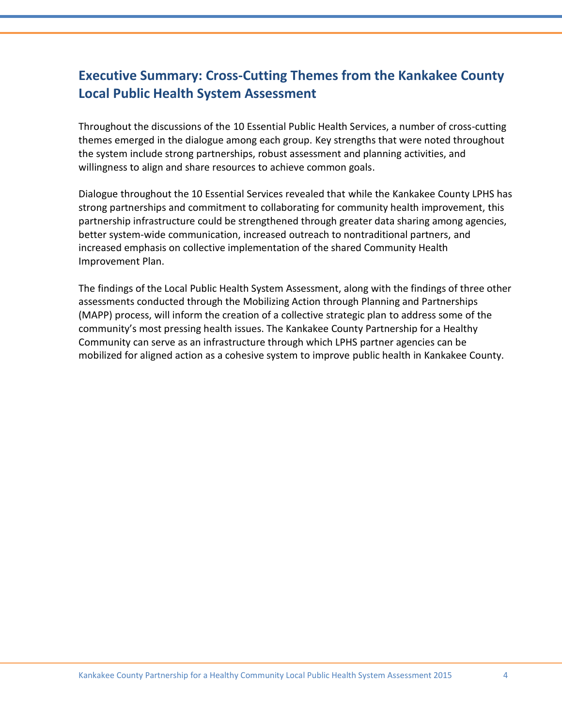## Executive Summary: Cross-Cutting Themes from the Kankakee County Local Public Health System Assessment

Throughout the discussions of the 10 Essential Public Health Services, a number of cross-cutting themes emerged in the dialogue among each group. Key strengths that were noted throughout the system include strong partnerships, robust assessment and planning activities, and willingness to align and share resources to achieve common goals.

Dialogue throughout the 10 Essential Services revealed that while the Kankakee County LPHS has strong partnerships and commitment to collaborating for community health improvement, this partnership infrastructure could be strengthened through greater data sharing among agencies, better system-wide communication, increased outreach to nontraditional partners, and increased emphasis on collective implementation of the shared Community Health Improvement Plan.

The findings of the Local Public Health System Assessment, along with the findings of three other assessments conducted through the Mobilizing Action through Planning and Partnerships (MAPP) process, will inform the creation of a collective strategic plan to address some of the community's most pressing health issues. The Kankakee County Partnership for a Healthy Community can serve as an infrastructure through which LPHS partner agencies can be mobilized for aligned action as a cohesive system to improve public health in Kankakee County.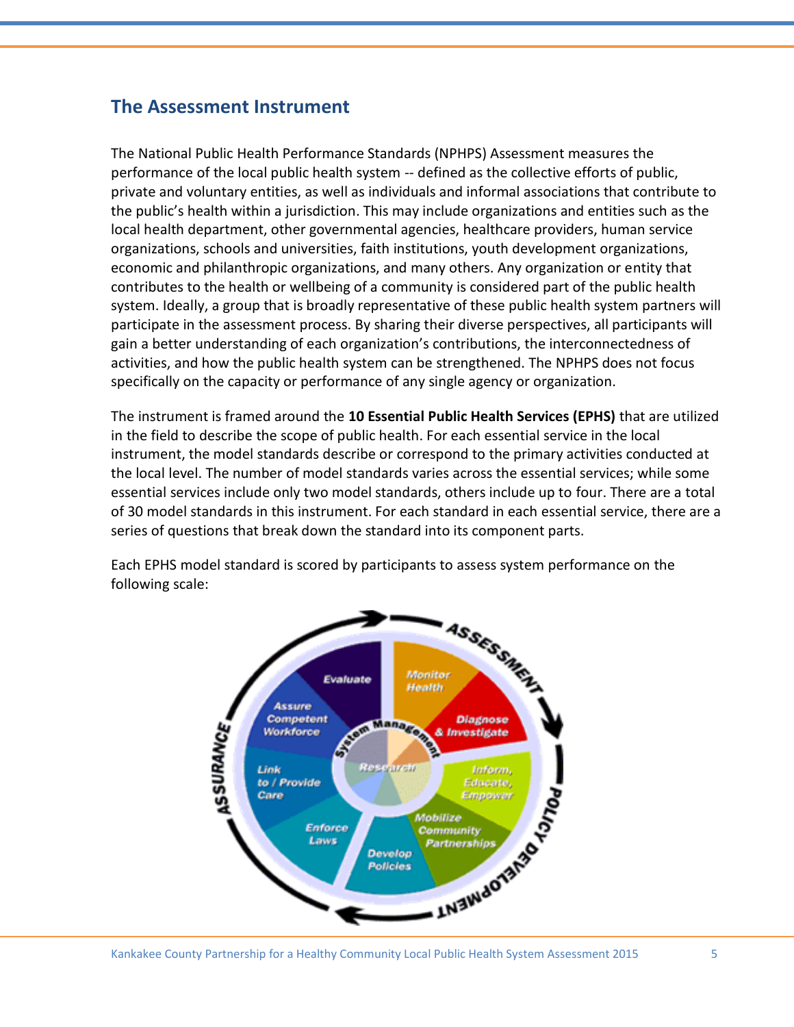## The Assessment Instrument

The National Public Health Performance Standards (NPHPS) Assessment measures the performance of the local public health system -- defined as the collective efforts of public, private and voluntary entities, as well as individuals and informal associations that contribute to the public's health within a jurisdiction. This may include organizations and entities such as the local health department, other governmental agencies, healthcare providers, human service organizations, schools and universities, faith institutions, youth development organizations, economic and philanthropic organizations, and many others. Any organization or entity that contributes to the health or wellbeing of a community is considered part of the public health system. Ideally, a group that is broadly representative of these public health system partners will participate in the assessment process. By sharing their diverse perspectives, all participants will gain a better understanding of each organization's contributions, the interconnectedness of activities, and how the public health system can be strengthened. The NPHPS does not focus specifically on the capacity or performance of any single agency or organization.

The instrument is framed around the **10 Essential Public Health Services (EPHS)** that are utilized in the field to describe the scope of public health. For each essential service in the local instrument, the model standards describe or correspond to the primary activities conducted at the local level. The number of model standards varies across the essential services; while some essential services include only two model standards, others include up to four. There are a total of 30 model standards in this instrument. For each standard in each essential service, there are a series of questions that break down the standard into its component parts.

Each EPHS model standard is scored by participants to assess system performance on the following scale: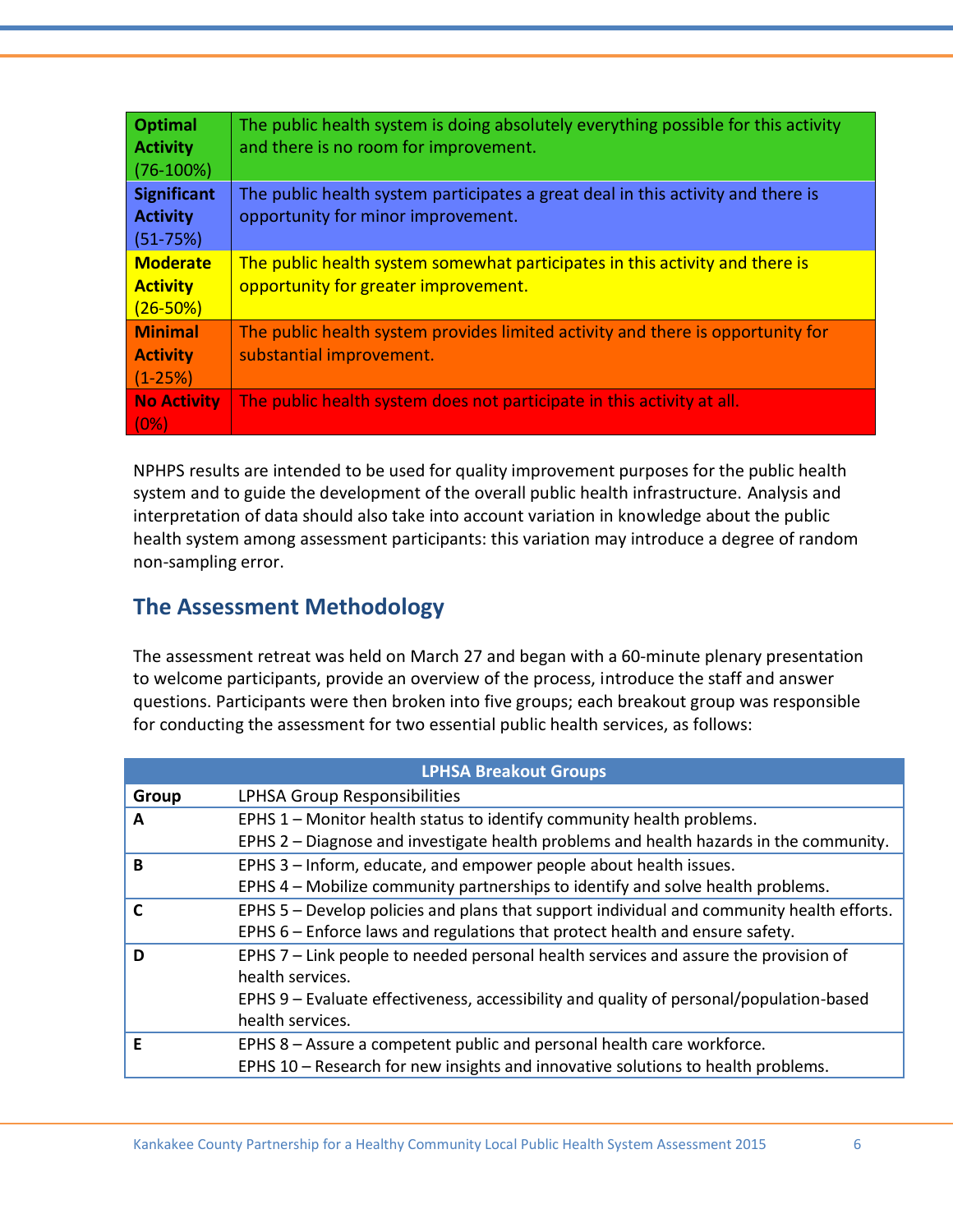| | |
|---|---|
| **Optimal Activity** (76-100%) | The public health system is doing absolutely everything possible for this activity and there is no room for improvement. |
| **Significant Activity** (51-75%) | The public health system participates a great deal in this activity and there is opportunity for minor improvement. |
| **Moderate Activity** (26-50%) | The public health system somewhat participates in this activity and there is opportunity for greater improvement. |
| **Minimal Activity** (1-25%) | The public health system provides limited activity and there is opportunity for substantial improvement. |
| **No Activity** (0%) | The public health system does not participate in this activity at all. |

NPHPS results are intended to be used for quality improvement purposes for the public health system and to guide the development of the overall public health infrastructure. Analysis and interpretation of data should also take into account variation in knowledge about the public health system among assessment participants: this variation may introduce a degree of random non-sampling error.

## The Assessment Methodology

The assessment retreat was held on March 27 and began with a 60-minute plenary presentation to welcome participants, provide an overview of the process, introduce the staff and answer questions. Participants were then broken into five groups; each breakout group was responsible for conducting the assessment for two essential public health services, as follows:

| **LPHSA Breakout Groups** | |
|---|---|
| **Group** | LPHSA Group Responsibilities |
| **A** | EPHS 1 – Monitor health status to identify community health problems.<br>EPHS 2 – Diagnose and investigate health problems and health hazards in the community. |
| **B** | EPHS 3 – Inform, educate, and empower people about health issues.<br>EPHS 4 – Mobilize community partnerships to identify and solve health problems. |
| **C** | EPHS 5 – Develop policies and plans that support individual and community health efforts.<br>EPHS 6 – Enforce laws and regulations that protect health and ensure safety. |
| **D** | EPHS 7 – Link people to needed personal health services and assure the provision of health services.<br>EPHS 9 – Evaluate effectiveness, accessibility and quality of personal/population-based health services. |
| **E** | EPHS 8 – Assure a competent public and personal health care workforce.<br>EPHS 10 – Research for new insights and innovative solutions to health problems. |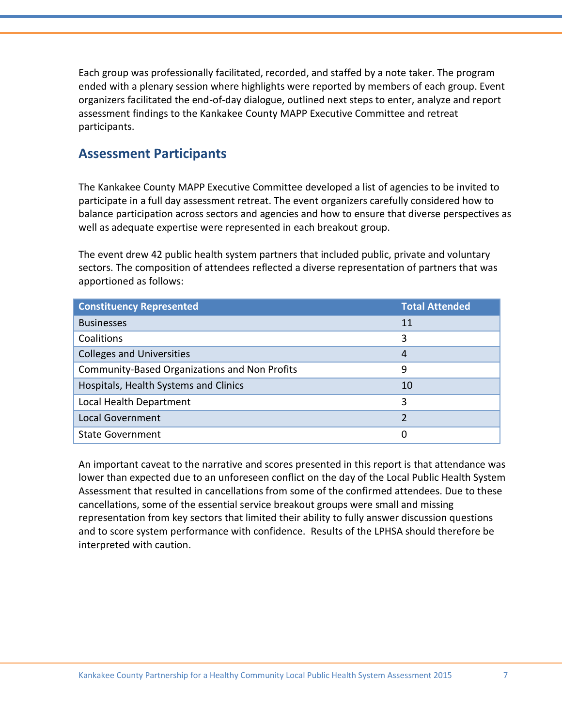Each group was professionally facilitated, recorded, and staffed by a note taker. The program ended with a plenary session where highlights were reported by members of each group. Event organizers facilitated the end-of-day dialogue, outlined next steps to enter, analyze and report assessment findings to the Kankakee County MAPP Executive Committee and retreat participants.

## Assessment Participants

The Kankakee County MAPP Executive Committee developed a list of agencies to be invited to participate in a full day assessment retreat. The event organizers carefully considered how to balance participation across sectors and agencies and how to ensure that diverse perspectives as well as adequate expertise were represented in each breakout group.

The event drew 42 public health system partners that included public, private and voluntary sectors. The composition of attendees reflected a diverse representation of partners that was apportioned as follows:

| Constituency Represented | Total Attended |
|---|---|
| Businesses | 11 |
| Coalitions | 3 |
| Colleges and Universities | 4 |
| Community-Based Organizations and Non Profits | 9 |
| Hospitals, Health Systems and Clinics | 10 |
| Local Health Department | 3 |
| Local Government | 2 |
| State Government | 0 |

An important caveat to the narrative and scores presented in this report is that attendance was lower than expected due to an unforeseen conflict on the day of the Local Public Health System Assessment that resulted in cancellations from some of the confirmed attendees. Due to these cancellations, some of the essential service breakout groups were small and missing representation from key sectors that limited their ability to fully answer discussion questions and to score system performance with confidence. Results of the LPHSA should therefore be interpreted with caution.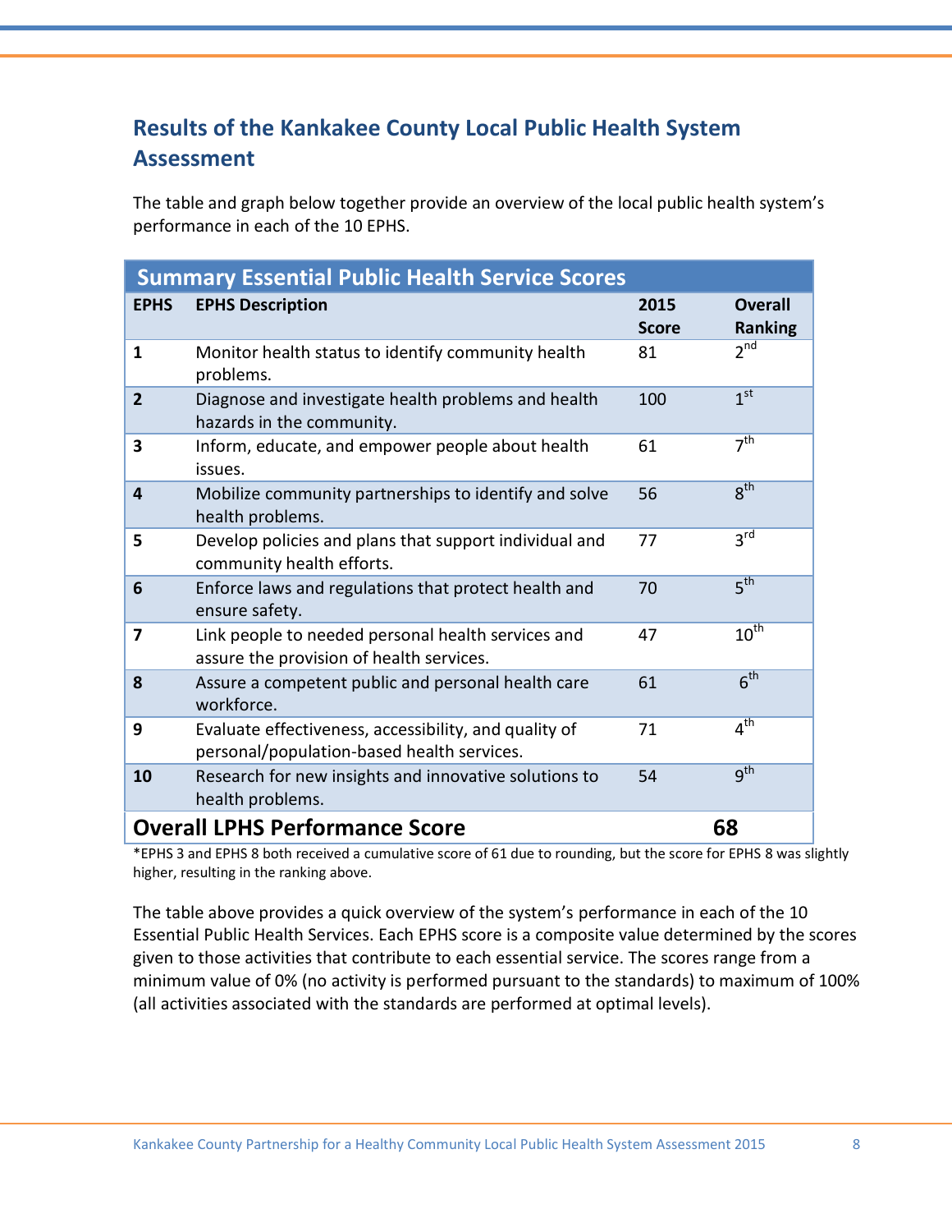## Results of the Kankakee County Local Public Health System Assessment

The table and graph below together provide an overview of the local public health system's performance in each of the 10 EPHS.

**Summary Essential Public Health Service Scores**

| EPHS | EPHS Description | 2015 Score | Overall Ranking |
|---|---|---|---|
| **1** | Monitor health status to identify community health problems. | 81 | 2nd |
| **2** | Diagnose and investigate health problems and health hazards in the community. | 100 | 1st |
| **3** | Inform, educate, and empower people about health issues. | 61 | 7th |
| **4** | Mobilize community partnerships to identify and solve health problems. | 56 | 8th |
| **5** | Develop policies and plans that support individual and community health efforts. | 77 | 3rd |
| **6** | Enforce laws and regulations that protect health and ensure safety. | 70 | 5th |
| **7** | Link people to needed personal health services and assure the provision of health services. | 47 | 10th |
| **8** | Assure a competent public and personal health care workforce. | 61 | 6th |
| **9** | Evaluate effectiveness, accessibility, and quality of personal/population-based health services. | 71 | 4th |
| **10** | Research for new insights and innovative solutions to health problems. | 54 | 9th |
| **Overall LPHS Performance Score** | | **68** | |

*EPHS 3 and EPHS 8 both received a cumulative score of 61 due to rounding, but the score for EPHS 8 was slightly higher, resulting in the ranking above.

The table above provides a quick overview of the system's performance in each of the 10 Essential Public Health Services. Each EPHS score is a composite value determined by the scores given to those activities that contribute to each essential service. The scores range from a minimum value of 0% (no activity is performed pursuant to the standards) to maximum of 100% (all activities associated with the standards are performed at optimal levels).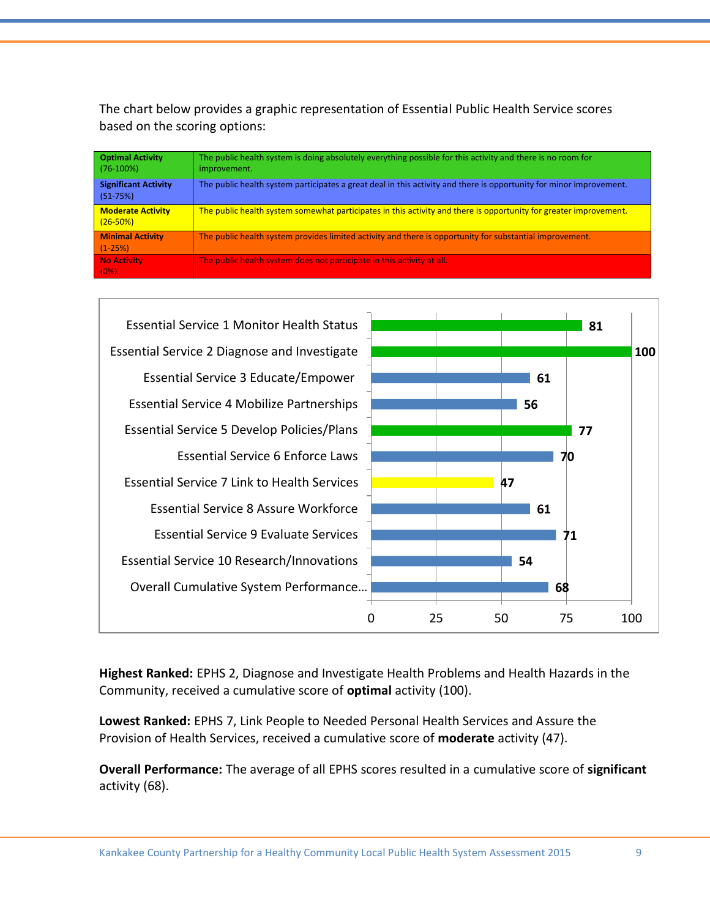The chart below provides a graphic representation of Essential Public Health Service scores based on the scoring options:

| | |
|---|---|
| **Optimal Activity** (76-100%) | The public health system is doing absolutely everything possible for this activity and there is no room for improvement. |
| **Significant Activity** (51-75%) | The public health system participates a great deal in this activity and there is opportunity for minor improvement. |
| **Moderate Activity** (26-50%) | The public health system somewhat participates in this activity and there is opportunity for greater improvement. |
| **Minimal Activity** (1-25%) | The public health system provides limited activity and there is opportunity for substantial improvement. |
| **No Activity** (0%) | The public health system does not participate in this activity at all. |

| Essential Service | Score |
|---|---|
| Essential Service 1 Monitor Health Status | 81 |
| Essential Service 2 Diagnose and Investigate | 100 |
| Essential Service 3 Educate/Empower | 61 |
| Essential Service 4 Mobilize Partnerships | 56 |
| Essential Service 5 Develop Policies/Plans | 77 |
| Essential Service 6 Enforce Laws | 70 |
| Essential Service 7 Link to Health Services | 47 |
| Essential Service 8 Assure Workforce | 61 |
| Essential Service 9 Evaluate Services | 71 |
| Essential Service 10 Research/Innovations | 54 |
| Overall Cumulative System Performance… | 68 |

**Highest Ranked:** EPHS 2, Diagnose and Investigate Health Problems and Health Hazards in the Community, received a cumulative score of **optimal** activity (100).

**Lowest Ranked:** EPHS 7, Link People to Needed Personal Health Services and Assure the Provision of Health Services, received a cumulative score of **moderate** activity (47).

**Overall Performance:** The average of all EPHS scores resulted in a cumulative score of **significant** activity (68).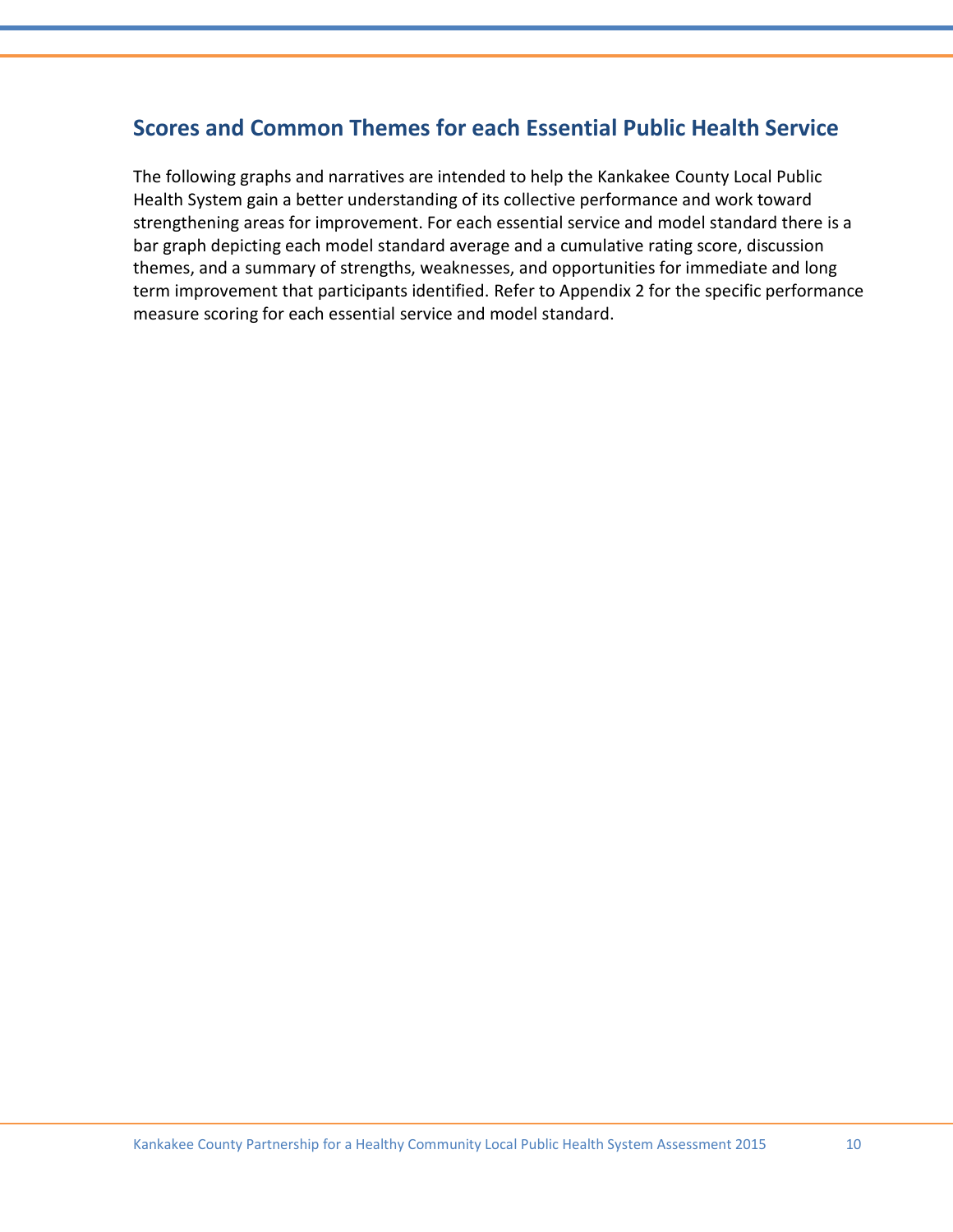## Scores and Common Themes for each Essential Public Health Service

The following graphs and narratives are intended to help the Kankakee County Local Public Health System gain a better understanding of its collective performance and work toward strengthening areas for improvement. For each essential service and model standard there is a bar graph depicting each model standard average and a cumulative rating score, discussion themes, and a summary of strengths, weaknesses, and opportunities for immediate and long term improvement that participants identified. Refer to Appendix 2 for the specific performance measure scoring for each essential service and model standard.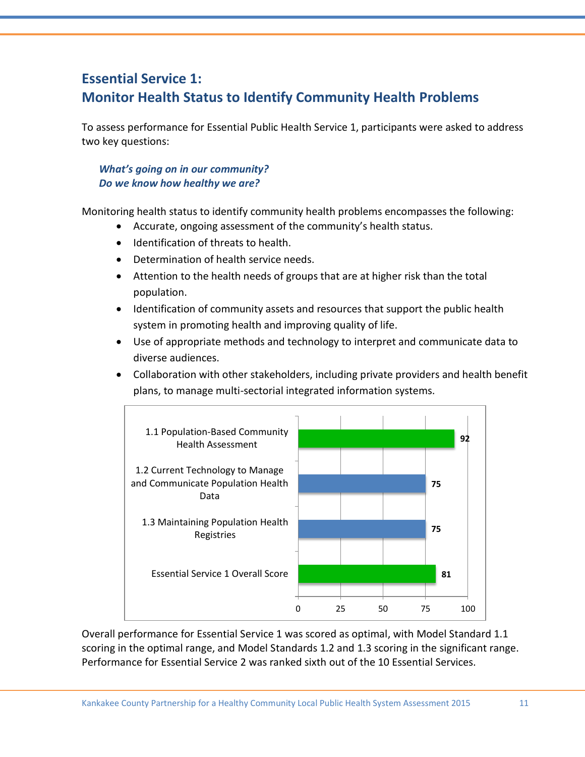## Essential Service 1:
## Monitor Health Status to Identify Community Health Problems

To assess performance for Essential Public Health Service 1, participants were asked to address two key questions:

***What's going on in our community?***
***Do we know how healthy we are?***

Monitoring health status to identify community health problems encompasses the following:

- Accurate, ongoing assessment of the community's health status.
- Identification of threats to health.
- Determination of health service needs.
- Attention to the health needs of groups that are at higher risk than the total population.
- Identification of community assets and resources that support the public health system in promoting health and improving quality of life.
- Use of appropriate methods and technology to interpret and communicate data to diverse audiences.
- Collaboration with other stakeholders, including private providers and health benefit plans, to manage multi-sectorial integrated information systems.

| Model Standard | Score |
|---|---|
| 1.1 Population-Based Community Health Assessment | 92 |
| 1.2 Current Technology to Manage and Communicate Population Health Data | 75 |
| 1.3 Maintaining Population Health Registries | 75 |
| Essential Service 1 Overall Score | 81 |

Overall performance for Essential Service 1 was scored as optimal, with Model Standard 1.1 scoring in the optimal range, and Model Standards 1.2 and 1.3 scoring in the significant range. Performance for Essential Service 2 was ranked sixth out of the 10 Essential Services.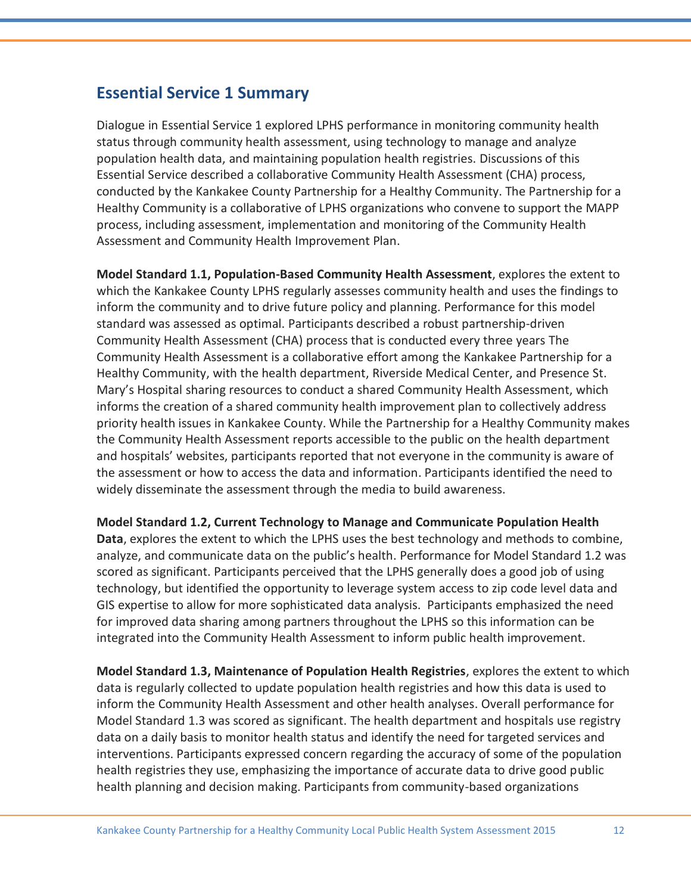## Essential Service 1 Summary

Dialogue in Essential Service 1 explored LPHS performance in monitoring community health status through community health assessment, using technology to manage and analyze population health data, and maintaining population health registries. Discussions of this Essential Service described a collaborative Community Health Assessment (CHA) process, conducted by the Kankakee County Partnership for a Healthy Community. The Partnership for a Healthy Community is a collaborative of LPHS organizations who convene to support the MAPP process, including assessment, implementation and monitoring of the Community Health Assessment and Community Health Improvement Plan.

**Model Standard 1.1, Population-Based Community Health Assessment**, explores the extent to which the Kankakee County LPHS regularly assesses community health and uses the findings to inform the community and to drive future policy and planning. Performance for this model standard was assessed as optimal. Participants described a robust partnership-driven Community Health Assessment (CHA) process that is conducted every three years The Community Health Assessment is a collaborative effort among the Kankakee Partnership for a Healthy Community, with the health department, Riverside Medical Center, and Presence St. Mary's Hospital sharing resources to conduct a shared Community Health Assessment, which informs the creation of a shared community health improvement plan to collectively address priority health issues in Kankakee County. While the Partnership for a Healthy Community makes the Community Health Assessment reports accessible to the public on the health department and hospitals' websites, participants reported that not everyone in the community is aware of the assessment or how to access the data and information. Participants identified the need to widely disseminate the assessment through the media to build awareness.

**Model Standard 1.2, Current Technology to Manage and Communicate Population Health Data**, explores the extent to which the LPHS uses the best technology and methods to combine, analyze, and communicate data on the public's health. Performance for Model Standard 1.2 was scored as significant. Participants perceived that the LPHS generally does a good job of using technology, but identified the opportunity to leverage system access to zip code level data and GIS expertise to allow for more sophisticated data analysis. Participants emphasized the need for improved data sharing among partners throughout the LPHS so this information can be integrated into the Community Health Assessment to inform public health improvement.

**Model Standard 1.3, Maintenance of Population Health Registries**, explores the extent to which data is regularly collected to update population health registries and how this data is used to inform the Community Health Assessment and other health analyses. Overall performance for Model Standard 1.3 was scored as significant. The health department and hospitals use registry data on a daily basis to monitor health status and identify the need for targeted services and interventions. Participants expressed concern regarding the accuracy of some of the population health registries they use, emphasizing the importance of accurate data to drive good public health planning and decision making. Participants from community-based organizations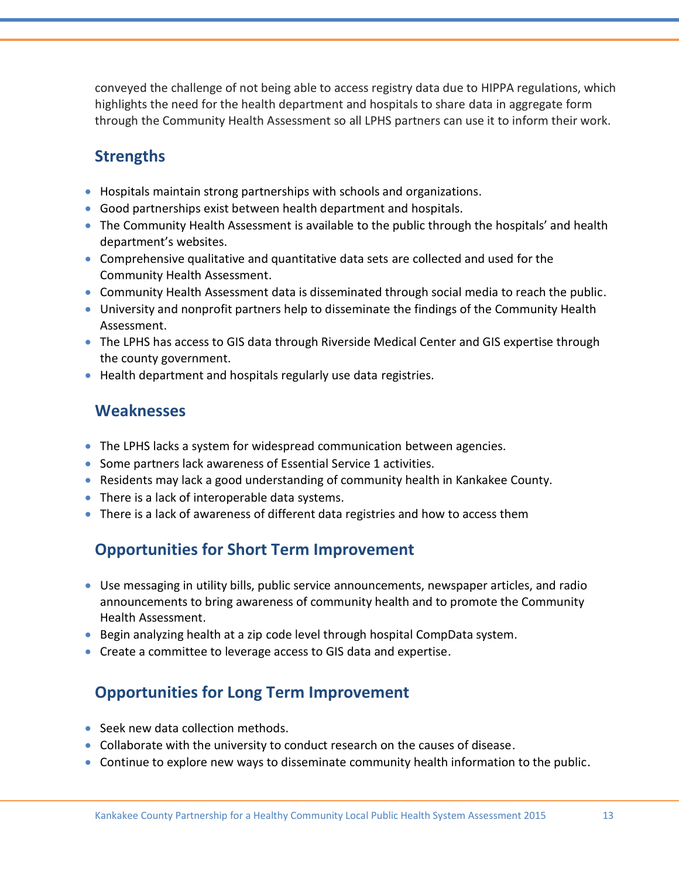conveyed the challenge of not being able to access registry data due to HIPPA regulations, which highlights the need for the health department and hospitals to share data in aggregate form through the Community Health Assessment so all LPHS partners can use it to inform their work.

## Strengths

- Hospitals maintain strong partnerships with schools and organizations.
- Good partnerships exist between health department and hospitals.
- The Community Health Assessment is available to the public through the hospitals' and health department's websites.
- Comprehensive qualitative and quantitative data sets are collected and used for the Community Health Assessment.
- Community Health Assessment data is disseminated through social media to reach the public.
- University and nonprofit partners help to disseminate the findings of the Community Health Assessment.
- The LPHS has access to GIS data through Riverside Medical Center and GIS expertise through the county government.
- Health department and hospitals regularly use data registries.

## Weaknesses

- The LPHS lacks a system for widespread communication between agencies.
- Some partners lack awareness of Essential Service 1 activities.
- Residents may lack a good understanding of community health in Kankakee County.
- There is a lack of interoperable data systems.
- There is a lack of awareness of different data registries and how to access them

## Opportunities for Short Term Improvement

- Use messaging in utility bills, public service announcements, newspaper articles, and radio announcements to bring awareness of community health and to promote the Community Health Assessment.
- Begin analyzing health at a zip code level through hospital CompData system.
- Create a committee to leverage access to GIS data and expertise.

## Opportunities for Long Term Improvement

- Seek new data collection methods.
- Collaborate with the university to conduct research on the causes of disease.
- Continue to explore new ways to disseminate community health information to the public.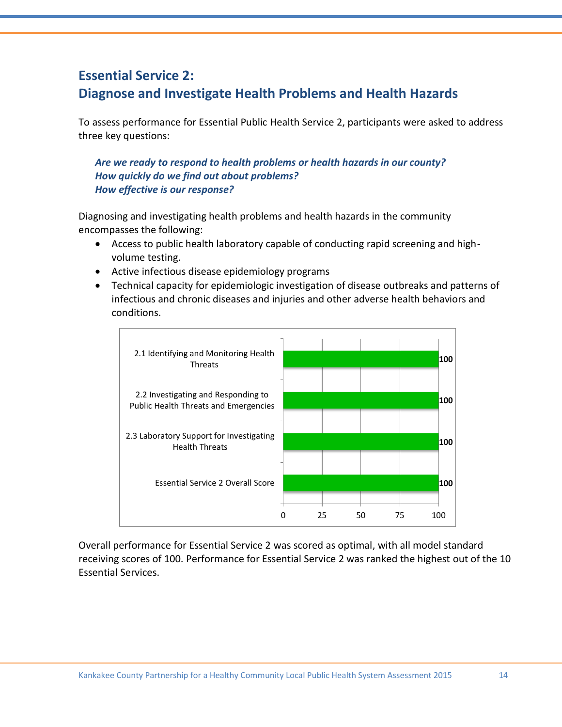## Essential Service 2:
## Diagnose and Investigate Health Problems and Health Hazards

To assess performance for Essential Public Health Service 2, participants were asked to address three key questions:

***Are we ready to respond to health problems or health hazards in our county?***
***How quickly do we find out about problems?***
***How effective is our response?***

Diagnosing and investigating health problems and health hazards in the community encompasses the following:

- Access to public health laboratory capable of conducting rapid screening and high-volume testing.
- Active infectious disease epidemiology programs
- Technical capacity for epidemiologic investigation of disease outbreaks and patterns of infectious and chronic diseases and injuries and other adverse health behaviors and conditions.

| Model Standard | Score |
|---|---|
| 2.1 Identifying and Monitoring Health Threats | 100 |
| 2.2 Investigating and Responding to Public Health Threats and Emergencies | 100 |
| 2.3 Laboratory Support for Investigating Health Threats | 100 |
| Essential Service 2 Overall Score | 100 |

Overall performance for Essential Service 2 was scored as optimal, with all model standard receiving scores of 100. Performance for Essential Service 2 was ranked the highest out of the 10 Essential Services.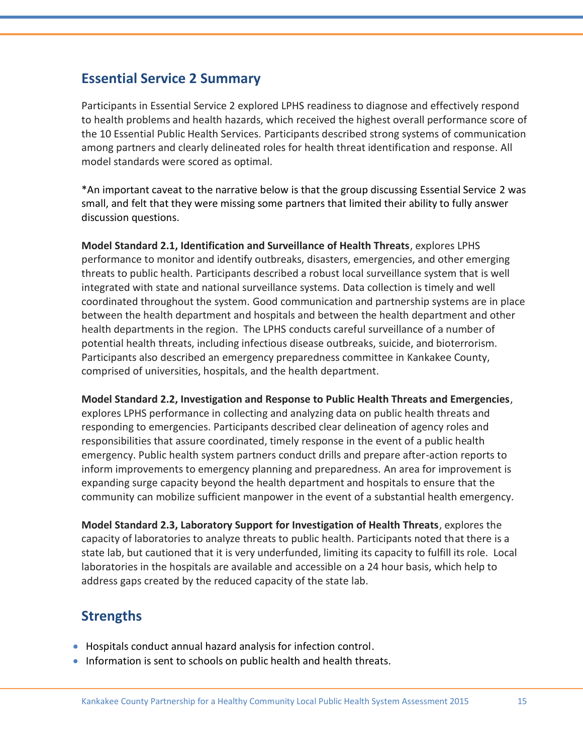## Essential Service 2 Summary

Participants in Essential Service 2 explored LPHS readiness to diagnose and effectively respond to health problems and health hazards, which received the highest overall performance score of the 10 Essential Public Health Services. Participants described strong systems of communication among partners and clearly delineated roles for health threat identification and response. All model standards were scored as optimal.

*An important caveat to the narrative below is that the group discussing Essential Service 2 was small, and felt that they were missing some partners that limited their ability to fully answer discussion questions.

**Model Standard 2.1, Identification and Surveillance of Health Threats**, explores LPHS performance to monitor and identify outbreaks, disasters, emergencies, and other emerging threats to public health. Participants described a robust local surveillance system that is well integrated with state and national surveillance systems. Data collection is timely and well coordinated throughout the system. Good communication and partnership systems are in place between the health department and hospitals and between the health department and other health departments in the region. The LPHS conducts careful surveillance of a number of potential health threats, including infectious disease outbreaks, suicide, and bioterrorism. Participants also described an emergency preparedness committee in Kankakee County, comprised of universities, hospitals, and the health department.

**Model Standard 2.2, Investigation and Response to Public Health Threats and Emergencies**, explores LPHS performance in collecting and analyzing data on public health threats and responding to emergencies. Participants described clear delineation of agency roles and responsibilities that assure coordinated, timely response in the event of a public health emergency. Public health system partners conduct drills and prepare after-action reports to inform improvements to emergency planning and preparedness. An area for improvement is expanding surge capacity beyond the health department and hospitals to ensure that the community can mobilize sufficient manpower in the event of a substantial health emergency.

**Model Standard 2.3, Laboratory Support for Investigation of Health Threats**, explores the capacity of laboratories to analyze threats to public health. Participants noted that there is a state lab, but cautioned that it is very underfunded, limiting its capacity to fulfill its role. Local laboratories in the hospitals are available and accessible on a 24 hour basis, which help to address gaps created by the reduced capacity of the state lab.

## Strengths

- Hospitals conduct annual hazard analysis for infection control.
- Information is sent to schools on public health and health threats.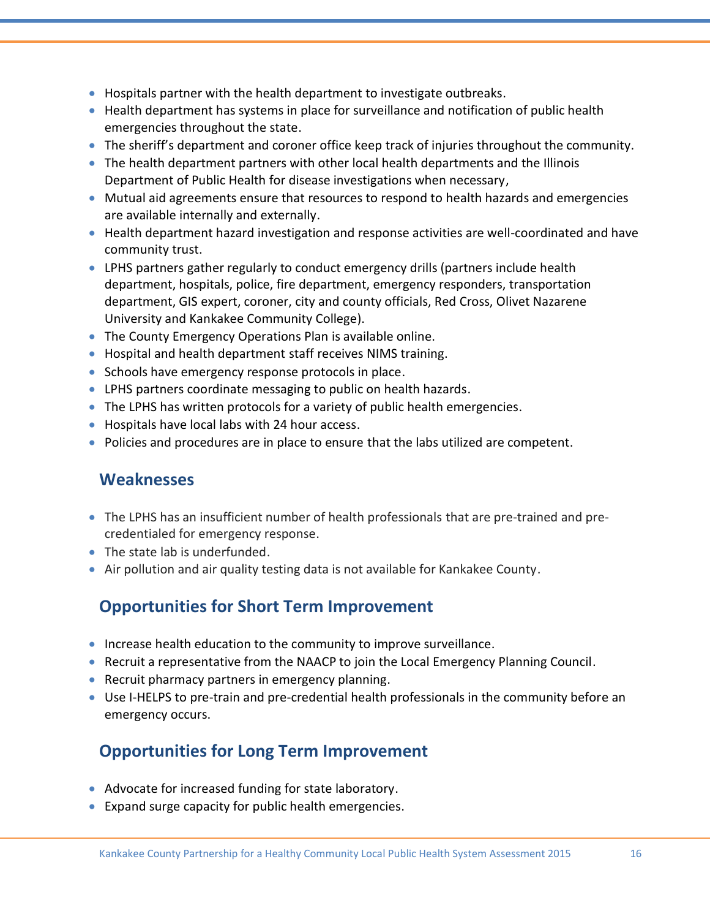- Hospitals partner with the health department to investigate outbreaks.
- Health department has systems in place for surveillance and notification of public health emergencies throughout the state.
- The sheriff's department and coroner office keep track of injuries throughout the community.
- The health department partners with other local health departments and the Illinois Department of Public Health for disease investigations when necessary,
- Mutual aid agreements ensure that resources to respond to health hazards and emergencies are available internally and externally.
- Health department hazard investigation and response activities are well-coordinated and have community trust.
- LPHS partners gather regularly to conduct emergency drills (partners include health department, hospitals, police, fire department, emergency responders, transportation department, GIS expert, coroner, city and county officials, Red Cross, Olivet Nazarene University and Kankakee Community College).
- The County Emergency Operations Plan is available online.
- Hospital and health department staff receives NIMS training.
- Schools have emergency response protocols in place.
- LPHS partners coordinate messaging to public on health hazards.
- The LPHS has written protocols for a variety of public health emergencies.
- Hospitals have local labs with 24 hour access.
- Policies and procedures are in place to ensure that the labs utilized are competent.

## Weaknesses

- The LPHS has an insufficient number of health professionals that are pre-trained and pre-credentialed for emergency response.
- The state lab is underfunded.
- Air pollution and air quality testing data is not available for Kankakee County.

## Opportunities for Short Term Improvement

- Increase health education to the community to improve surveillance.
- Recruit a representative from the NAACP to join the Local Emergency Planning Council.
- Recruit pharmacy partners in emergency planning.
- Use I-HELPS to pre-train and pre-credential health professionals in the community before an emergency occurs.

## Opportunities for Long Term Improvement

- Advocate for increased funding for state laboratory.
- Expand surge capacity for public health emergencies.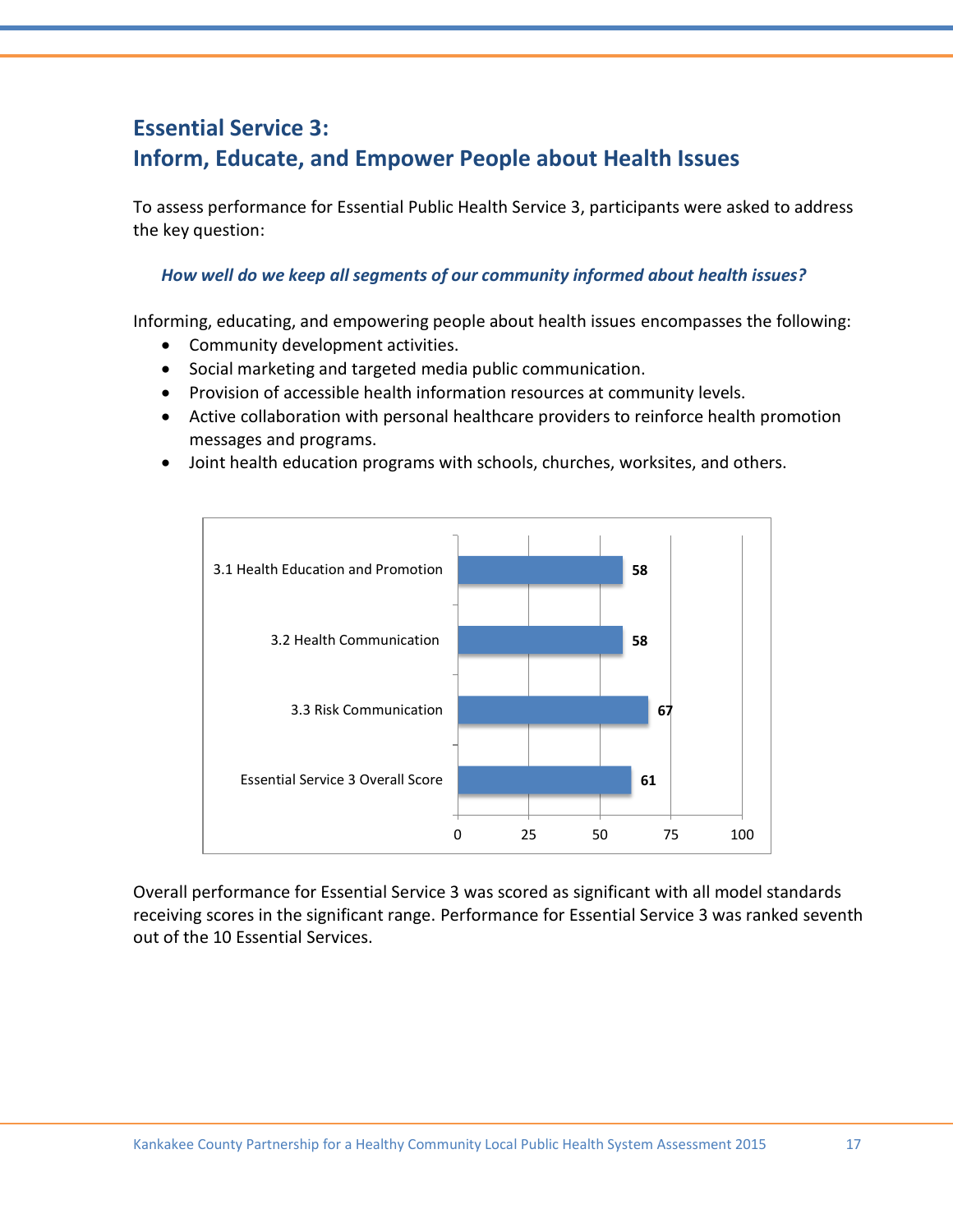## Essential Service 3:
## Inform, Educate, and Empower People about Health Issues

To assess performance for Essential Public Health Service 3, participants were asked to address the key question:

***How well do we keep all segments of our community informed about health issues?***

Informing, educating, and empowering people about health issues encompasses the following:

- Community development activities.
- Social marketing and targeted media public communication.
- Provision of accessible health information resources at community levels.
- Active collaboration with personal healthcare providers to reinforce health promotion messages and programs.
- Joint health education programs with schools, churches, worksites, and others.

| Model Standard | Score |
|---|---|
| 3.1 Health Education and Promotion | 58 |
| 3.2 Health Communication | 58 |
| 3.3 Risk Communication | 67 |
| Essential Service 3 Overall Score | 61 |

Overall performance for Essential Service 3 was scored as significant with all model standards receiving scores in the significant range. Performance for Essential Service 3 was ranked seventh out of the 10 Essential Services.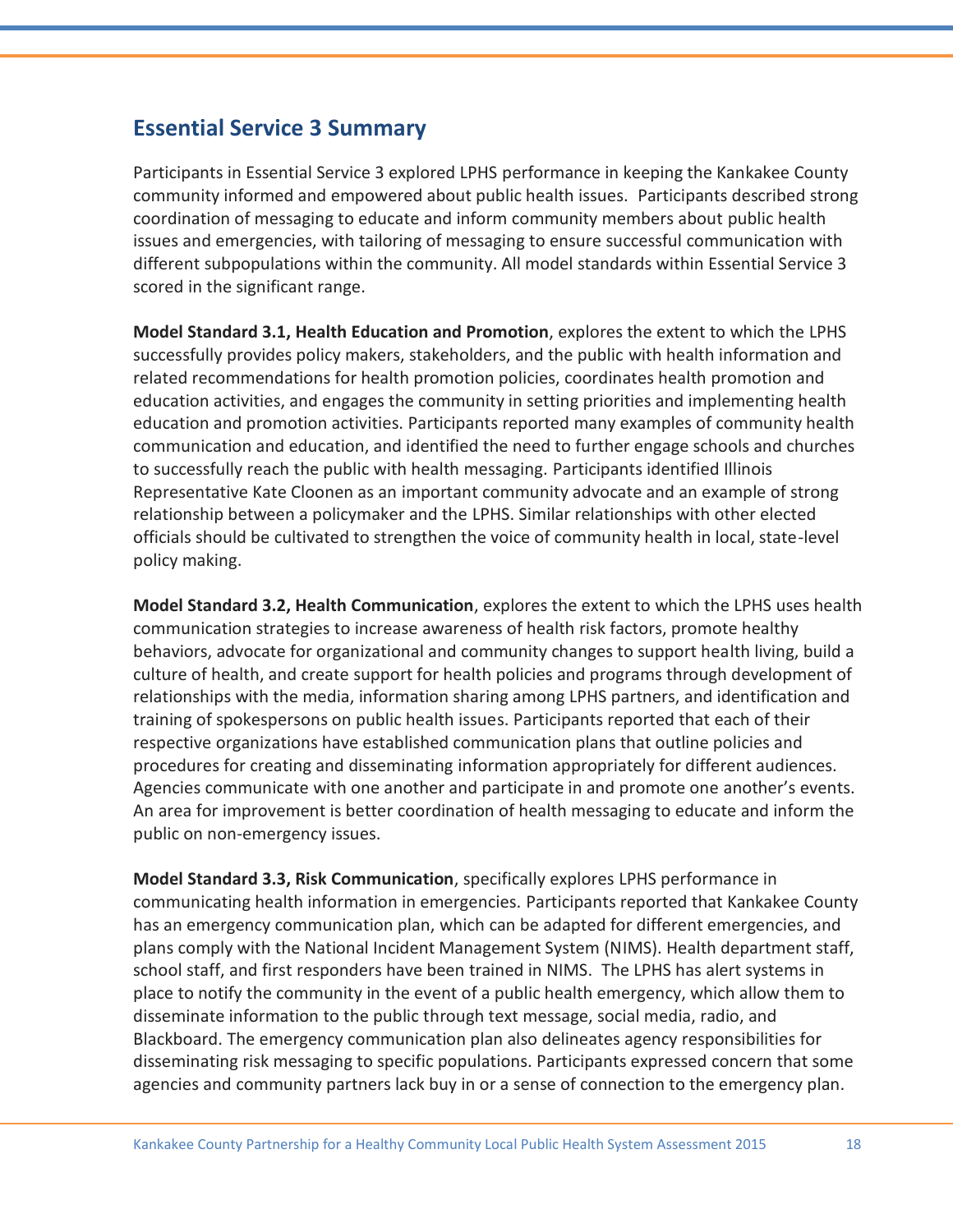## Essential Service 3 Summary

Participants in Essential Service 3 explored LPHS performance in keeping the Kankakee County community informed and empowered about public health issues. Participants described strong coordination of messaging to educate and inform community members about public health issues and emergencies, with tailoring of messaging to ensure successful communication with different subpopulations within the community. All model standards within Essential Service 3 scored in the significant range.

**Model Standard 3.1, Health Education and Promotion**, explores the extent to which the LPHS successfully provides policy makers, stakeholders, and the public with health information and related recommendations for health promotion policies, coordinates health promotion and education activities, and engages the community in setting priorities and implementing health education and promotion activities. Participants reported many examples of community health communication and education, and identified the need to further engage schools and churches to successfully reach the public with health messaging. Participants identified Illinois Representative Kate Cloonen as an important community advocate and an example of strong relationship between a policymaker and the LPHS. Similar relationships with other elected officials should be cultivated to strengthen the voice of community health in local, state-level policy making.

**Model Standard 3.2, Health Communication**, explores the extent to which the LPHS uses health communication strategies to increase awareness of health risk factors, promote healthy behaviors, advocate for organizational and community changes to support health living, build a culture of health, and create support for health policies and programs through development of relationships with the media, information sharing among LPHS partners, and identification and training of spokespersons on public health issues. Participants reported that each of their respective organizations have established communication plans that outline policies and procedures for creating and disseminating information appropriately for different audiences. Agencies communicate with one another and participate in and promote one another's events. An area for improvement is better coordination of health messaging to educate and inform the public on non-emergency issues.

**Model Standard 3.3, Risk Communication**, specifically explores LPHS performance in communicating health information in emergencies. Participants reported that Kankakee County has an emergency communication plan, which can be adapted for different emergencies, and plans comply with the National Incident Management System (NIMS). Health department staff, school staff, and first responders have been trained in NIMS. The LPHS has alert systems in place to notify the community in the event of a public health emergency, which allow them to disseminate information to the public through text message, social media, radio, and Blackboard. The emergency communication plan also delineates agency responsibilities for disseminating risk messaging to specific populations. Participants expressed concern that some agencies and community partners lack buy in or a sense of connection to the emergency plan.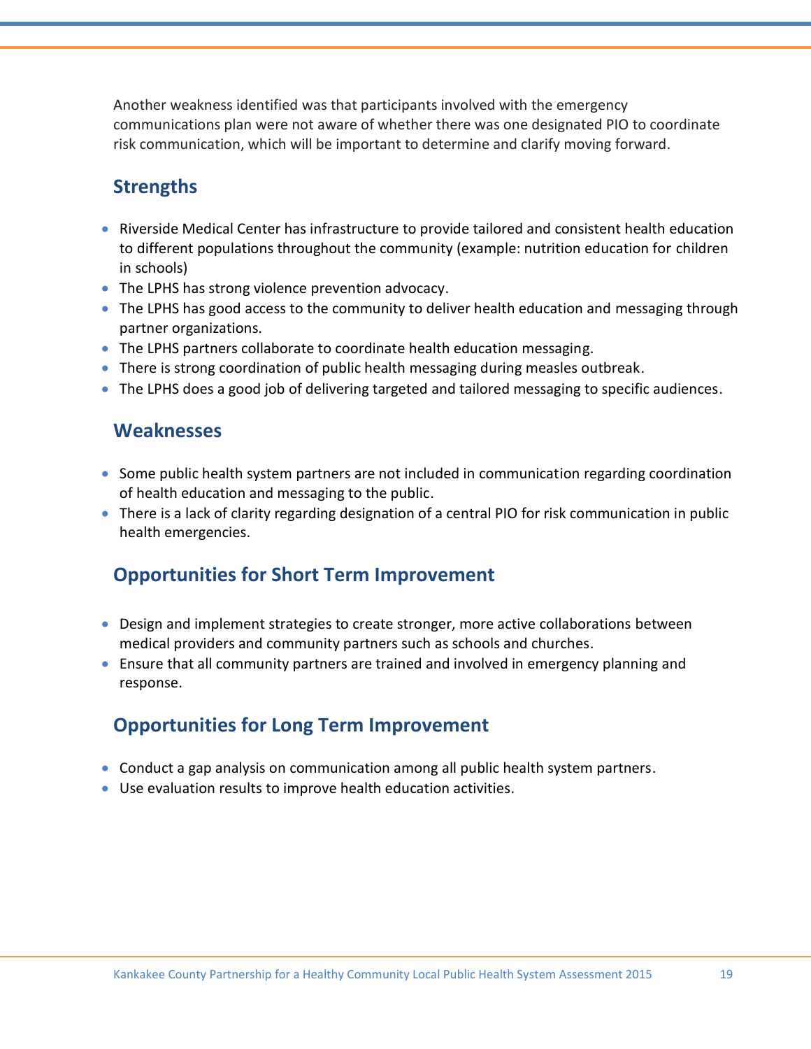Another weakness identified was that participants involved with the emergency communications plan were not aware of whether there was one designated PIO to coordinate risk communication, which will be important to determine and clarify moving forward.

## Strengths

- Riverside Medical Center has infrastructure to provide tailored and consistent health education to different populations throughout the community (example: nutrition education for children in schools)
- The LPHS has strong violence prevention advocacy.
- The LPHS has good access to the community to deliver health education and messaging through partner organizations.
- The LPHS partners collaborate to coordinate health education messaging.
- There is strong coordination of public health messaging during measles outbreak.
- The LPHS does a good job of delivering targeted and tailored messaging to specific audiences.

## Weaknesses

- Some public health system partners are not included in communication regarding coordination of health education and messaging to the public.
- There is a lack of clarity regarding designation of a central PIO for risk communication in public health emergencies.

## Opportunities for Short Term Improvement

- Design and implement strategies to create stronger, more active collaborations between medical providers and community partners such as schools and churches.
- Ensure that all community partners are trained and involved in emergency planning and response.

## Opportunities for Long Term Improvement

- Conduct a gap analysis on communication among all public health system partners.
- Use evaluation results to improve health education activities.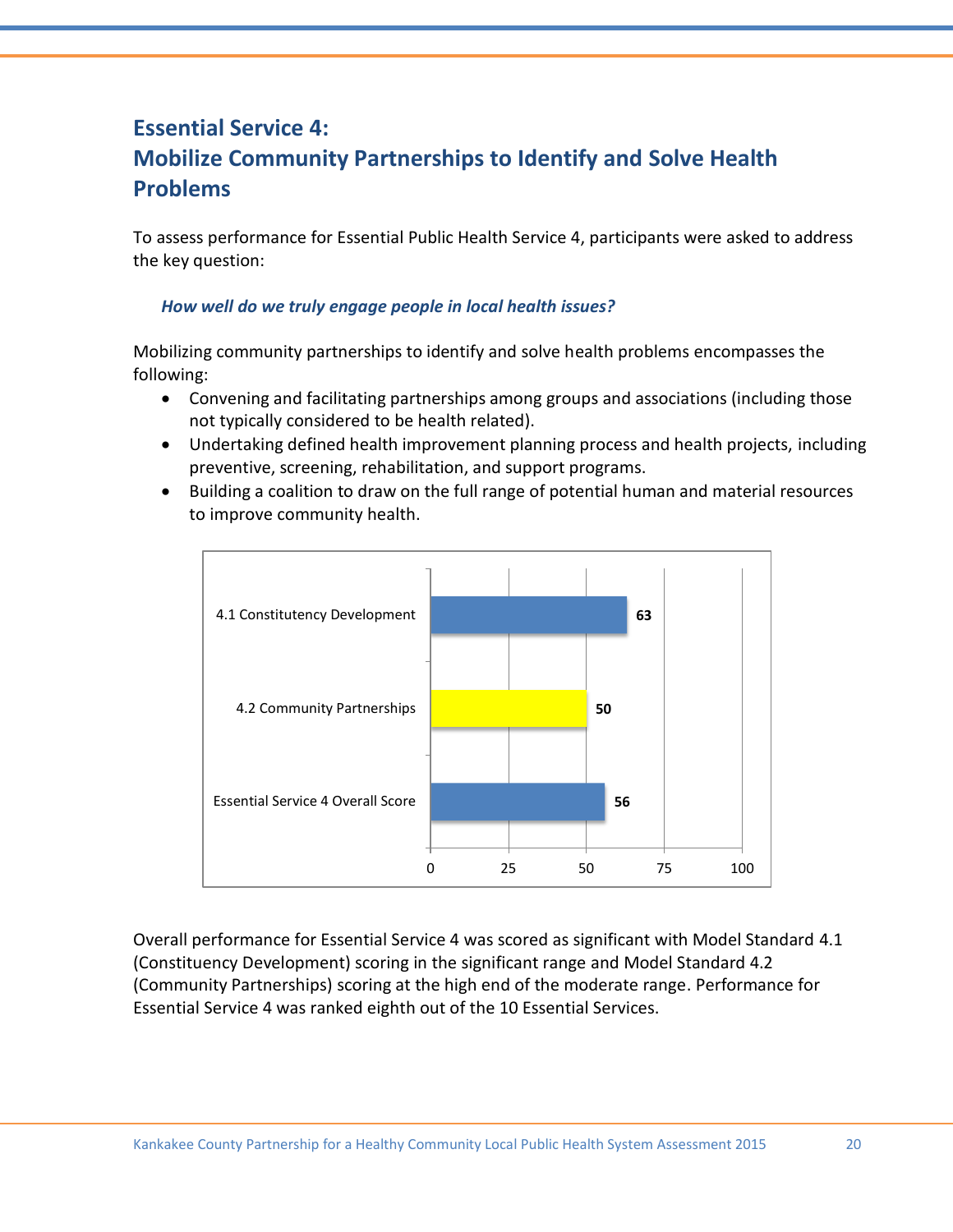## Essential Service 4: Mobilize Community Partnerships to Identify and Solve Health Problems

To assess performance for Essential Public Health Service 4, participants were asked to address the key question:

***How well do we truly engage people in local health issues?***

Mobilizing community partnerships to identify and solve health problems encompasses the following:

- Convening and facilitating partnerships among groups and associations (including those not typically considered to be health related).
- Undertaking defined health improvement planning process and health projects, including preventive, screening, rehabilitation, and support programs.
- Building a coalition to draw on the full range of potential human and material resources to improve community health.

| Measure | Score |
| --- | --- |
| 4.1 Constitutency Development | 63 |
| 4.2 Community Partnerships | 50 |
| Essential Service 4 Overall Score | 56 |

Overall performance for Essential Service 4 was scored as significant with Model Standard 4.1 (Constituency Development) scoring in the significant range and Model Standard 4.2 (Community Partnerships) scoring at the high end of the moderate range. Performance for Essential Service 4 was ranked eighth out of the 10 Essential Services.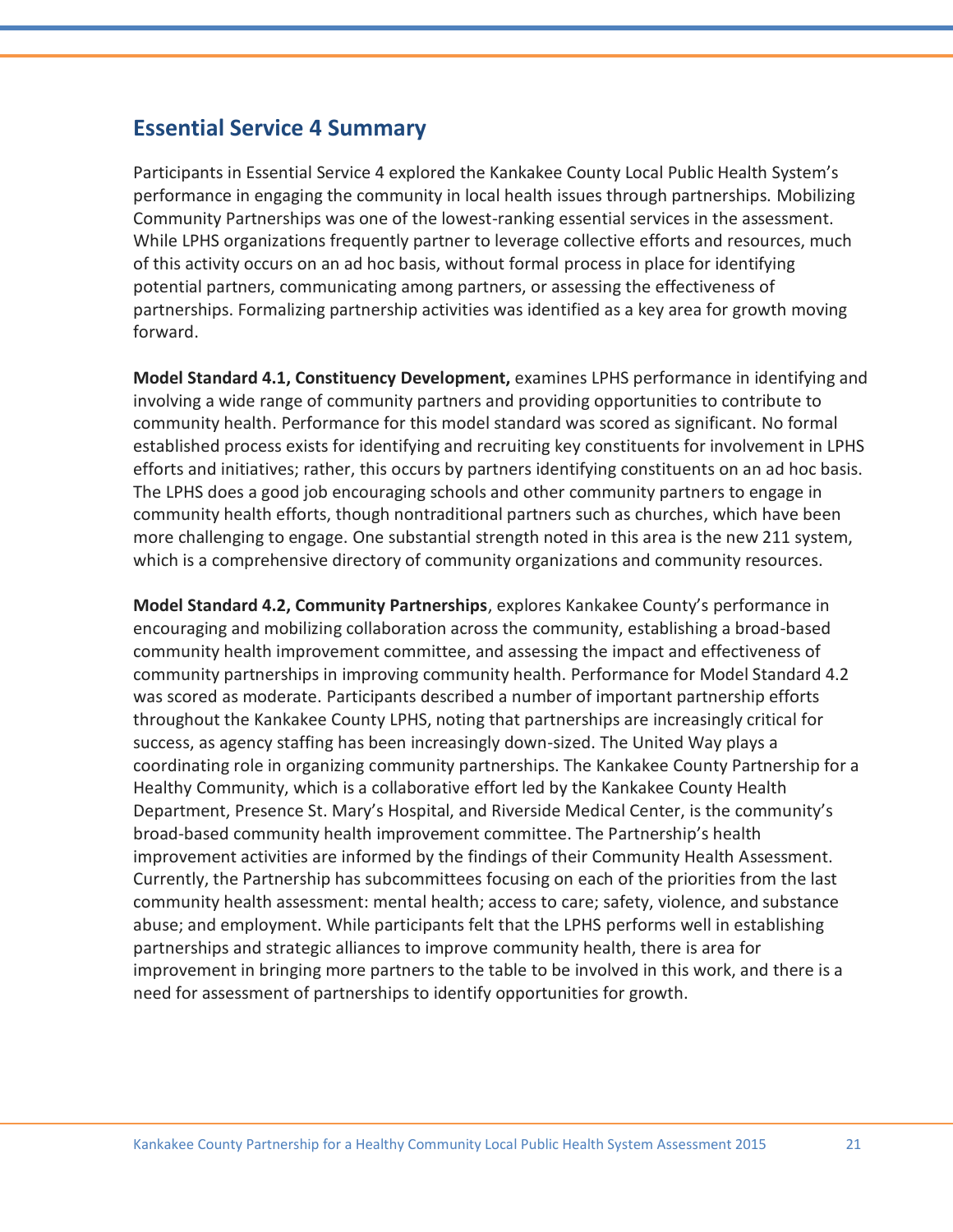## Essential Service 4 Summary

Participants in Essential Service 4 explored the Kankakee County Local Public Health System's performance in engaging the community in local health issues through partnerships. Mobilizing Community Partnerships was one of the lowest-ranking essential services in the assessment. While LPHS organizations frequently partner to leverage collective efforts and resources, much of this activity occurs on an ad hoc basis, without formal process in place for identifying potential partners, communicating among partners, or assessing the effectiveness of partnerships. Formalizing partnership activities was identified as a key area for growth moving forward.

**Model Standard 4.1, Constituency Development,** examines LPHS performance in identifying and involving a wide range of community partners and providing opportunities to contribute to community health. Performance for this model standard was scored as significant. No formal established process exists for identifying and recruiting key constituents for involvement in LPHS efforts and initiatives; rather, this occurs by partners identifying constituents on an ad hoc basis. The LPHS does a good job encouraging schools and other community partners to engage in community health efforts, though nontraditional partners such as churches, which have been more challenging to engage. One substantial strength noted in this area is the new 211 system, which is a comprehensive directory of community organizations and community resources.

**Model Standard 4.2, Community Partnerships**, explores Kankakee County's performance in encouraging and mobilizing collaboration across the community, establishing a broad-based community health improvement committee, and assessing the impact and effectiveness of community partnerships in improving community health. Performance for Model Standard 4.2 was scored as moderate. Participants described a number of important partnership efforts throughout the Kankakee County LPHS, noting that partnerships are increasingly critical for success, as agency staffing has been increasingly down-sized. The United Way plays a coordinating role in organizing community partnerships. The Kankakee County Partnership for a Healthy Community, which is a collaborative effort led by the Kankakee County Health Department, Presence St. Mary's Hospital, and Riverside Medical Center, is the community's broad-based community health improvement committee. The Partnership's health improvement activities are informed by the findings of their Community Health Assessment. Currently, the Partnership has subcommittees focusing on each of the priorities from the last community health assessment: mental health; access to care; safety, violence, and substance abuse; and employment. While participants felt that the LPHS performs well in establishing partnerships and strategic alliances to improve community health, there is area for improvement in bringing more partners to the table to be involved in this work, and there is a need for assessment of partnerships to identify opportunities for growth.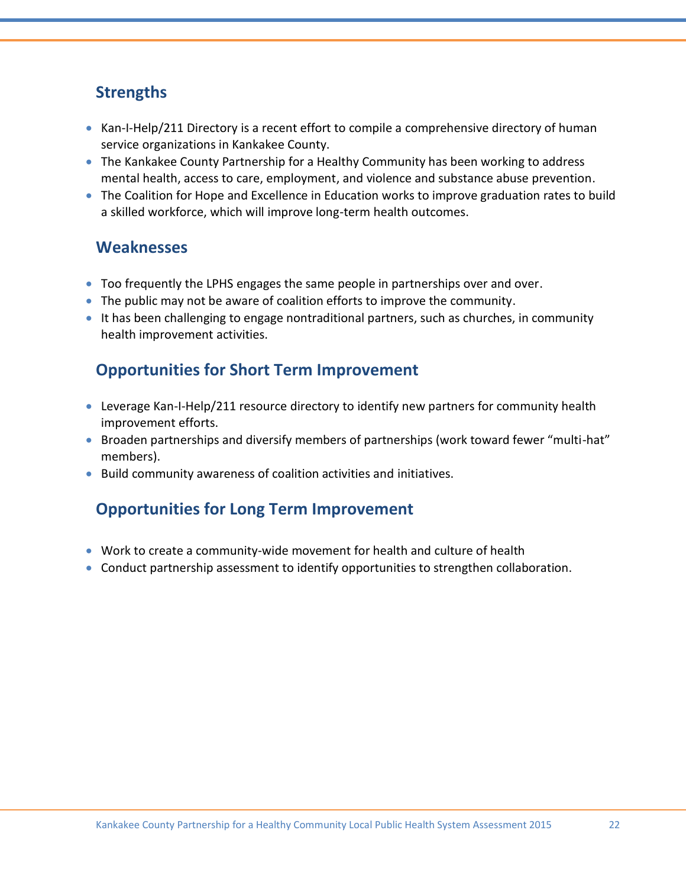## Strengths

- Kan-I-Help/211 Directory is a recent effort to compile a comprehensive directory of human service organizations in Kankakee County.
- The Kankakee County Partnership for a Healthy Community has been working to address mental health, access to care, employment, and violence and substance abuse prevention.
- The Coalition for Hope and Excellence in Education works to improve graduation rates to build a skilled workforce, which will improve long-term health outcomes.

## Weaknesses

- Too frequently the LPHS engages the same people in partnerships over and over.
- The public may not be aware of coalition efforts to improve the community.
- It has been challenging to engage nontraditional partners, such as churches, in community health improvement activities.

## Opportunities for Short Term Improvement

- Leverage Kan-I-Help/211 resource directory to identify new partners for community health improvement efforts.
- Broaden partnerships and diversify members of partnerships (work toward fewer “multi-hat” members).
- Build community awareness of coalition activities and initiatives.

## Opportunities for Long Term Improvement

- Work to create a community-wide movement for health and culture of health
- Conduct partnership assessment to identify opportunities to strengthen collaboration.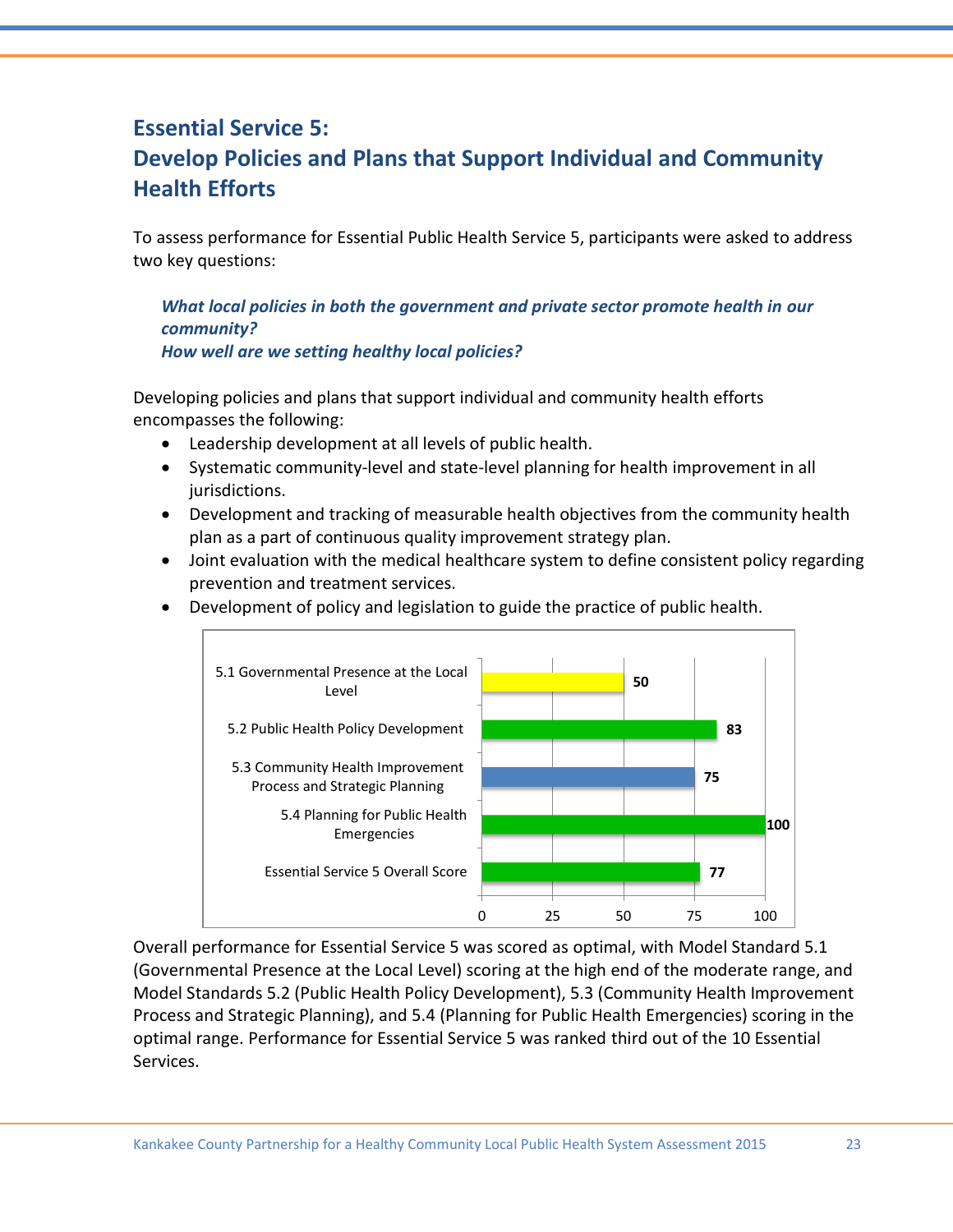## Essential Service 5:
## Develop Policies and Plans that Support Individual and Community Health Efforts

To assess performance for Essential Public Health Service 5, participants were asked to address two key questions:

> ***What local policies in both the government and private sector promote health in our community?***
> ***How well are we setting healthy local policies?***

Developing policies and plans that support individual and community health efforts encompasses the following:

- Leadership development at all levels of public health.
- Systematic community-level and state-level planning for health improvement in all jurisdictions.
- Development and tracking of measurable health objectives from the community health plan as a part of continuous quality improvement strategy plan.
- Joint evaluation with the medical healthcare system to define consistent policy regarding prevention and treatment services.
- Development of policy and legislation to guide the practice of public health.

| Model Standard | Score |
|---|---|
| 5.1 Governmental Presence at the Local Level | 50 |
| 5.2 Public Health Policy Development | 83 |
| 5.3 Community Health Improvement Process and Strategic Planning | 75 |
| 5.4 Planning for Public Health Emergencies | 100 |
| Essential Service 5 Overall Score | 77 |

Overall performance for Essential Service 5 was scored as optimal, with Model Standard 5.1 (Governmental Presence at the Local Level) scoring at the high end of the moderate range, and Model Standards 5.2 (Public Health Policy Development), 5.3 (Community Health Improvement Process and Strategic Planning), and 5.4 (Planning for Public Health Emergencies) scoring in the optimal range. Performance for Essential Service 5 was ranked third out of the 10 Essential Services.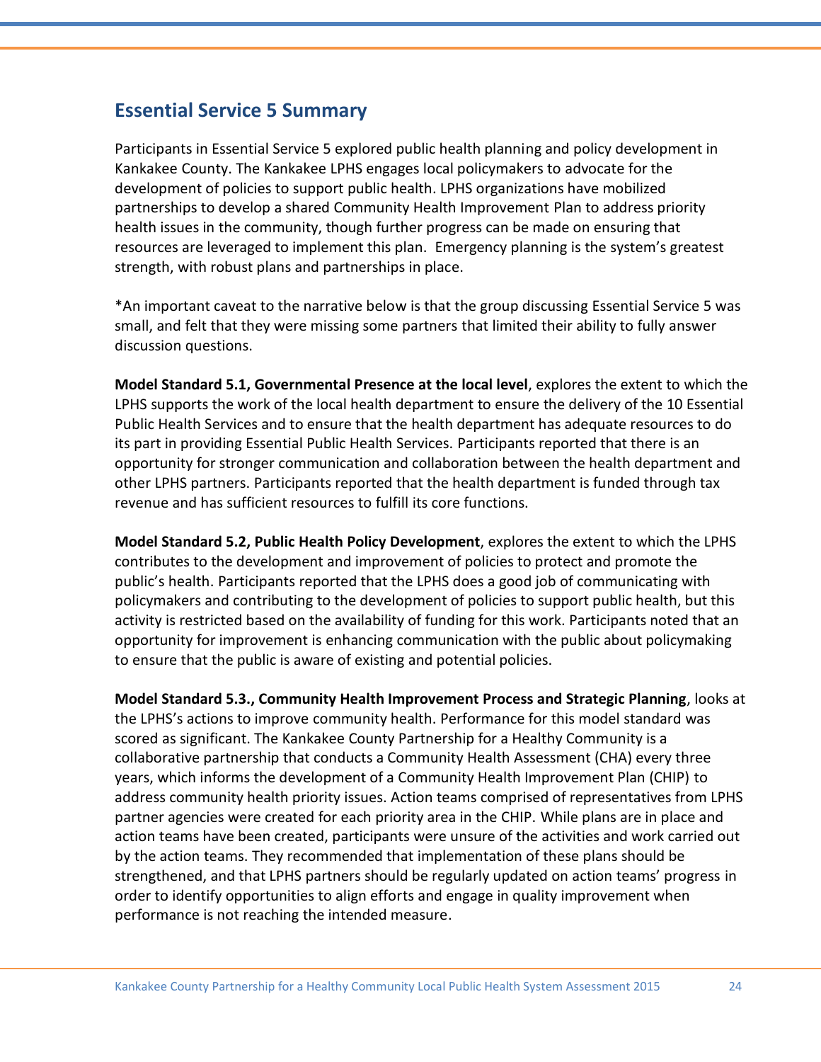## Essential Service 5 Summary

Participants in Essential Service 5 explored public health planning and policy development in Kankakee County. The Kankakee LPHS engages local policymakers to advocate for the development of policies to support public health. LPHS organizations have mobilized partnerships to develop a shared Community Health Improvement Plan to address priority health issues in the community, though further progress can be made on ensuring that resources are leveraged to implement this plan. Emergency planning is the system's greatest strength, with robust plans and partnerships in place.

*An important caveat to the narrative below is that the group discussing Essential Service 5 was small, and felt that they were missing some partners that limited their ability to fully answer discussion questions.

**Model Standard 5.1, Governmental Presence at the local level**, explores the extent to which the LPHS supports the work of the local health department to ensure the delivery of the 10 Essential Public Health Services and to ensure that the health department has adequate resources to do its part in providing Essential Public Health Services. Participants reported that there is an opportunity for stronger communication and collaboration between the health department and other LPHS partners. Participants reported that the health department is funded through tax revenue and has sufficient resources to fulfill its core functions.

**Model Standard 5.2, Public Health Policy Development**, explores the extent to which the LPHS contributes to the development and improvement of policies to protect and promote the public's health. Participants reported that the LPHS does a good job of communicating with policymakers and contributing to the development of policies to support public health, but this activity is restricted based on the availability of funding for this work. Participants noted that an opportunity for improvement is enhancing communication with the public about policymaking to ensure that the public is aware of existing and potential policies.

**Model Standard 5.3., Community Health Improvement Process and Strategic Planning**, looks at the LPHS's actions to improve community health. Performance for this model standard was scored as significant. The Kankakee County Partnership for a Healthy Community is a collaborative partnership that conducts a Community Health Assessment (CHA) every three years, which informs the development of a Community Health Improvement Plan (CHIP) to address community health priority issues. Action teams comprised of representatives from LPHS partner agencies were created for each priority area in the CHIP. While plans are in place and action teams have been created, participants were unsure of the activities and work carried out by the action teams. They recommended that implementation of these plans should be strengthened, and that LPHS partners should be regularly updated on action teams' progress in order to identify opportunities to align efforts and engage in quality improvement when performance is not reaching the intended measure.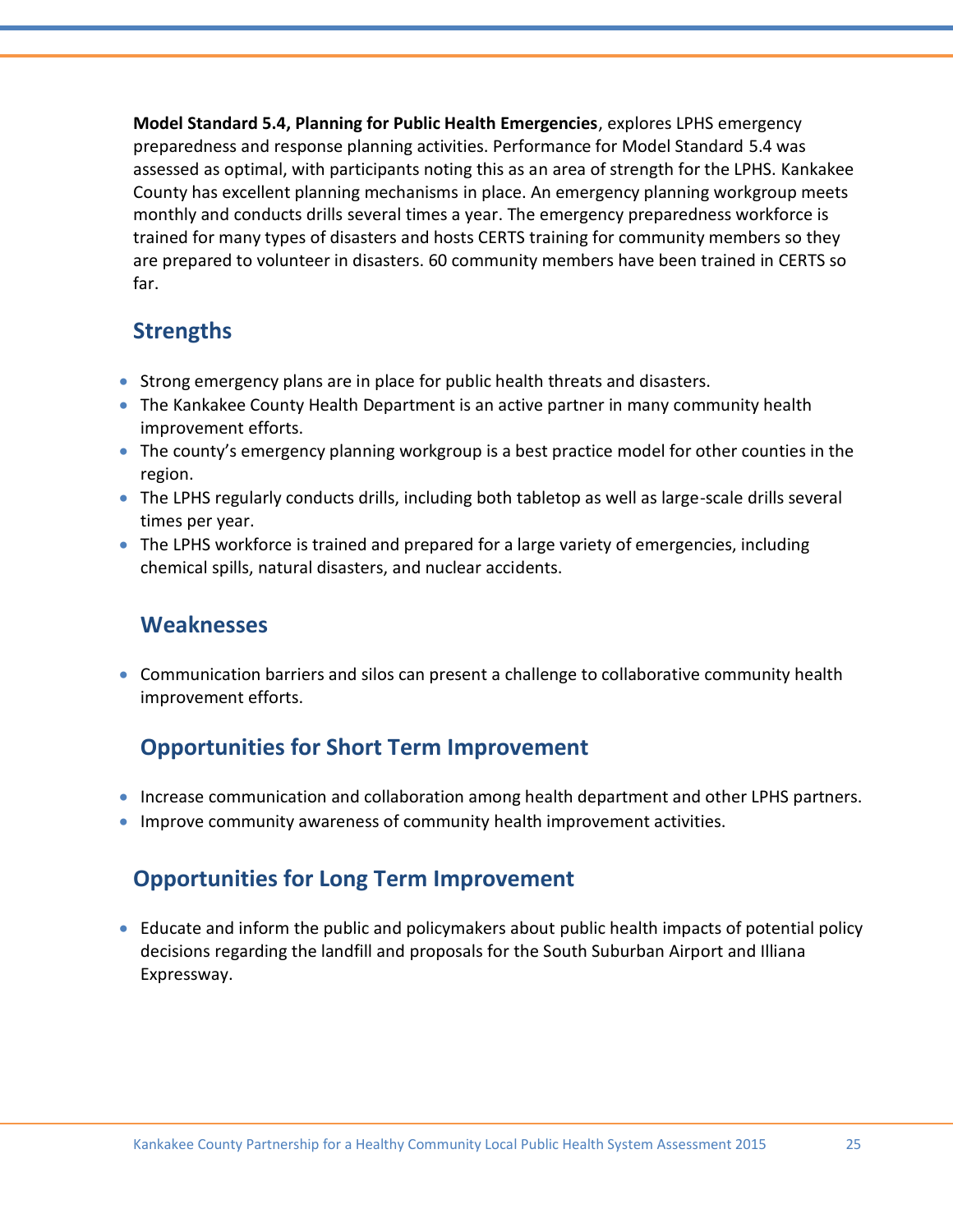**Model Standard 5.4, Planning for Public Health Emergencies**, explores LPHS emergency preparedness and response planning activities. Performance for Model Standard 5.4 was assessed as optimal, with participants noting this as an area of strength for the LPHS. Kankakee County has excellent planning mechanisms in place. An emergency planning workgroup meets monthly and conducts drills several times a year. The emergency preparedness workforce is trained for many types of disasters and hosts CERTS training for community members so they are prepared to volunteer in disasters. 60 community members have been trained in CERTS so far.

## Strengths

- Strong emergency plans are in place for public health threats and disasters.
- The Kankakee County Health Department is an active partner in many community health improvement efforts.
- The county's emergency planning workgroup is a best practice model for other counties in the region.
- The LPHS regularly conducts drills, including both tabletop as well as large-scale drills several times per year.
- The LPHS workforce is trained and prepared for a large variety of emergencies, including chemical spills, natural disasters, and nuclear accidents.

## Weaknesses

- Communication barriers and silos can present a challenge to collaborative community health improvement efforts.

## Opportunities for Short Term Improvement

- Increase communication and collaboration among health department and other LPHS partners.
- Improve community awareness of community health improvement activities.

## Opportunities for Long Term Improvement

- Educate and inform the public and policymakers about public health impacts of potential policy decisions regarding the landfill and proposals for the South Suburban Airport and Illiana Expressway.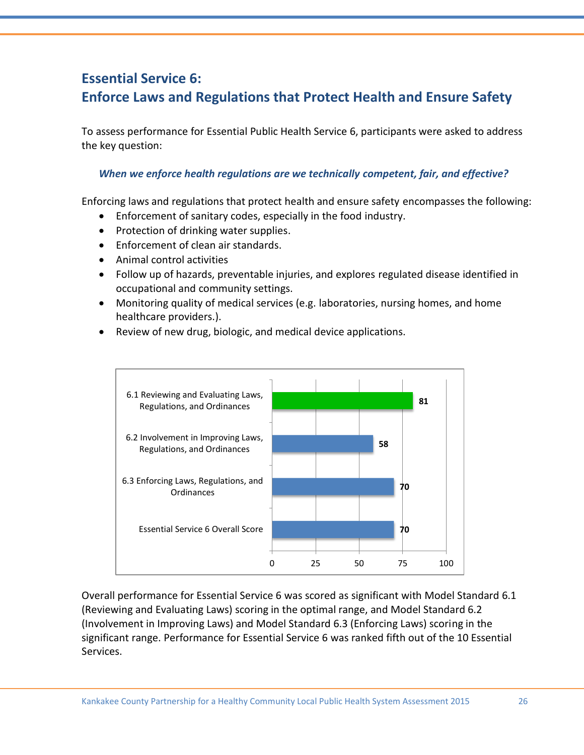## Essential Service 6:
## Enforce Laws and Regulations that Protect Health and Ensure Safety

To assess performance for Essential Public Health Service 6, participants were asked to address the key question:

***When we enforce health regulations are we technically competent, fair, and effective?***

Enforcing laws and regulations that protect health and ensure safety encompasses the following:

- Enforcement of sanitary codes, especially in the food industry.
- Protection of drinking water supplies.
- Enforcement of clean air standards.
- Animal control activities
- Follow up of hazards, preventable injuries, and explores regulated disease identified in occupational and community settings.
- Monitoring quality of medical services (e.g. laboratories, nursing homes, and home healthcare providers.).
- Review of new drug, biologic, and medical device applications.

| Model Standard | Score |
|---|---|
| 6.1 Reviewing and Evaluating Laws, Regulations, and Ordinances | 81 |
| 6.2 Involvement in Improving Laws, Regulations, and Ordinances | 58 |
| 6.3 Enforcing Laws, Regulations, and Ordinances | 70 |
| Essential Service 6 Overall Score | 70 |

Overall performance for Essential Service 6 was scored as significant with Model Standard 6.1 (Reviewing and Evaluating Laws) scoring in the optimal range, and Model Standard 6.2 (Involvement in Improving Laws) and Model Standard 6.3 (Enforcing Laws) scoring in the significant range. Performance for Essential Service 6 was ranked fifth out of the 10 Essential Services.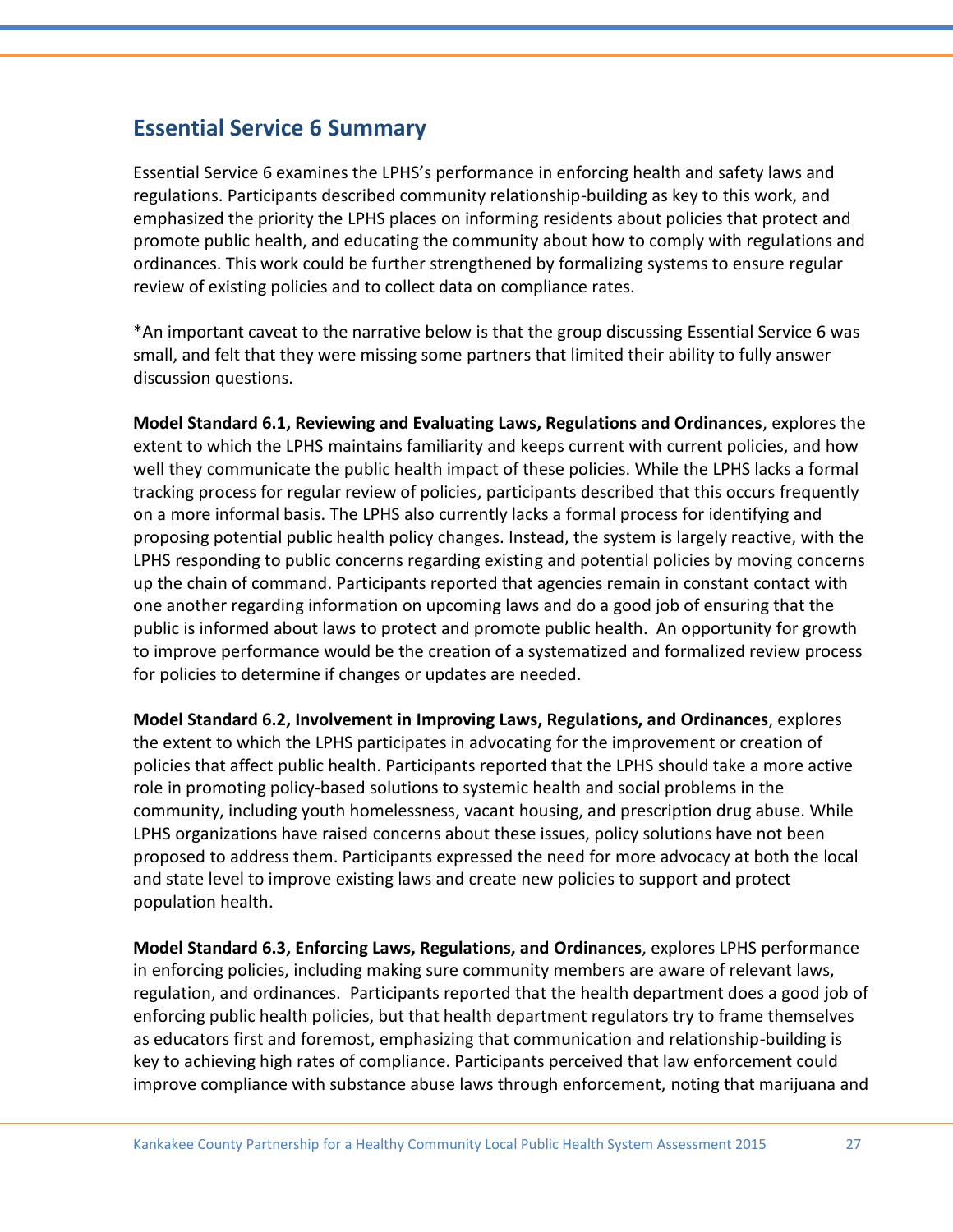## Essential Service 6 Summary

Essential Service 6 examines the LPHS's performance in enforcing health and safety laws and regulations. Participants described community relationship-building as key to this work, and emphasized the priority the LPHS places on informing residents about policies that protect and promote public health, and educating the community about how to comply with regulations and ordinances. This work could be further strengthened by formalizing systems to ensure regular review of existing policies and to collect data on compliance rates.

*An important caveat to the narrative below is that the group discussing Essential Service 6 was small, and felt that they were missing some partners that limited their ability to fully answer discussion questions.

**Model Standard 6.1, Reviewing and Evaluating Laws, Regulations and Ordinances**, explores the extent to which the LPHS maintains familiarity and keeps current with current policies, and how well they communicate the public health impact of these policies. While the LPHS lacks a formal tracking process for regular review of policies, participants described that this occurs frequently on a more informal basis. The LPHS also currently lacks a formal process for identifying and proposing potential public health policy changes. Instead, the system is largely reactive, with the LPHS responding to public concerns regarding existing and potential policies by moving concerns up the chain of command. Participants reported that agencies remain in constant contact with one another regarding information on upcoming laws and do a good job of ensuring that the public is informed about laws to protect and promote public health. An opportunity for growth to improve performance would be the creation of a systematized and formalized review process for policies to determine if changes or updates are needed.

**Model Standard 6.2, Involvement in Improving Laws, Regulations, and Ordinances**, explores the extent to which the LPHS participates in advocating for the improvement or creation of policies that affect public health. Participants reported that the LPHS should take a more active role in promoting policy-based solutions to systemic health and social problems in the community, including youth homelessness, vacant housing, and prescription drug abuse. While LPHS organizations have raised concerns about these issues, policy solutions have not been proposed to address them. Participants expressed the need for more advocacy at both the local and state level to improve existing laws and create new policies to support and protect population health.

**Model Standard 6.3, Enforcing Laws, Regulations, and Ordinances**, explores LPHS performance in enforcing policies, including making sure community members are aware of relevant laws, regulation, and ordinances. Participants reported that the health department does a good job of enforcing public health policies, but that health department regulators try to frame themselves as educators first and foremost, emphasizing that communication and relationship-building is key to achieving high rates of compliance. Participants perceived that law enforcement could improve compliance with substance abuse laws through enforcement, noting that marijuana and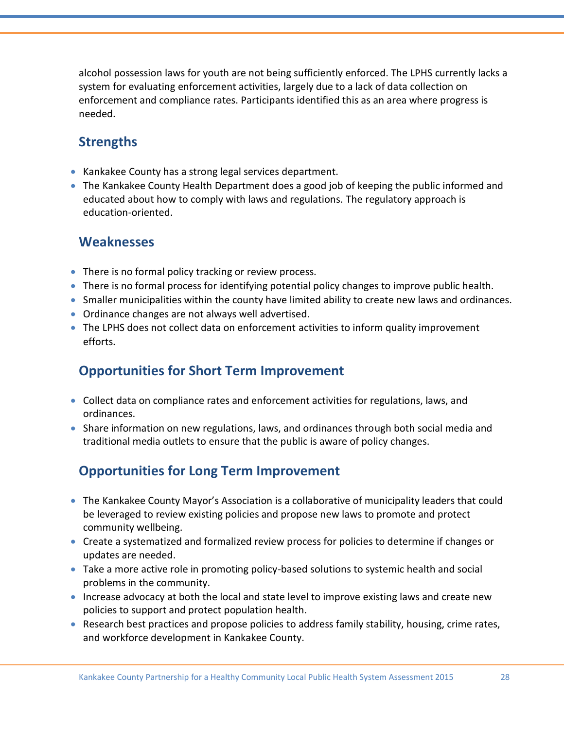alcohol possession laws for youth are not being sufficiently enforced. The LPHS currently lacks a system for evaluating enforcement activities, largely due to a lack of data collection on enforcement and compliance rates. Participants identified this as an area where progress is needed.

## Strengths

- Kankakee County has a strong legal services department.
- The Kankakee County Health Department does a good job of keeping the public informed and educated about how to comply with laws and regulations. The regulatory approach is education-oriented.

## Weaknesses

- There is no formal policy tracking or review process.
- There is no formal process for identifying potential policy changes to improve public health.
- Smaller municipalities within the county have limited ability to create new laws and ordinances.
- Ordinance changes are not always well advertised.
- The LPHS does not collect data on enforcement activities to inform quality improvement efforts.

## Opportunities for Short Term Improvement

- Collect data on compliance rates and enforcement activities for regulations, laws, and ordinances.
- Share information on new regulations, laws, and ordinances through both social media and traditional media outlets to ensure that the public is aware of policy changes.

## Opportunities for Long Term Improvement

- The Kankakee County Mayor's Association is a collaborative of municipality leaders that could be leveraged to review existing policies and propose new laws to promote and protect community wellbeing.
- Create a systematized and formalized review process for policies to determine if changes or updates are needed.
- Take a more active role in promoting policy-based solutions to systemic health and social problems in the community.
- Increase advocacy at both the local and state level to improve existing laws and create new policies to support and protect population health.
- Research best practices and propose policies to address family stability, housing, crime rates, and workforce development in Kankakee County.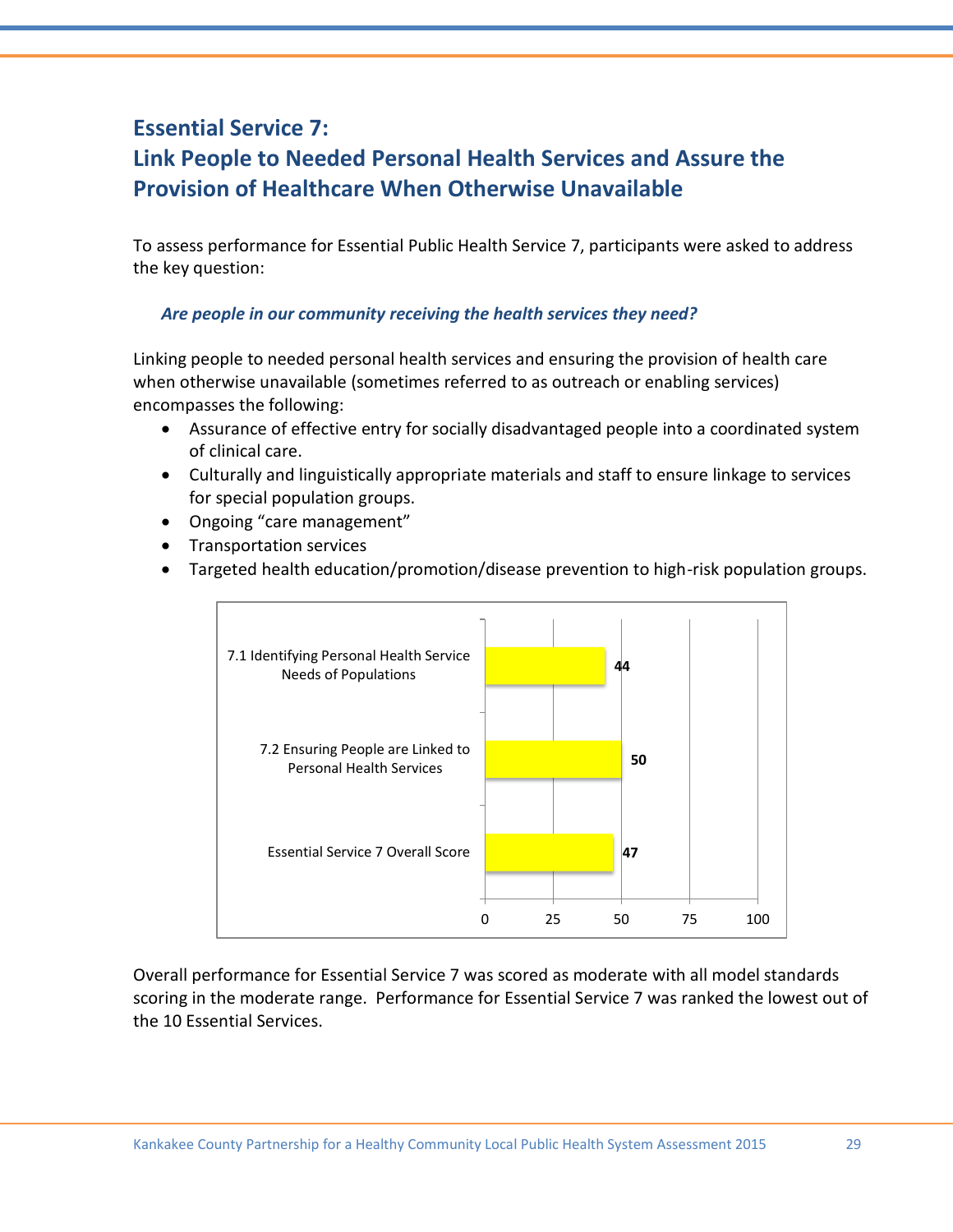## Essential Service 7:
## Link People to Needed Personal Health Services and Assure the Provision of Healthcare When Otherwise Unavailable

To assess performance for Essential Public Health Service 7, participants were asked to address the key question:

***Are people in our community receiving the health services they need?***

Linking people to needed personal health services and ensuring the provision of health care when otherwise unavailable (sometimes referred to as outreach or enabling services) encompasses the following:

- Assurance of effective entry for socially disadvantaged people into a coordinated system of clinical care.
- Culturally and linguistically appropriate materials and staff to ensure linkage to services for special population groups.
- Ongoing "care management"
- Transportation services
- Targeted health education/promotion/disease prevention to high-risk population groups.

| Measure | Score |
|---|---|
| 7.1 Identifying Personal Health Service Needs of Populations | 44 |
| 7.2 Ensuring People are Linked to Personal Health Services | 50 |
| Essential Service 7 Overall Score | 47 |

Overall performance for Essential Service 7 was scored as moderate with all model standards scoring in the moderate range. Performance for Essential Service 7 was ranked the lowest out of the 10 Essential Services.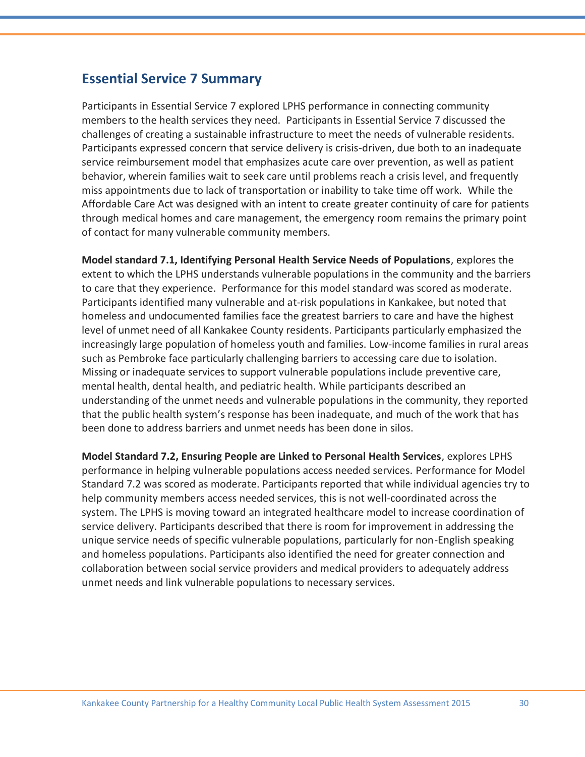## Essential Service 7 Summary

Participants in Essential Service 7 explored LPHS performance in connecting community members to the health services they need. Participants in Essential Service 7 discussed the challenges of creating a sustainable infrastructure to meet the needs of vulnerable residents. Participants expressed concern that service delivery is crisis-driven, due both to an inadequate service reimbursement model that emphasizes acute care over prevention, as well as patient behavior, wherein families wait to seek care until problems reach a crisis level, and frequently miss appointments due to lack of transportation or inability to take time off work. While the Affordable Care Act was designed with an intent to create greater continuity of care for patients through medical homes and care management, the emergency room remains the primary point of contact for many vulnerable community members.

**Model standard 7.1, Identifying Personal Health Service Needs of Populations**, explores the extent to which the LPHS understands vulnerable populations in the community and the barriers to care that they experience. Performance for this model standard was scored as moderate. Participants identified many vulnerable and at-risk populations in Kankakee, but noted that homeless and undocumented families face the greatest barriers to care and have the highest level of unmet need of all Kankakee County residents. Participants particularly emphasized the increasingly large population of homeless youth and families. Low-income families in rural areas such as Pembroke face particularly challenging barriers to accessing care due to isolation. Missing or inadequate services to support vulnerable populations include preventive care, mental health, dental health, and pediatric health. While participants described an understanding of the unmet needs and vulnerable populations in the community, they reported that the public health system's response has been inadequate, and much of the work that has been done to address barriers and unmet needs has been done in silos.

**Model Standard 7.2, Ensuring People are Linked to Personal Health Services**, explores LPHS performance in helping vulnerable populations access needed services. Performance for Model Standard 7.2 was scored as moderate. Participants reported that while individual agencies try to help community members access needed services, this is not well-coordinated across the system. The LPHS is moving toward an integrated healthcare model to increase coordination of service delivery. Participants described that there is room for improvement in addressing the unique service needs of specific vulnerable populations, particularly for non-English speaking and homeless populations. Participants also identified the need for greater connection and collaboration between social service providers and medical providers to adequately address unmet needs and link vulnerable populations to necessary services.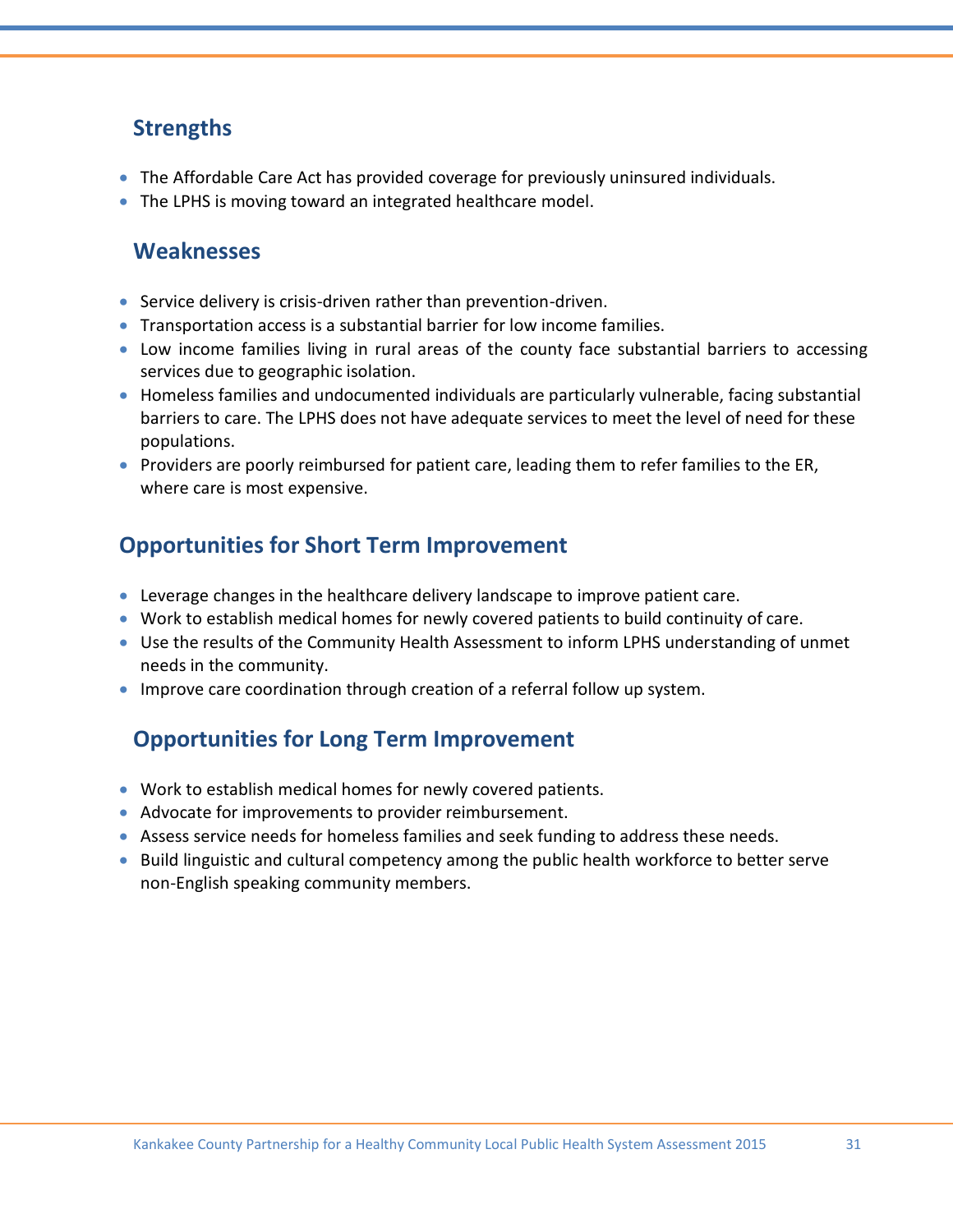## Strengths

- The Affordable Care Act has provided coverage for previously uninsured individuals.
- The LPHS is moving toward an integrated healthcare model.

## Weaknesses

- Service delivery is crisis-driven rather than prevention-driven.
- Transportation access is a substantial barrier for low income families.
- Low income families living in rural areas of the county face substantial barriers to accessing services due to geographic isolation.
- Homeless families and undocumented individuals are particularly vulnerable, facing substantial barriers to care. The LPHS does not have adequate services to meet the level of need for these populations.
- Providers are poorly reimbursed for patient care, leading them to refer families to the ER, where care is most expensive.

## Opportunities for Short Term Improvement

- Leverage changes in the healthcare delivery landscape to improve patient care.
- Work to establish medical homes for newly covered patients to build continuity of care.
- Use the results of the Community Health Assessment to inform LPHS understanding of unmet needs in the community.
- Improve care coordination through creation of a referral follow up system.

## Opportunities for Long Term Improvement

- Work to establish medical homes for newly covered patients.
- Advocate for improvements to provider reimbursement.
- Assess service needs for homeless families and seek funding to address these needs.
- Build linguistic and cultural competency among the public health workforce to better serve non-English speaking community members.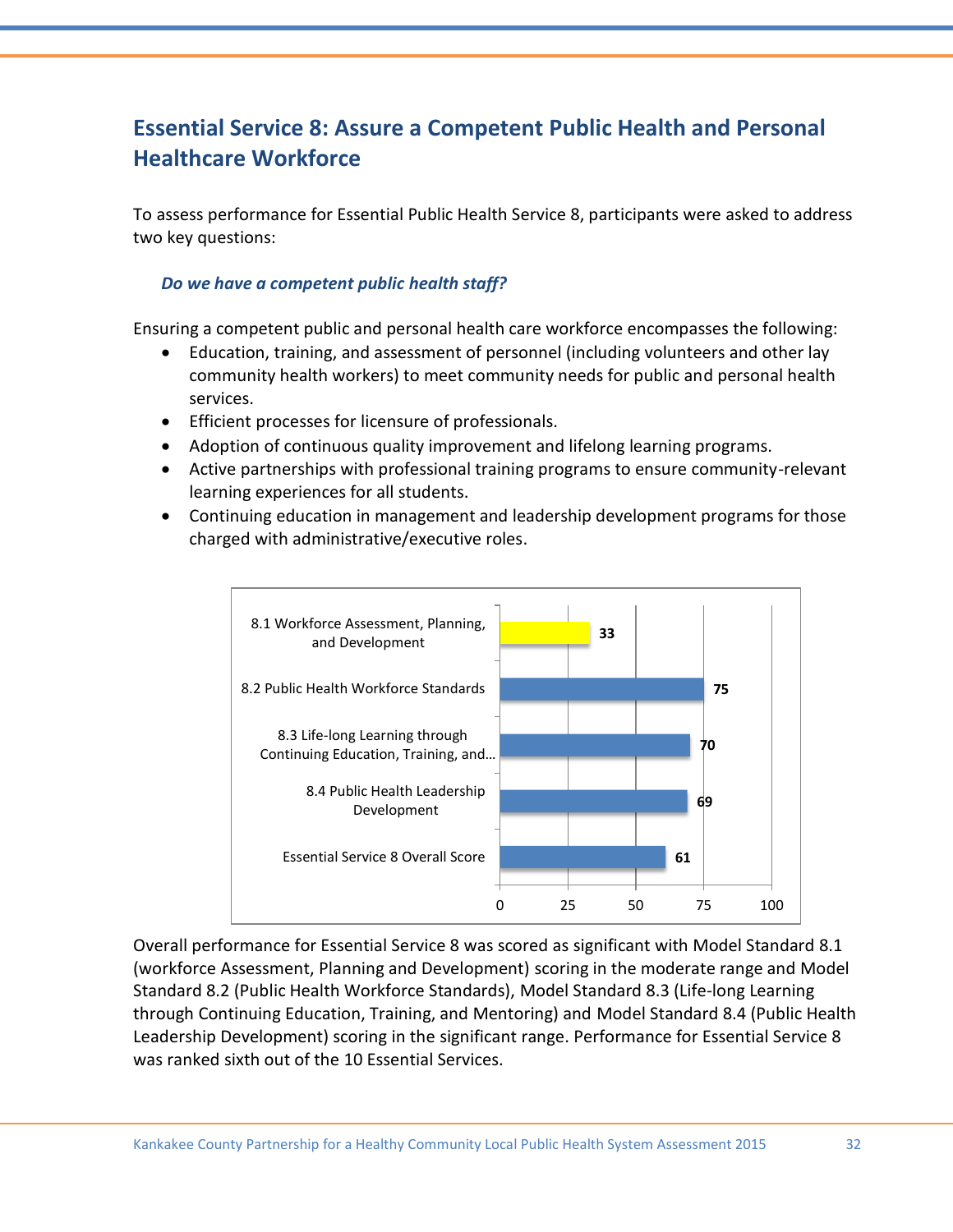## Essential Service 8: Assure a Competent Public Health and Personal Healthcare Workforce

To assess performance for Essential Public Health Service 8, participants were asked to address two key questions:

***Do we have a competent public health staff?***

Ensuring a competent public and personal health care workforce encompasses the following:

- Education, training, and assessment of personnel (including volunteers and other lay community health workers) to meet community needs for public and personal health services.
- Efficient processes for licensure of professionals.
- Adoption of continuous quality improvement and lifelong learning programs.
- Active partnerships with professional training programs to ensure community-relevant learning experiences for all students.
- Continuing education in management and leadership development programs for those charged with administrative/executive roles.

| Model Standard | Score |
|---|---|
| 8.1 Workforce Assessment, Planning, and Development | 33 |
| 8.2 Public Health Workforce Standards | 75 |
| 8.3 Life-long Learning through Continuing Education, Training, and… | 70 |
| 8.4 Public Health Leadership Development | 69 |
| Essential Service 8 Overall Score | 61 |

Overall performance for Essential Service 8 was scored as significant with Model Standard 8.1 (workforce Assessment, Planning and Development) scoring in the moderate range and Model Standard 8.2 (Public Health Workforce Standards), Model Standard 8.3 (Life-long Learning through Continuing Education, Training, and Mentoring) and Model Standard 8.4 (Public Health Leadership Development) scoring in the significant range. Performance for Essential Service 8 was ranked sixth out of the 10 Essential Services.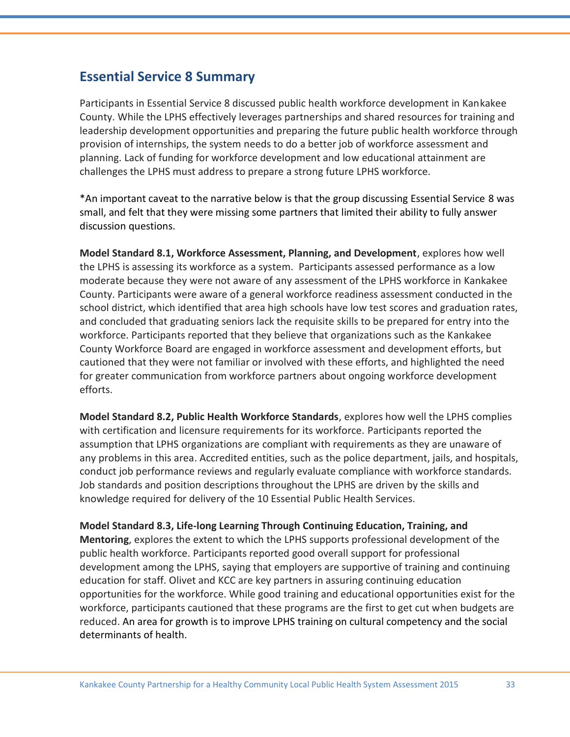## Essential Service 8 Summary

Participants in Essential Service 8 discussed public health workforce development in Kankakee County. While the LPHS effectively leverages partnerships and shared resources for training and leadership development opportunities and preparing the future public health workforce through provision of internships, the system needs to do a better job of workforce assessment and planning. Lack of funding for workforce development and low educational attainment are challenges the LPHS must address to prepare a strong future LPHS workforce.

*An important caveat to the narrative below is that the group discussing Essential Service 8 was small, and felt that they were missing some partners that limited their ability to fully answer discussion questions.

**Model Standard 8.1, Workforce Assessment, Planning, and Development**, explores how well the LPHS is assessing its workforce as a system. Participants assessed performance as a low moderate because they were not aware of any assessment of the LPHS workforce in Kankakee County. Participants were aware of a general workforce readiness assessment conducted in the school district, which identified that area high schools have low test scores and graduation rates, and concluded that graduating seniors lack the requisite skills to be prepared for entry into the workforce. Participants reported that they believe that organizations such as the Kankakee County Workforce Board are engaged in workforce assessment and development efforts, but cautioned that they were not familiar or involved with these efforts, and highlighted the need for greater communication from workforce partners about ongoing workforce development efforts.

**Model Standard 8.2, Public Health Workforce Standards**, explores how well the LPHS complies with certification and licensure requirements for its workforce. Participants reported the assumption that LPHS organizations are compliant with requirements as they are unaware of any problems in this area. Accredited entities, such as the police department, jails, and hospitals, conduct job performance reviews and regularly evaluate compliance with workforce standards. Job standards and position descriptions throughout the LPHS are driven by the skills and knowledge required for delivery of the 10 Essential Public Health Services.

**Model Standard 8.3, Life-long Learning Through Continuing Education, Training, and Mentoring**, explores the extent to which the LPHS supports professional development of the public health workforce. Participants reported good overall support for professional development among the LPHS, saying that employers are supportive of training and continuing education for staff. Olivet and KCC are key partners in assuring continuing education opportunities for the workforce. While good training and educational opportunities exist for the workforce, participants cautioned that these programs are the first to get cut when budgets are reduced. An area for growth is to improve LPHS training on cultural competency and the social determinants of health.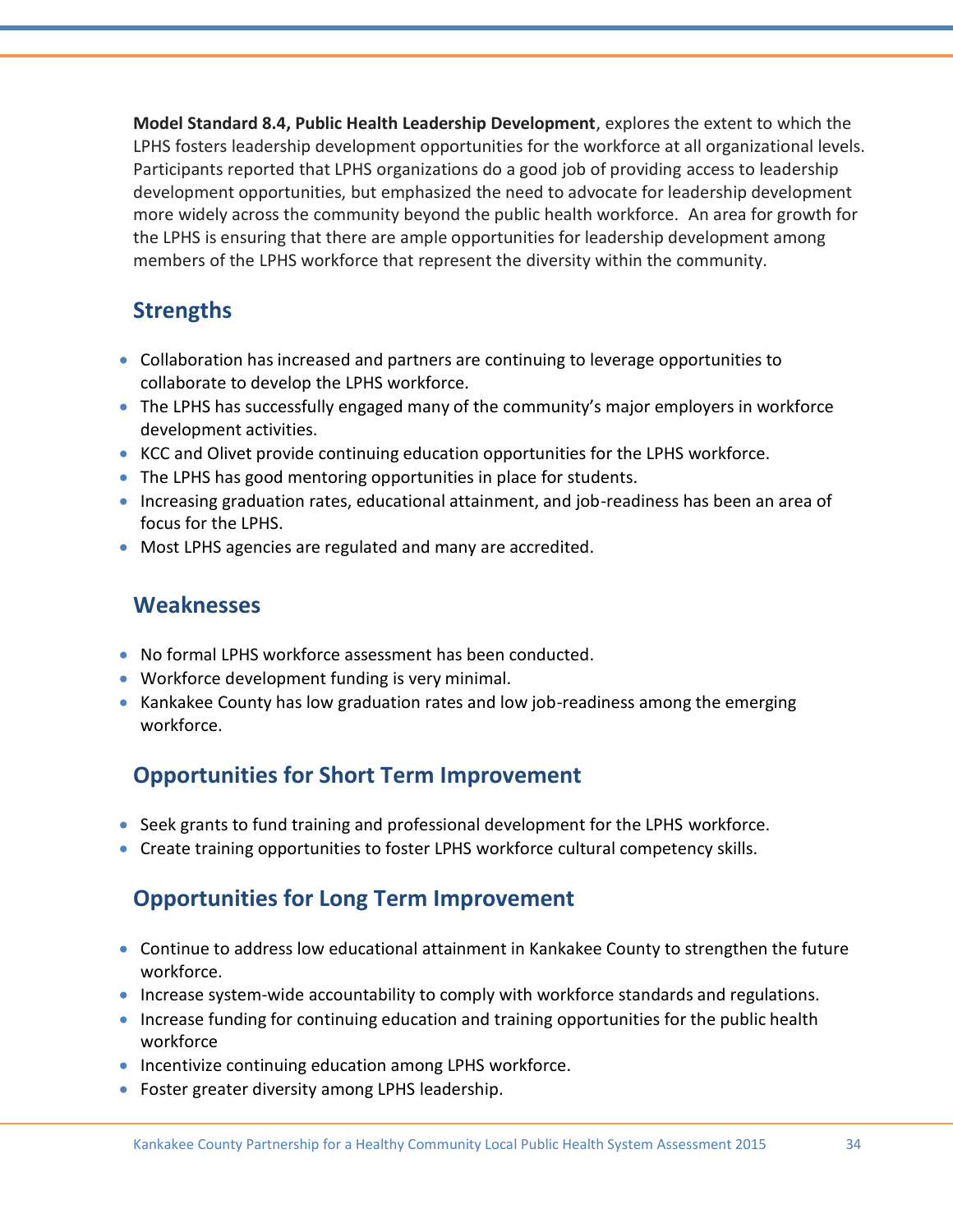**Model Standard 8.4, Public Health Leadership Development**, explores the extent to which the LPHS fosters leadership development opportunities for the workforce at all organizational levels. Participants reported that LPHS organizations do a good job of providing access to leadership development opportunities, but emphasized the need to advocate for leadership development more widely across the community beyond the public health workforce. An area for growth for the LPHS is ensuring that there are ample opportunities for leadership development among members of the LPHS workforce that represent the diversity within the community.

## Strengths

- Collaboration has increased and partners are continuing to leverage opportunities to collaborate to develop the LPHS workforce.
- The LPHS has successfully engaged many of the community's major employers in workforce development activities.
- KCC and Olivet provide continuing education opportunities for the LPHS workforce.
- The LPHS has good mentoring opportunities in place for students.
- Increasing graduation rates, educational attainment, and job-readiness has been an area of focus for the LPHS.
- Most LPHS agencies are regulated and many are accredited.

## Weaknesses

- No formal LPHS workforce assessment has been conducted.
- Workforce development funding is very minimal.
- Kankakee County has low graduation rates and low job-readiness among the emerging workforce.

## Opportunities for Short Term Improvement

- Seek grants to fund training and professional development for the LPHS workforce.
- Create training opportunities to foster LPHS workforce cultural competency skills.

## Opportunities for Long Term Improvement

- Continue to address low educational attainment in Kankakee County to strengthen the future workforce.
- Increase system-wide accountability to comply with workforce standards and regulations.
- Increase funding for continuing education and training opportunities for the public health workforce
- Incentivize continuing education among LPHS workforce.
- Foster greater diversity among LPHS leadership.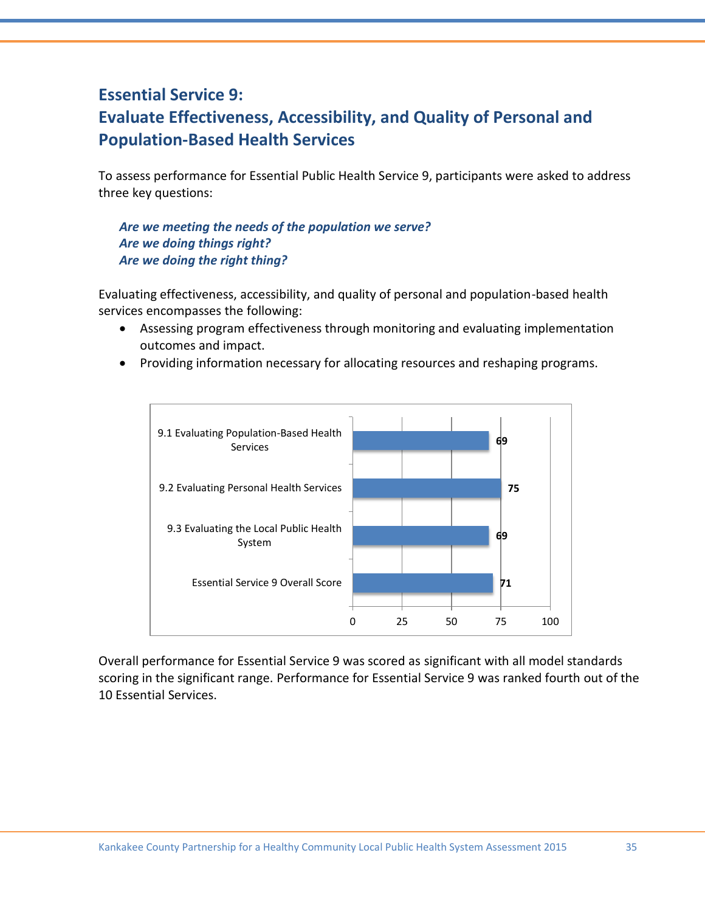## Essential Service 9:
## Evaluate Effectiveness, Accessibility, and Quality of Personal and Population-Based Health Services

To assess performance for Essential Public Health Service 9, participants were asked to address three key questions:

> ***Are we meeting the needs of the population we serve?***
> ***Are we doing things right?***
> ***Are we doing the right thing?***

Evaluating effectiveness, accessibility, and quality of personal and population-based health services encompasses the following:

- Assessing program effectiveness through monitoring and evaluating implementation outcomes and impact.
- Providing information necessary for allocating resources and reshaping programs.

| Model Standard | Score |
|---|---|
| 9.1 Evaluating Population-Based Health Services | 69 |
| 9.2 Evaluating Personal Health Services | 75 |
| 9.3 Evaluating the Local Public Health System | 69 |
| Essential Service 9 Overall Score | 71 |

Overall performance for Essential Service 9 was scored as significant with all model standards scoring in the significant range. Performance for Essential Service 9 was ranked fourth out of the 10 Essential Services.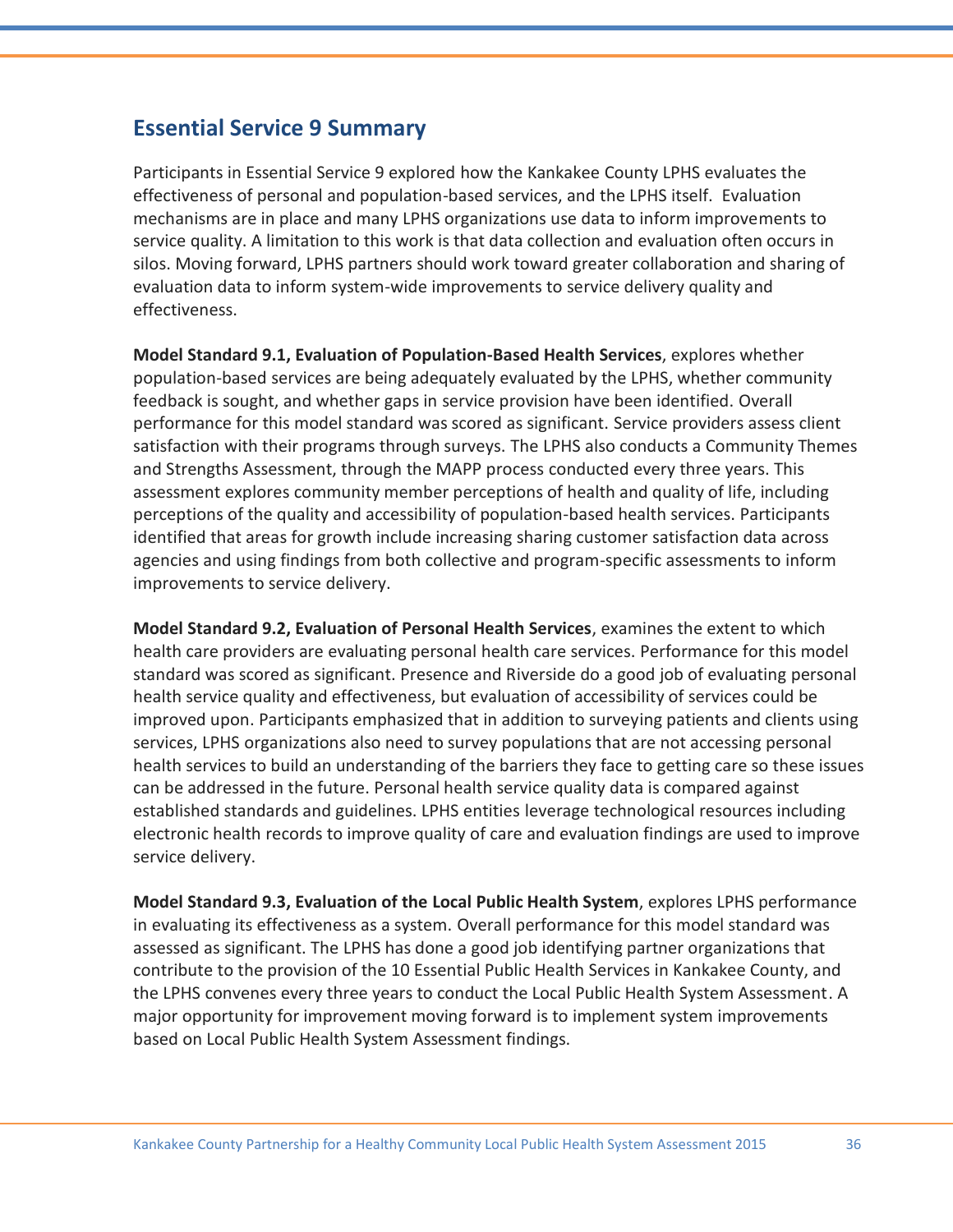## Essential Service 9 Summary

Participants in Essential Service 9 explored how the Kankakee County LPHS evaluates the effectiveness of personal and population-based services, and the LPHS itself. Evaluation mechanisms are in place and many LPHS organizations use data to inform improvements to service quality. A limitation to this work is that data collection and evaluation often occurs in silos. Moving forward, LPHS partners should work toward greater collaboration and sharing of evaluation data to inform system-wide improvements to service delivery quality and effectiveness.

**Model Standard 9.1, Evaluation of Population-Based Health Services**, explores whether population-based services are being adequately evaluated by the LPHS, whether community feedback is sought, and whether gaps in service provision have been identified. Overall performance for this model standard was scored as significant. Service providers assess client satisfaction with their programs through surveys. The LPHS also conducts a Community Themes and Strengths Assessment, through the MAPP process conducted every three years. This assessment explores community member perceptions of health and quality of life, including perceptions of the quality and accessibility of population-based health services. Participants identified that areas for growth include increasing sharing customer satisfaction data across agencies and using findings from both collective and program-specific assessments to inform improvements to service delivery.

**Model Standard 9.2, Evaluation of Personal Health Services**, examines the extent to which health care providers are evaluating personal health care services. Performance for this model standard was scored as significant. Presence and Riverside do a good job of evaluating personal health service quality and effectiveness, but evaluation of accessibility of services could be improved upon. Participants emphasized that in addition to surveying patients and clients using services, LPHS organizations also need to survey populations that are not accessing personal health services to build an understanding of the barriers they face to getting care so these issues can be addressed in the future. Personal health service quality data is compared against established standards and guidelines. LPHS entities leverage technological resources including electronic health records to improve quality of care and evaluation findings are used to improve service delivery.

**Model Standard 9.3, Evaluation of the Local Public Health System**, explores LPHS performance in evaluating its effectiveness as a system. Overall performance for this model standard was assessed as significant. The LPHS has done a good job identifying partner organizations that contribute to the provision of the 10 Essential Public Health Services in Kankakee County, and the LPHS convenes every three years to conduct the Local Public Health System Assessment. A major opportunity for improvement moving forward is to implement system improvements based on Local Public Health System Assessment findings.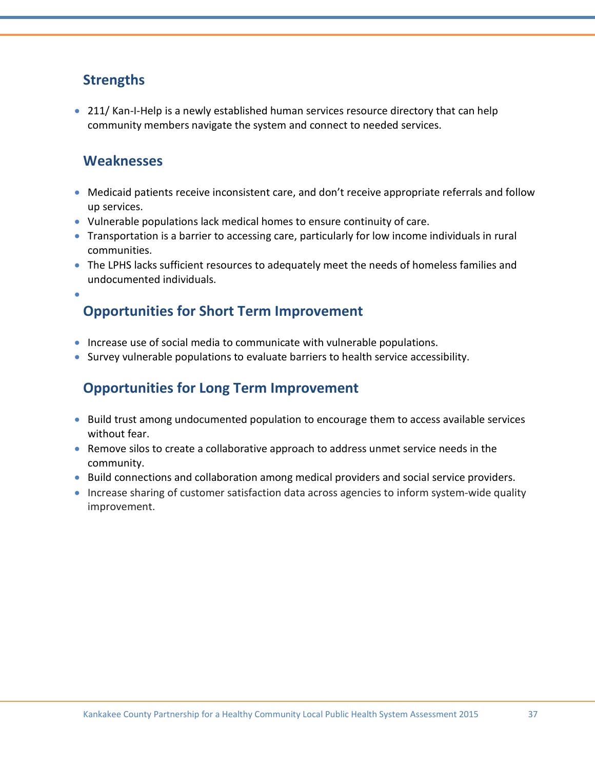## Strengths

- 211/ Kan-I-Help is a newly established human services resource directory that can help community members navigate the system and connect to needed services.

## Weaknesses

- Medicaid patients receive inconsistent care, and don't receive appropriate referrals and follow up services.
- Vulnerable populations lack medical homes to ensure continuity of care.
- Transportation is a barrier to accessing care, particularly for low income individuals in rural communities.
- The LPHS lacks sufficient resources to adequately meet the needs of homeless families and undocumented individuals.

## Opportunities for Short Term Improvement

- Increase use of social media to communicate with vulnerable populations.
- Survey vulnerable populations to evaluate barriers to health service accessibility.

## Opportunities for Long Term Improvement

- Build trust among undocumented population to encourage them to access available services without fear.
- Remove silos to create a collaborative approach to address unmet service needs in the community.
- Build connections and collaboration among medical providers and social service providers.
- Increase sharing of customer satisfaction data across agencies to inform system-wide quality improvement.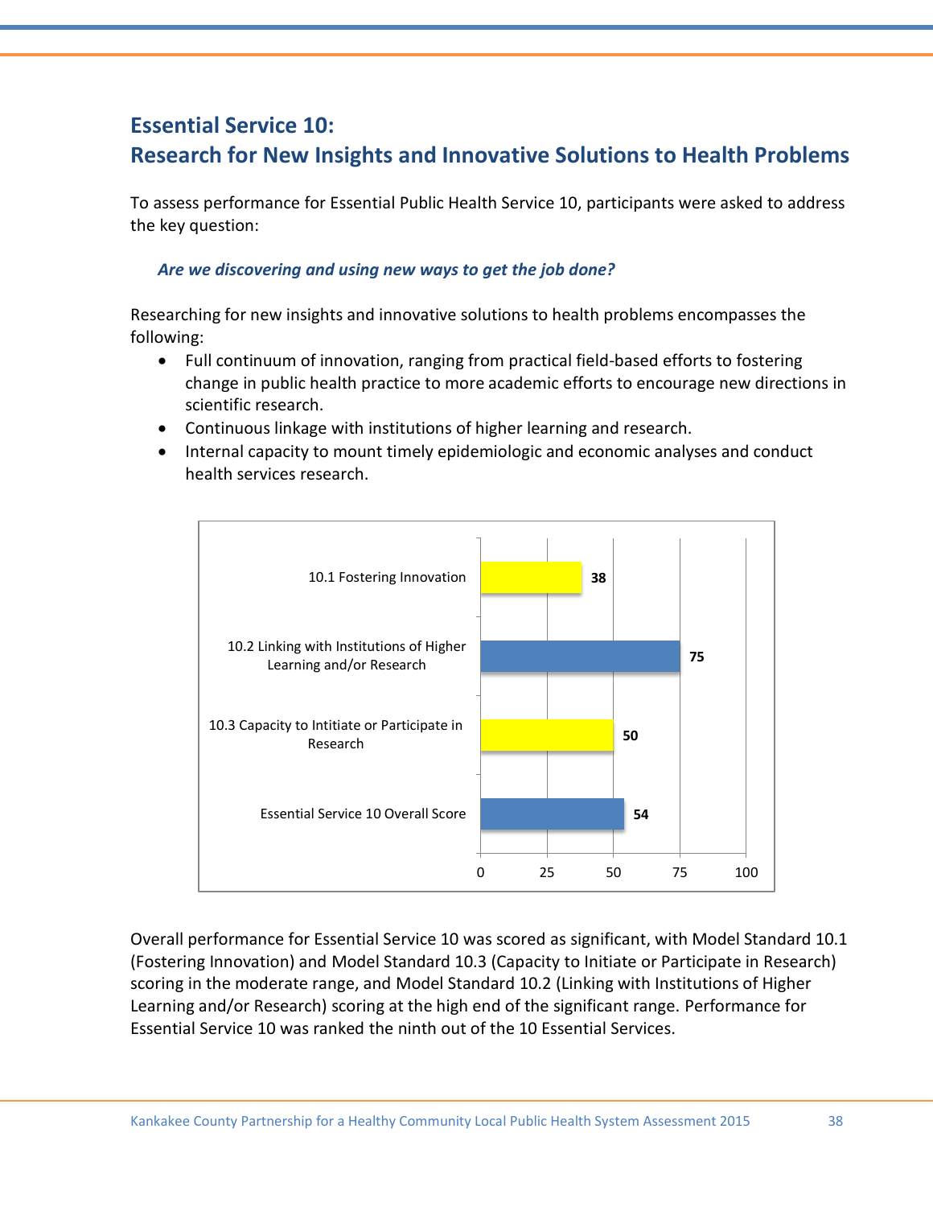## Essential Service 10:
## Research for New Insights and Innovative Solutions to Health Problems

To assess performance for Essential Public Health Service 10, participants were asked to address the key question:

> ***Are we discovering and using new ways to get the job done?***

Researching for new insights and innovative solutions to health problems encompasses the following:

- Full continuum of innovation, ranging from practical field-based efforts to fostering change in public health practice to more academic efforts to encourage new directions in scientific research.
- Continuous linkage with institutions of higher learning and research.
- Internal capacity to mount timely epidemiologic and economic analyses and conduct health services research.

| Model Standard | Score |
|---|---|
| 10.1 Fostering Innovation | 38 |
| 10.2 Linking with Institutions of Higher Learning and/or Research | 75 |
| 10.3 Capacity to Intitiate or Participate in Research | 50 |
| Essential Service 10 Overall Score | 54 |

Overall performance for Essential Service 10 was scored as significant, with Model Standard 10.1 (Fostering Innovation) and Model Standard 10.3 (Capacity to Initiate or Participate in Research) scoring in the moderate range, and Model Standard 10.2 (Linking with Institutions of Higher Learning and/or Research) scoring at the high end of the significant range. Performance for Essential Service 10 was ranked the ninth out of the 10 Essential Services.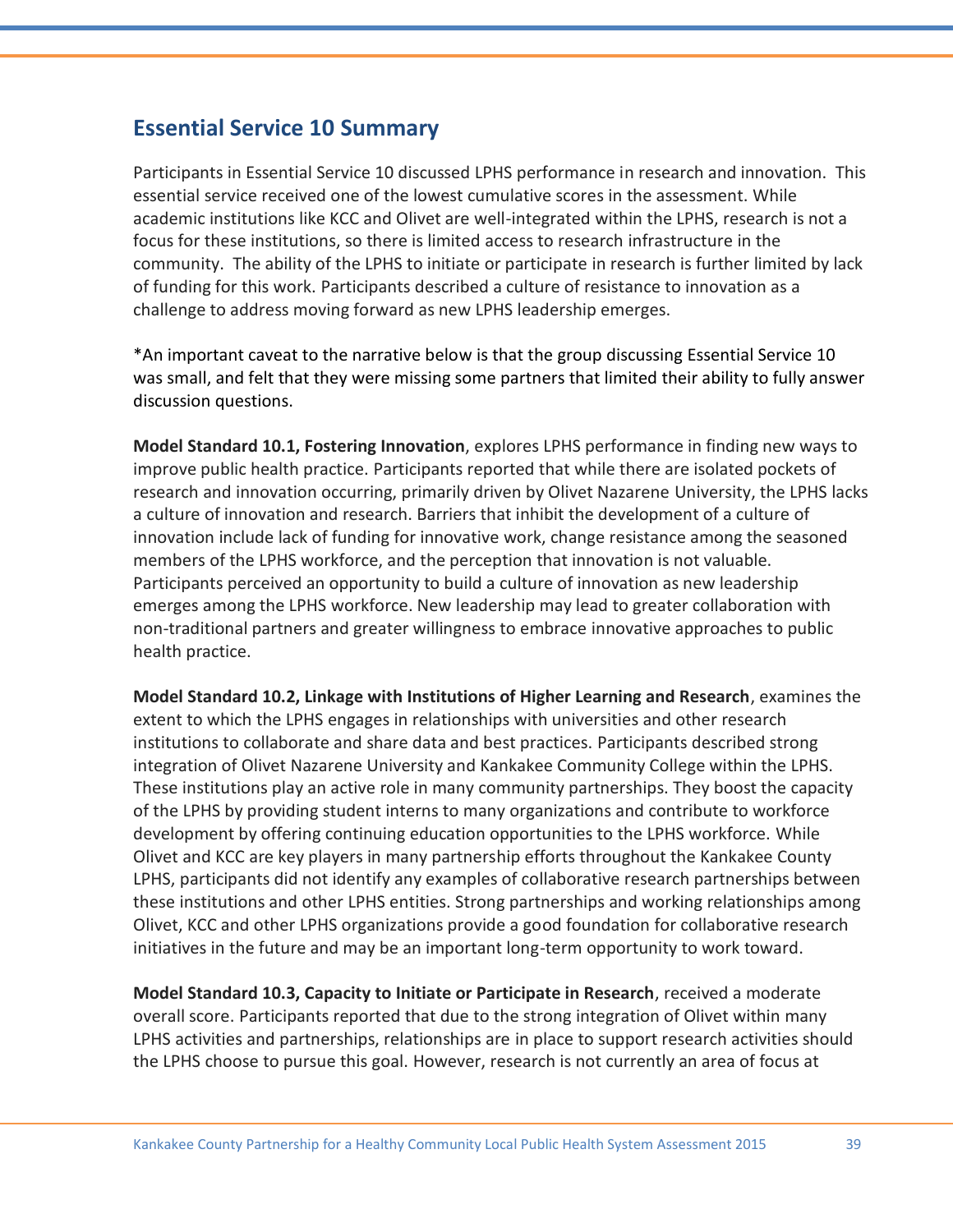## Essential Service 10 Summary

Participants in Essential Service 10 discussed LPHS performance in research and innovation. This essential service received one of the lowest cumulative scores in the assessment. While academic institutions like KCC and Olivet are well-integrated within the LPHS, research is not a focus for these institutions, so there is limited access to research infrastructure in the community. The ability of the LPHS to initiate or participate in research is further limited by lack of funding for this work. Participants described a culture of resistance to innovation as a challenge to address moving forward as new LPHS leadership emerges.

*An important caveat to the narrative below is that the group discussing Essential Service 10 was small, and felt that they were missing some partners that limited their ability to fully answer discussion questions.

**Model Standard 10.1, Fostering Innovation**, explores LPHS performance in finding new ways to improve public health practice. Participants reported that while there are isolated pockets of research and innovation occurring, primarily driven by Olivet Nazarene University, the LPHS lacks a culture of innovation and research. Barriers that inhibit the development of a culture of innovation include lack of funding for innovative work, change resistance among the seasoned members of the LPHS workforce, and the perception that innovation is not valuable. Participants perceived an opportunity to build a culture of innovation as new leadership emerges among the LPHS workforce. New leadership may lead to greater collaboration with non-traditional partners and greater willingness to embrace innovative approaches to public health practice.

**Model Standard 10.2, Linkage with Institutions of Higher Learning and Research**, examines the extent to which the LPHS engages in relationships with universities and other research institutions to collaborate and share data and best practices. Participants described strong integration of Olivet Nazarene University and Kankakee Community College within the LPHS. These institutions play an active role in many community partnerships. They boost the capacity of the LPHS by providing student interns to many organizations and contribute to workforce development by offering continuing education opportunities to the LPHS workforce. While Olivet and KCC are key players in many partnership efforts throughout the Kankakee County LPHS, participants did not identify any examples of collaborative research partnerships between these institutions and other LPHS entities. Strong partnerships and working relationships among Olivet, KCC and other LPHS organizations provide a good foundation for collaborative research initiatives in the future and may be an important long-term opportunity to work toward.

**Model Standard 10.3, Capacity to Initiate or Participate in Research**, received a moderate overall score. Participants reported that due to the strong integration of Olivet within many LPHS activities and partnerships, relationships are in place to support research activities should the LPHS choose to pursue this goal. However, research is not currently an area of focus at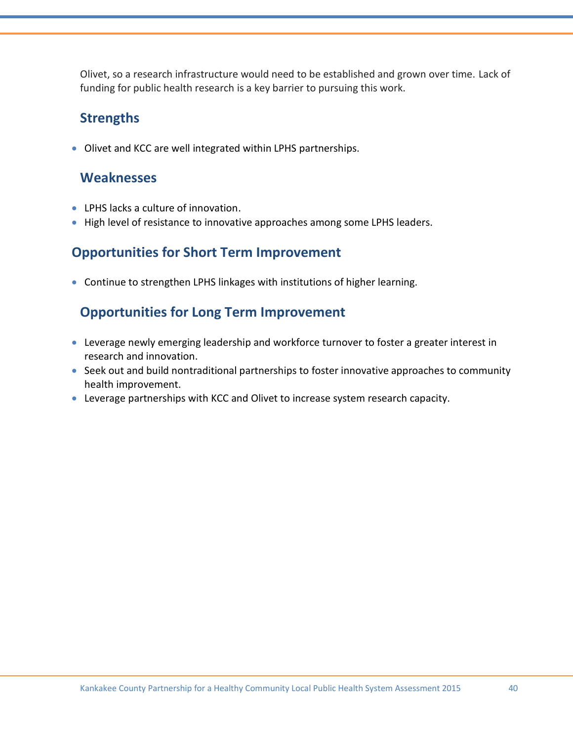Olivet, so a research infrastructure would need to be established and grown over time. Lack of funding for public health research is a key barrier to pursuing this work.

### Strengths

- Olivet and KCC are well integrated within LPHS partnerships.

### Weaknesses

- LPHS lacks a culture of innovation.
- High level of resistance to innovative approaches among some LPHS leaders.

## Opportunities for Short Term Improvement

- Continue to strengthen LPHS linkages with institutions of higher learning.

### Opportunities for Long Term Improvement

- Leverage newly emerging leadership and workforce turnover to foster a greater interest in research and innovation.
- Seek out and build nontraditional partnerships to foster innovative approaches to community health improvement.
- Leverage partnerships with KCC and Olivet to increase system research capacity.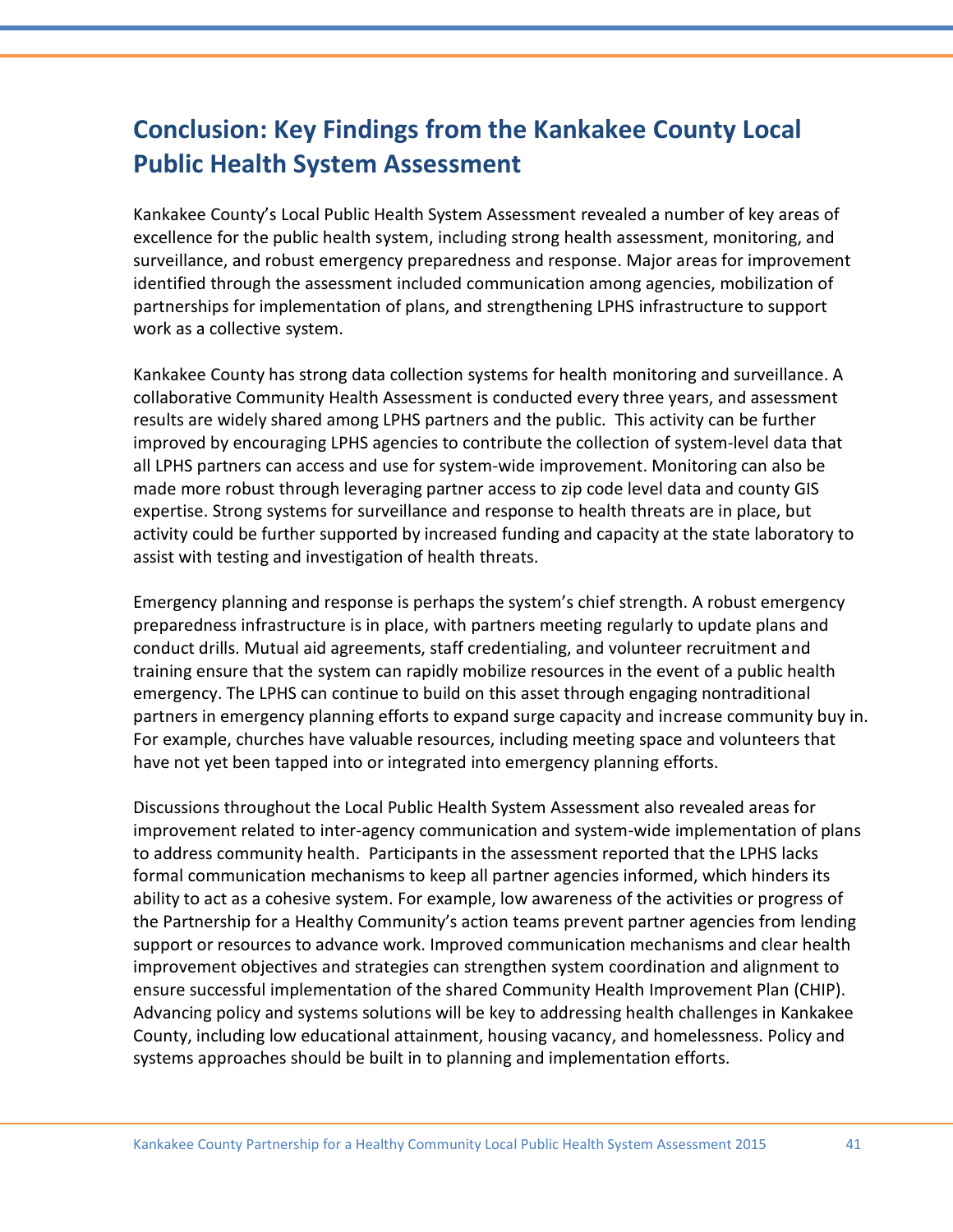## Conclusion: Key Findings from the Kankakee County Local Public Health System Assessment

Kankakee County's Local Public Health System Assessment revealed a number of key areas of excellence for the public health system, including strong health assessment, monitoring, and surveillance, and robust emergency preparedness and response. Major areas for improvement identified through the assessment included communication among agencies, mobilization of partnerships for implementation of plans, and strengthening LPHS infrastructure to support work as a collective system.

Kankakee County has strong data collection systems for health monitoring and surveillance. A collaborative Community Health Assessment is conducted every three years, and assessment results are widely shared among LPHS partners and the public. This activity can be further improved by encouraging LPHS agencies to contribute the collection of system-level data that all LPHS partners can access and use for system-wide improvement. Monitoring can also be made more robust through leveraging partner access to zip code level data and county GIS expertise. Strong systems for surveillance and response to health threats are in place, but activity could be further supported by increased funding and capacity at the state laboratory to assist with testing and investigation of health threats.

Emergency planning and response is perhaps the system's chief strength. A robust emergency preparedness infrastructure is in place, with partners meeting regularly to update plans and conduct drills. Mutual aid agreements, staff credentialing, and volunteer recruitment and training ensure that the system can rapidly mobilize resources in the event of a public health emergency. The LPHS can continue to build on this asset through engaging nontraditional partners in emergency planning efforts to expand surge capacity and increase community buy in. For example, churches have valuable resources, including meeting space and volunteers that have not yet been tapped into or integrated into emergency planning efforts.

Discussions throughout the Local Public Health System Assessment also revealed areas for improvement related to inter-agency communication and system-wide implementation of plans to address community health. Participants in the assessment reported that the LPHS lacks formal communication mechanisms to keep all partner agencies informed, which hinders its ability to act as a cohesive system. For example, low awareness of the activities or progress of the Partnership for a Healthy Community's action teams prevent partner agencies from lending support or resources to advance work. Improved communication mechanisms and clear health improvement objectives and strategies can strengthen system coordination and alignment to ensure successful implementation of the shared Community Health Improvement Plan (CHIP). Advancing policy and systems solutions will be key to addressing health challenges in Kankakee County, including low educational attainment, housing vacancy, and homelessness. Policy and systems approaches should be built in to planning and implementation efforts.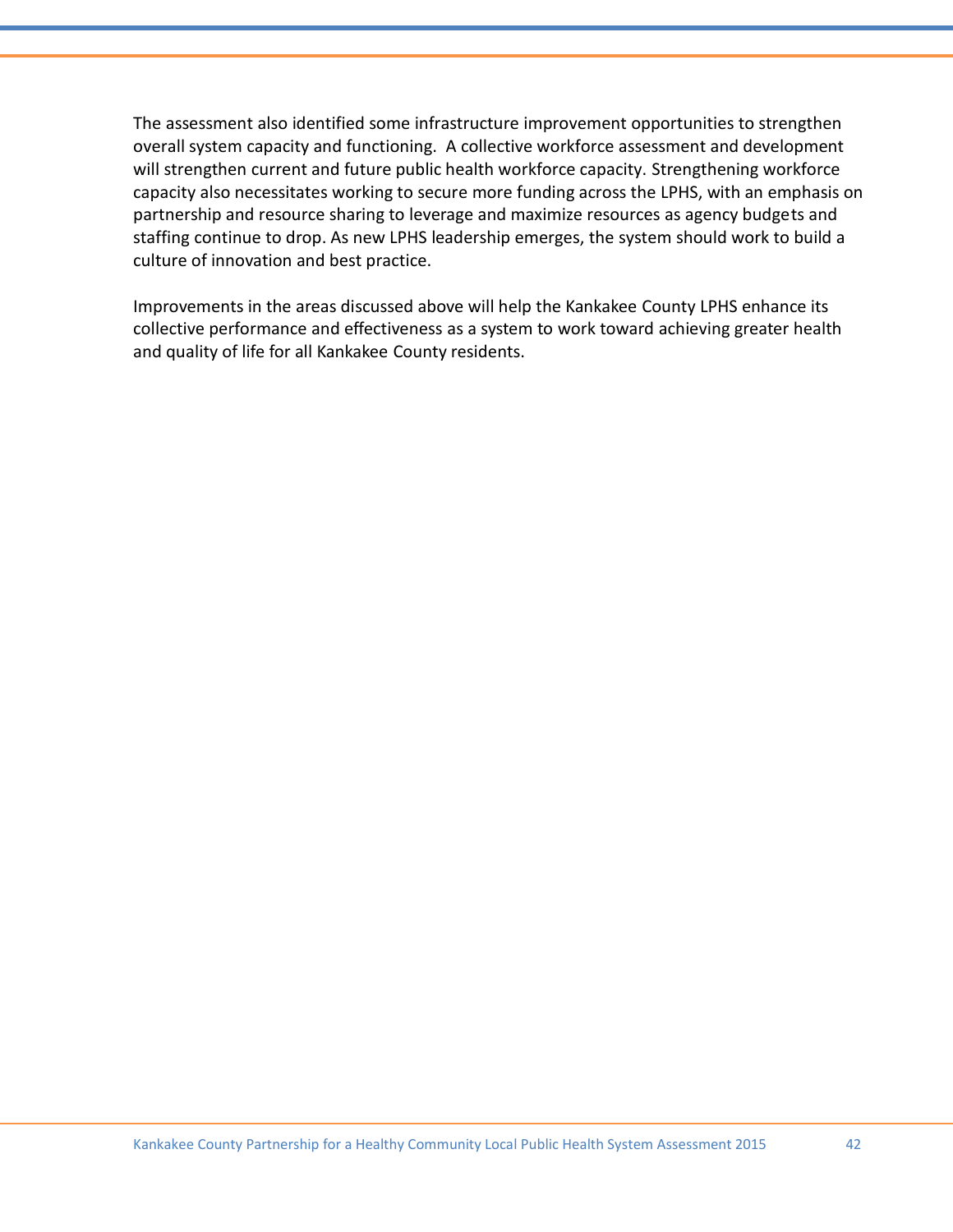The assessment also identified some infrastructure improvement opportunities to strengthen overall system capacity and functioning. A collective workforce assessment and development will strengthen current and future public health workforce capacity. Strengthening workforce capacity also necessitates working to secure more funding across the LPHS, with an emphasis on partnership and resource sharing to leverage and maximize resources as agency budgets and staffing continue to drop. As new LPHS leadership emerges, the system should work to build a culture of innovation and best practice.

Improvements in the areas discussed above will help the Kankakee County LPHS enhance its collective performance and effectiveness as a system to work toward achieving greater health and quality of life for all Kankakee County residents.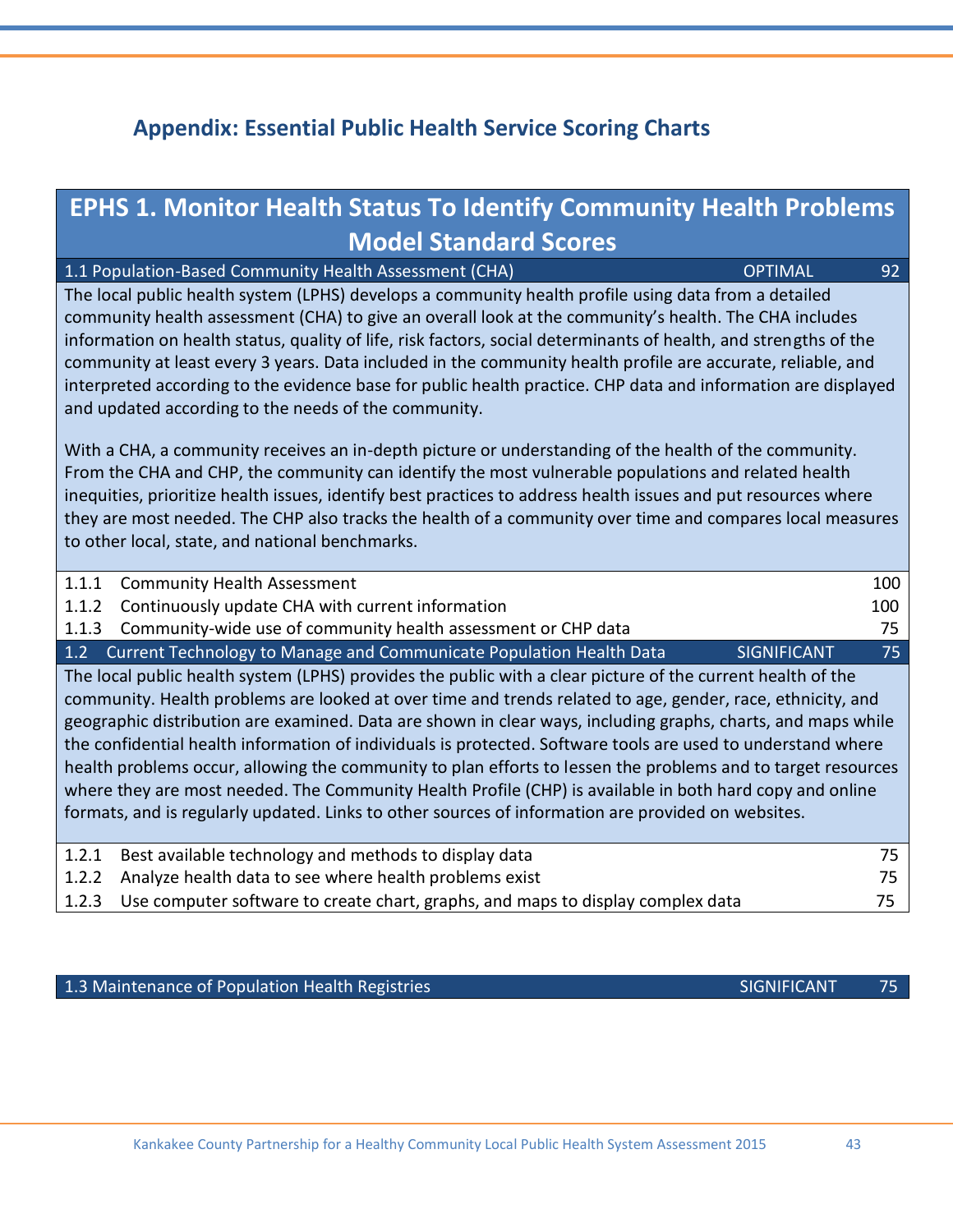## Appendix: Essential Public Health Service Scoring Charts

### EPHS 1. Monitor Health Status To Identify Community Health Problems Model Standard Scores

| 1.1 Population-Based Community Health Assessment (CHA) | OPTIMAL | 92 |
|---|---|---|

The local public health system (LPHS) develops a community health profile using data from a detailed community health assessment (CHA) to give an overall look at the community's health. The CHA includes information on health status, quality of life, risk factors, social determinants of health, and strengths of the community at least every 3 years. Data included in the community health profile are accurate, reliable, and interpreted according to the evidence base for public health practice. CHP data and information are displayed and updated according to the needs of the community.

With a CHA, a community receives an in-depth picture or understanding of the health of the community. From the CHA and CHP, the community can identify the most vulnerable populations and related health inequities, prioritize health issues, identify best practices to address health issues and put resources where they are most needed. The CHP also tracks the health of a community over time and compares local measures to other local, state, and national benchmarks.

| | | |
|---|---|---|
| 1.1.1 | Community Health Assessment | 100 |
| 1.1.2 | Continuously update CHA with current information | 100 |
| 1.1.3 | Community-wide use of community health assessment or CHP data | 75 |

| 1.2 Current Technology to Manage and Communicate Population Health Data | SIGNIFICANT | 75 |
|---|---|---|

The local public health system (LPHS) provides the public with a clear picture of the current health of the community. Health problems are looked at over time and trends related to age, gender, race, ethnicity, and geographic distribution are examined. Data are shown in clear ways, including graphs, charts, and maps while the confidential health information of individuals is protected. Software tools are used to understand where health problems occur, allowing the community to plan efforts to lessen the problems and to target resources where they are most needed. The Community Health Profile (CHP) is available in both hard copy and online formats, and is regularly updated. Links to other sources of information are provided on websites.

| | | |
|---|---|---|
| 1.2.1 | Best available technology and methods to display data | 75 |
| 1.2.2 | Analyze health data to see where health problems exist | 75 |
| 1.2.3 | Use computer software to create chart, graphs, and maps to display complex data | 75 |

| 1.3 Maintenance of Population Health Registries | SIGNIFICANT | 75 |
|---|---|---|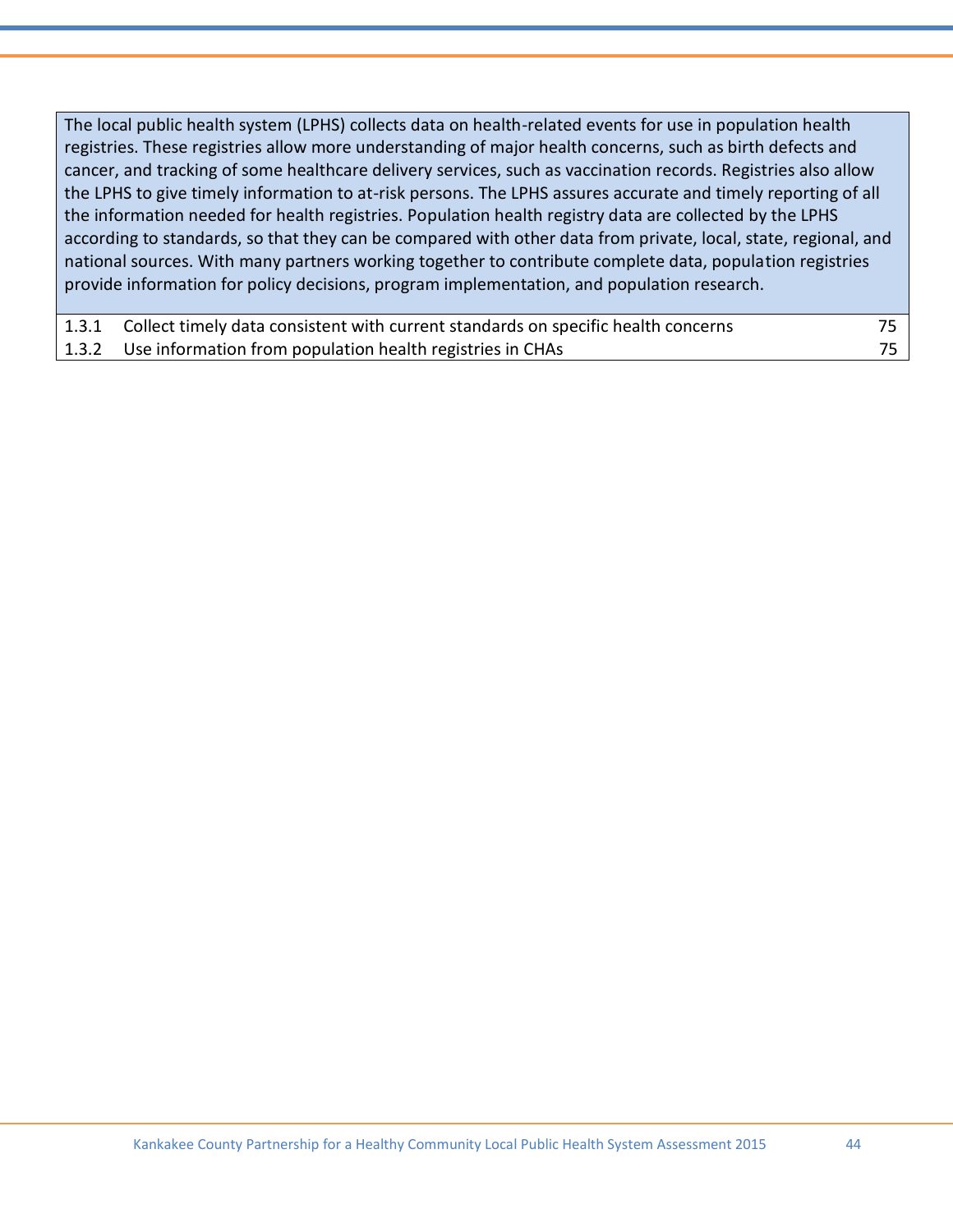| The local public health system (LPHS) collects data on health-related events for use in population health registries. These registries allow more understanding of major health concerns, such as birth defects and cancer, and tracking of some healthcare delivery services, such as vaccination records. Registries also allow the LPHS to give timely information to at-risk persons. The LPHS assures accurate and timely reporting of all the information needed for health registries. Population health registry data are collected by the LPHS according to standards, so that they can be compared with other data from private, local, state, regional, and national sources. With many partners working together to contribute complete data, population registries provide information for policy decisions, program implementation, and population research. | | |
|---|---|---|
| 1.3.1 | Collect timely data consistent with current standards on specific health concerns | 75 |
| 1.3.2 | Use information from population health registries in CHAs | 75 |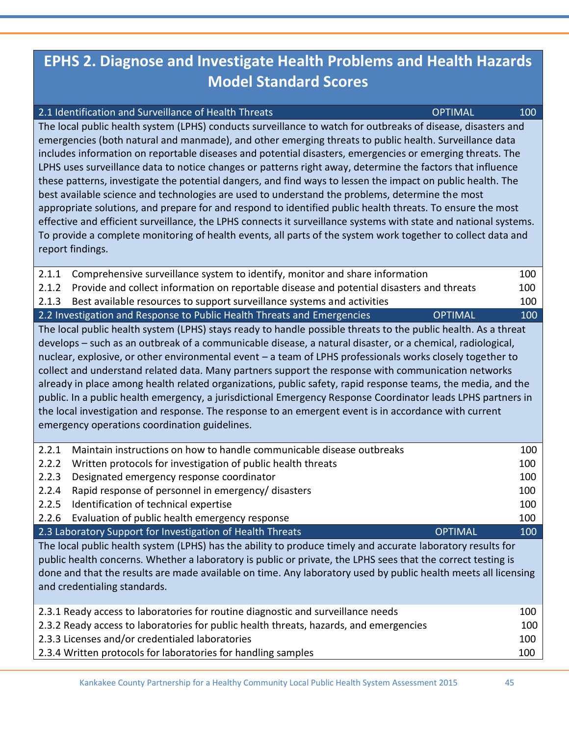# EPHS 2. Diagnose and Investigate Health Problems and Health Hazards Model Standard Scores

| 2.1 Identification and Surveillance of Health Threats | OPTIMAL | 100 |
|---|---|---|

The local public health system (LPHS) conducts surveillance to watch for outbreaks of disease, disasters and emergencies (both natural and manmade), and other emerging threats to public health. Surveillance data includes information on reportable diseases and potential disasters, emergencies or emerging threats. The LPHS uses surveillance data to notice changes or patterns right away, determine the factors that influence these patterns, investigate the potential dangers, and find ways to lessen the impact on public health. The best available science and technologies are used to understand the problems, determine the most appropriate solutions, and prepare for and respond to identified public health threats. To ensure the most effective and efficient surveillance, the LPHS connects it surveillance systems with state and national systems. To provide a complete monitoring of health events, all parts of the system work together to collect data and report findings.

| | | |
|---|---|---|
| 2.1.1 | Comprehensive surveillance system to identify, monitor and share information | 100 |
| 2.1.2 | Provide and collect information on reportable disease and potential disasters and threats | 100 |
| 2.1.3 | Best available resources to support surveillance systems and activities | 100 |

| 2.2 Investigation and Response to Public Health Threats and Emergencies | OPTIMAL | 100 |
|---|---|---|

The local public health system (LPHS) stays ready to handle possible threats to the public health. As a threat develops – such as an outbreak of a communicable disease, a natural disaster, or a chemical, radiological, nuclear, explosive, or other environmental event – a team of LPHS professionals works closely together to collect and understand related data. Many partners support the response with communication networks already in place among health related organizations, public safety, rapid response teams, the media, and the public. In a public health emergency, a jurisdictional Emergency Response Coordinator leads LPHS partners in the local investigation and response. The response to an emergent event is in accordance with current emergency operations coordination guidelines.

| | | |
|---|---|---|
| 2.2.1 | Maintain instructions on how to handle communicable disease outbreaks | 100 |
| 2.2.2 | Written protocols for investigation of public health threats | 100 |
| 2.2.3 | Designated emergency response coordinator | 100 |
| 2.2.4 | Rapid response of personnel in emergency/ disasters | 100 |
| 2.2.5 | Identification of technical expertise | 100 |
| 2.2.6 | Evaluation of public health emergency response | 100 |

| 2.3 Laboratory Support for Investigation of Health Threats | OPTIMAL | 100 |
|---|---|---|

The local public health system (LPHS) has the ability to produce timely and accurate laboratory results for public health concerns. Whether a laboratory is public or private, the LPHS sees that the correct testing is done and that the results are made available on time. Any laboratory used by public health meets all licensing and credentialing standards.

| | |
|---|---|
| 2.3.1 Ready access to laboratories for routine diagnostic and surveillance needs | 100 |
| 2.3.2 Ready access to laboratories for public health threats, hazards, and emergencies | 100 |
| 2.3.3 Licenses and/or credentialed laboratories | 100 |
| 2.3.4 Written protocols for laboratories for handling samples | 100 |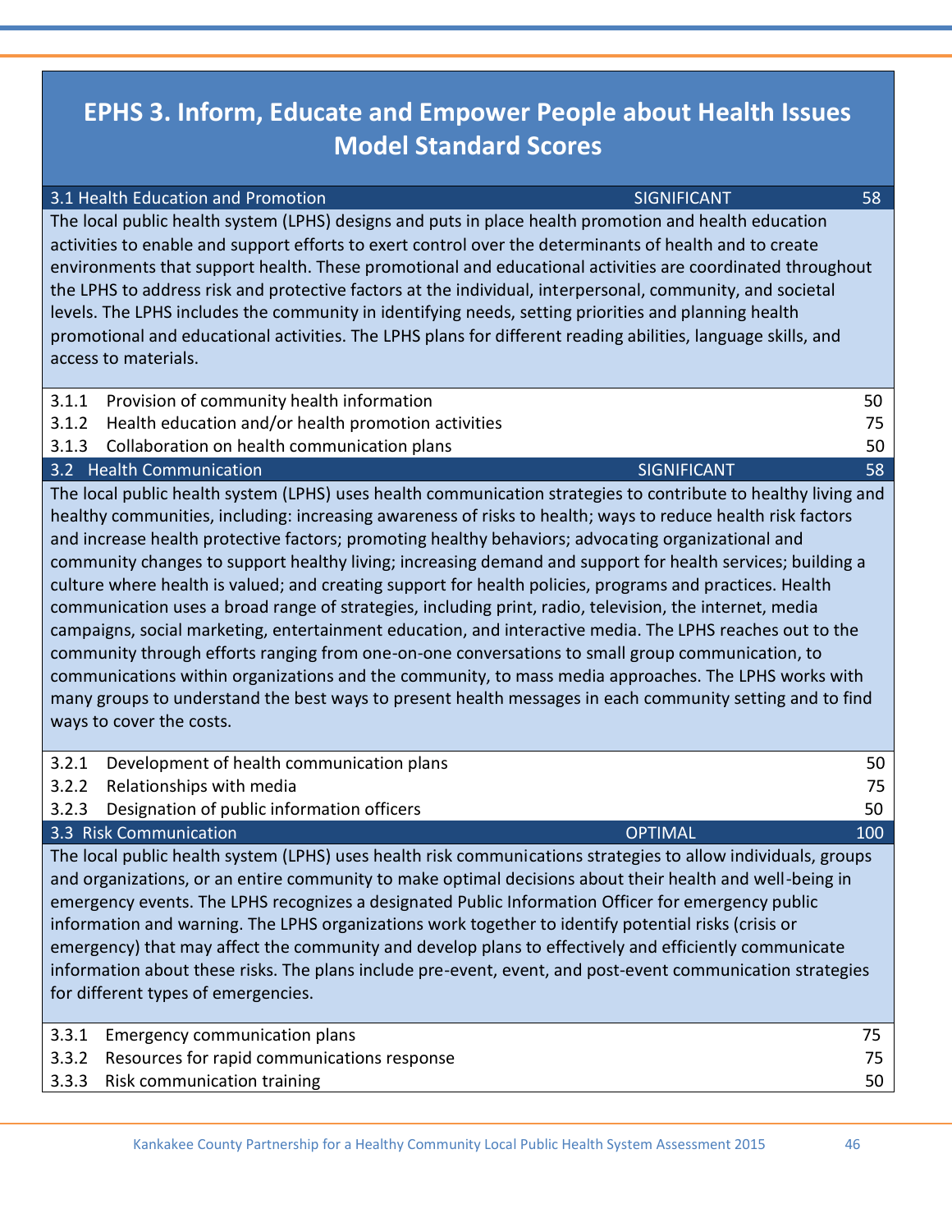# EPHS 3. Inform, Educate and Empower People about Health Issues Model Standard Scores

| 3.1 Health Education and Promotion | SIGNIFICANT | 58 |
|---|---|---|

The local public health system (LPHS) designs and puts in place health promotion and health education activities to enable and support efforts to exert control over the determinants of health and to create environments that support health. These promotional and educational activities are coordinated throughout the LPHS to address risk and protective factors at the individual, interpersonal, community, and societal levels. The LPHS includes the community in identifying needs, setting priorities and planning health promotional and educational activities. The LPHS plans for different reading abilities, language skills, and access to materials.

| | | |
|---|---|---|
| 3.1.1 | Provision of community health information | 50 |
| 3.1.2 | Health education and/or health promotion activities | 75 |
| 3.1.3 | Collaboration on health communication plans | 50 |

| 3.2 Health Communication | SIGNIFICANT | 58 |
|---|---|---|

The local public health system (LPHS) uses health communication strategies to contribute to healthy living and healthy communities, including: increasing awareness of risks to health; ways to reduce health risk factors and increase health protective factors; promoting healthy behaviors; advocating organizational and community changes to support healthy living; increasing demand and support for health services; building a culture where health is valued; and creating support for health policies, programs and practices. Health communication uses a broad range of strategies, including print, radio, television, the internet, media campaigns, social marketing, entertainment education, and interactive media. The LPHS reaches out to the community through efforts ranging from one-on-one conversations to small group communication, to communications within organizations and the community, to mass media approaches. The LPHS works with many groups to understand the best ways to present health messages in each community setting and to find ways to cover the costs.

| | | |
|---|---|---|
| 3.2.1 | Development of health communication plans | 50 |
| 3.2.2 | Relationships with media | 75 |
| 3.2.3 | Designation of public information officers | 50 |

| 3.3 Risk Communication | OPTIMAL | 100 |
|---|---|---|

The local public health system (LPHS) uses health risk communications strategies to allow individuals, groups and organizations, or an entire community to make optimal decisions about their health and well-being in emergency events. The LPHS recognizes a designated Public Information Officer for emergency public information and warning. The LPHS organizations work together to identify potential risks (crisis or emergency) that may affect the community and develop plans to effectively and efficiently communicate information about these risks. The plans include pre-event, event, and post-event communication strategies for different types of emergencies.

| | | |
|---|---|---|
| 3.3.1 | Emergency communication plans | 75 |
| 3.3.2 | Resources for rapid communications response | 75 |
| 3.3.3 | Risk communication training | 50 |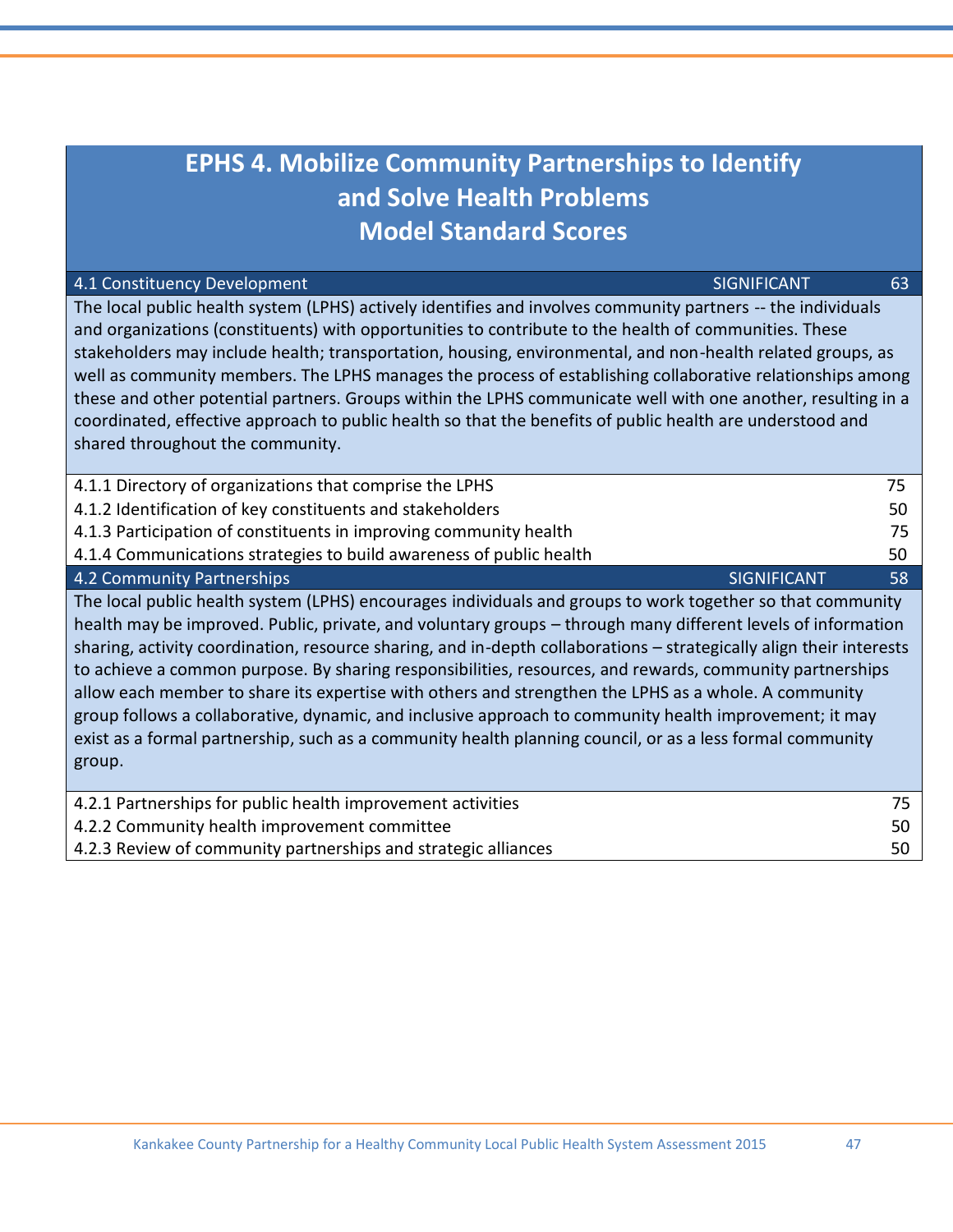# EPHS 4. Mobilize Community Partnerships to Identify and Solve Health Problems Model Standard Scores

| 4.1 Constituency Development | SIGNIFICANT | 63 |
|---|---|---|

The local public health system (LPHS) actively identifies and involves community partners -- the individuals and organizations (constituents) with opportunities to contribute to the health of communities. These stakeholders may include health; transportation, housing, environmental, and non-health related groups, as well as community members. The LPHS manages the process of establishing collaborative relationships among these and other potential partners. Groups within the LPHS communicate well with one another, resulting in a coordinated, effective approach to public health so that the benefits of public health are understood and shared throughout the community.

| Model Standard | Score |
|---|---|
| 4.1.1 Directory of organizations that comprise the LPHS | 75 |
| 4.1.2 Identification of key constituents and stakeholders | 50 |
| 4.1.3 Participation of constituents in improving community health | 75 |
| 4.1.4 Communications strategies to build awareness of public health | 50 |

| 4.2 Community Partnerships | SIGNIFICANT | 58 |
|---|---|---|

The local public health system (LPHS) encourages individuals and groups to work together so that community health may be improved. Public, private, and voluntary groups – through many different levels of information sharing, activity coordination, resource sharing, and in-depth collaborations – strategically align their interests to achieve a common purpose. By sharing responsibilities, resources, and rewards, community partnerships allow each member to share its expertise with others and strengthen the LPHS as a whole. A community group follows a collaborative, dynamic, and inclusive approach to community health improvement; it may exist as a formal partnership, such as a community health planning council, or as a less formal community group.

| Model Standard | Score |
|---|---|
| 4.2.1 Partnerships for public health improvement activities | 75 |
| 4.2.2 Community health improvement committee | 50 |
| 4.2.3 Review of community partnerships and strategic alliances | 50 |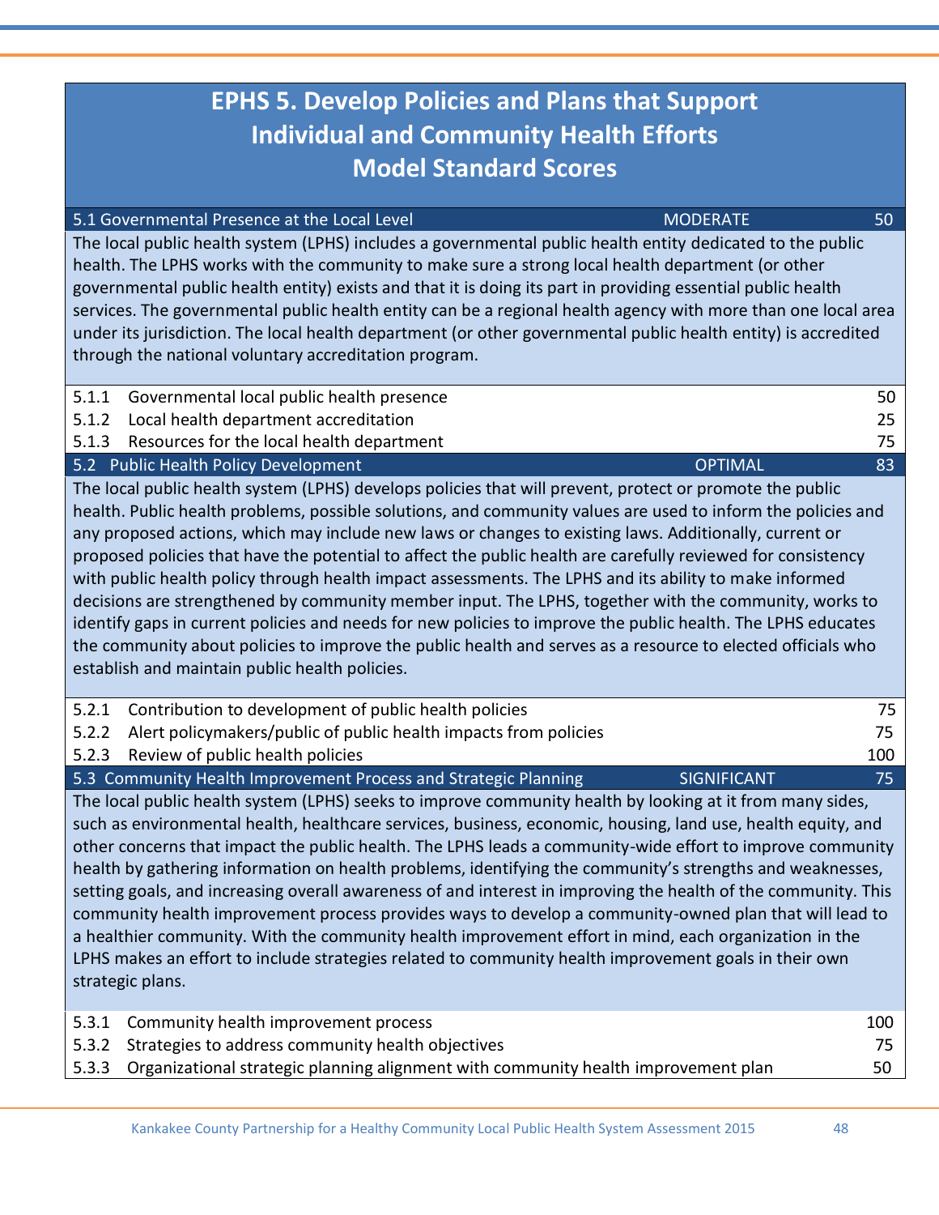# EPHS 5. Develop Policies and Plans that Support Individual and Community Health Efforts Model Standard Scores

## 5.1 Governmental Presence at the Local Level — MODERATE — 50

The local public health system (LPHS) includes a governmental public health entity dedicated to the public health. The LPHS works with the community to make sure a strong local health department (or other governmental public health entity) exists and that it is doing its part in providing essential public health services. The governmental public health entity can be a regional health agency with more than one local area under its jurisdiction. The local health department (or other governmental public health entity) is accredited through the national voluntary accreditation program.

| | | Score |
|---|---|---|
| 5.1.1 | Governmental local public health presence | 50 |
| 5.1.2 | Local health department accreditation | 25 |
| 5.1.3 | Resources for the local health department | 75 |

## 5.2 Public Health Policy Development — OPTIMAL — 83

The local public health system (LPHS) develops policies that will prevent, protect or promote the public health. Public health problems, possible solutions, and community values are used to inform the policies and any proposed actions, which may include new laws or changes to existing laws. Additionally, current or proposed policies that have the potential to affect the public health are carefully reviewed for consistency with public health policy through health impact assessments. The LPHS and its ability to make informed decisions are strengthened by community member input. The LPHS, together with the community, works to identify gaps in current policies and needs for new policies to improve the public health. The LPHS educates the community about policies to improve the public health and serves as a resource to elected officials who establish and maintain public health policies.

| | | Score |
|---|---|---|
| 5.2.1 | Contribution to development of public health policies | 75 |
| 5.2.2 | Alert policymakers/public of public health impacts from policies | 75 |
| 5.2.3 | Review of public health policies | 100 |

## 5.3 Community Health Improvement Process and Strategic Planning — SIGNIFICANT — 75

The local public health system (LPHS) seeks to improve community health by looking at it from many sides, such as environmental health, healthcare services, business, economic, housing, land use, health equity, and other concerns that impact the public health. The LPHS leads a community-wide effort to improve community health by gathering information on health problems, identifying the community's strengths and weaknesses, setting goals, and increasing overall awareness of and interest in improving the health of the community. This community health improvement process provides ways to develop a community-owned plan that will lead to a healthier community. With the community health improvement effort in mind, each organization in the LPHS makes an effort to include strategies related to community health improvement goals in their own strategic plans.

| | | Score |
|---|---|---|
| 5.3.1 | Community health improvement process | 100 |
| 5.3.2 | Strategies to address community health objectives | 75 |
| 5.3.3 | Organizational strategic planning alignment with community health improvement plan | 50 |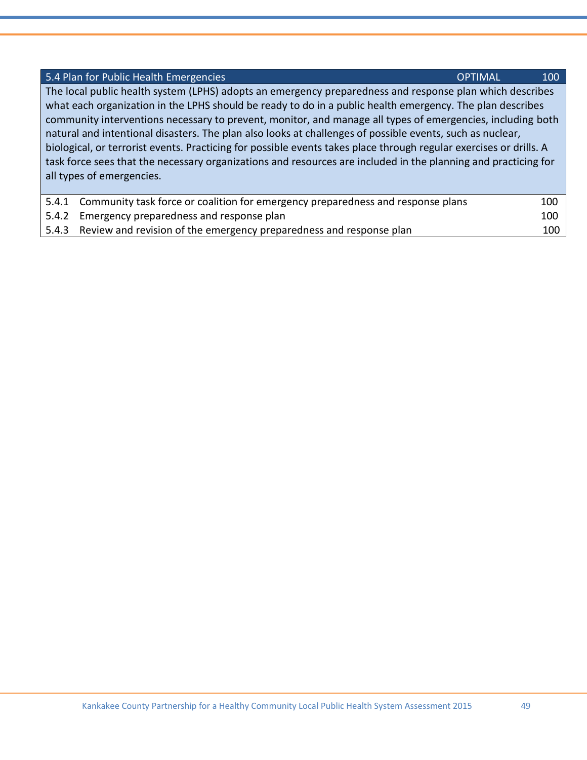| 5.4 Plan for Public Health Emergencies | OPTIMAL | 100 |
| --- | --- | --- |
| The local public health system (LPHS) adopts an emergency preparedness and response plan which describes what each organization in the LPHS should be ready to do in a public health emergency. The plan describes community interventions necessary to prevent, monitor, and manage all types of emergencies, including both natural and intentional disasters. The plan also looks at challenges of possible events, such as nuclear, biological, or terrorist events. Practicing for possible events takes place through regular exercises or drills. A task force sees that the necessary organizations and resources are included in the planning and practicing for all types of emergencies. | | |
| 5.4.1 Community task force or coalition for emergency preparedness and response plans | | 100 |
| 5.4.2 Emergency preparedness and response plan | | 100 |
| 5.4.3 Review and revision of the emergency preparedness and response plan | | 100 |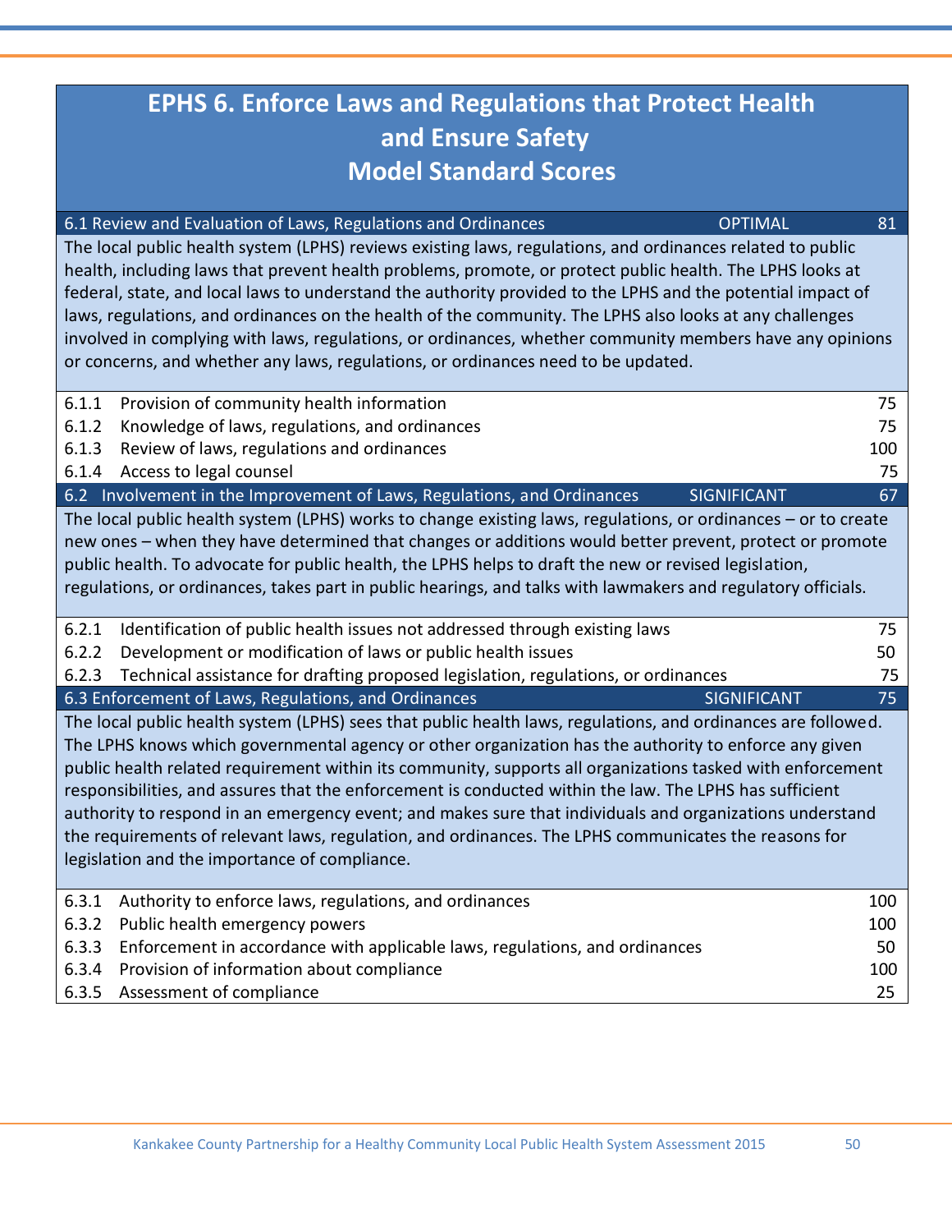# EPHS 6. Enforce Laws and Regulations that Protect Health and Ensure Safety Model Standard Scores

| 6.1 Review and Evaluation of Laws, Regulations and Ordinances | OPTIMAL | 81 |
|---|---|---|

The local public health system (LPHS) reviews existing laws, regulations, and ordinances related to public health, including laws that prevent health problems, promote, or protect public health. The LPHS looks at federal, state, and local laws to understand the authority provided to the LPHS and the potential impact of laws, regulations, and ordinances on the health of the community. The LPHS also looks at any challenges involved in complying with laws, regulations, or ordinances, whether community members have any opinions or concerns, and whether any laws, regulations, or ordinances need to be updated.

| | | |
|---|---|---|
| 6.1.1 | Provision of community health information | 75 |
| 6.1.2 | Knowledge of laws, regulations, and ordinances | 75 |
| 6.1.3 | Review of laws, regulations and ordinances | 100 |
| 6.1.4 | Access to legal counsel | 75 |

| 6.2 Involvement in the Improvement of Laws, Regulations, and Ordinances | SIGNIFICANT | 67 |
|---|---|---|

The local public health system (LPHS) works to change existing laws, regulations, or ordinances – or to create new ones – when they have determined that changes or additions would better prevent, protect or promote public health. To advocate for public health, the LPHS helps to draft the new or revised legislation, regulations, or ordinances, takes part in public hearings, and talks with lawmakers and regulatory officials.

| | | |
|---|---|---|
| 6.2.1 | Identification of public health issues not addressed through existing laws | 75 |
| 6.2.2 | Development or modification of laws or public health issues | 50 |
| 6.2.3 | Technical assistance for drafting proposed legislation, regulations, or ordinances | 75 |

| 6.3 Enforcement of Laws, Regulations, and Ordinances | SIGNIFICANT | 75 |
|---|---|---|

The local public health system (LPHS) sees that public health laws, regulations, and ordinances are followed. The LPHS knows which governmental agency or other organization has the authority to enforce any given public health related requirement within its community, supports all organizations tasked with enforcement responsibilities, and assures that the enforcement is conducted within the law. The LPHS has sufficient authority to respond in an emergency event; and makes sure that individuals and organizations understand the requirements of relevant laws, regulation, and ordinances. The LPHS communicates the reasons for legislation and the importance of compliance.

| | | |
|---|---|---|
| 6.3.1 | Authority to enforce laws, regulations, and ordinances | 100 |
| 6.3.2 | Public health emergency powers | 100 |
| 6.3.3 | Enforcement in accordance with applicable laws, regulations, and ordinances | 50 |
| 6.3.4 | Provision of information about compliance | 100 |
| 6.3.5 | Assessment of compliance | 25 |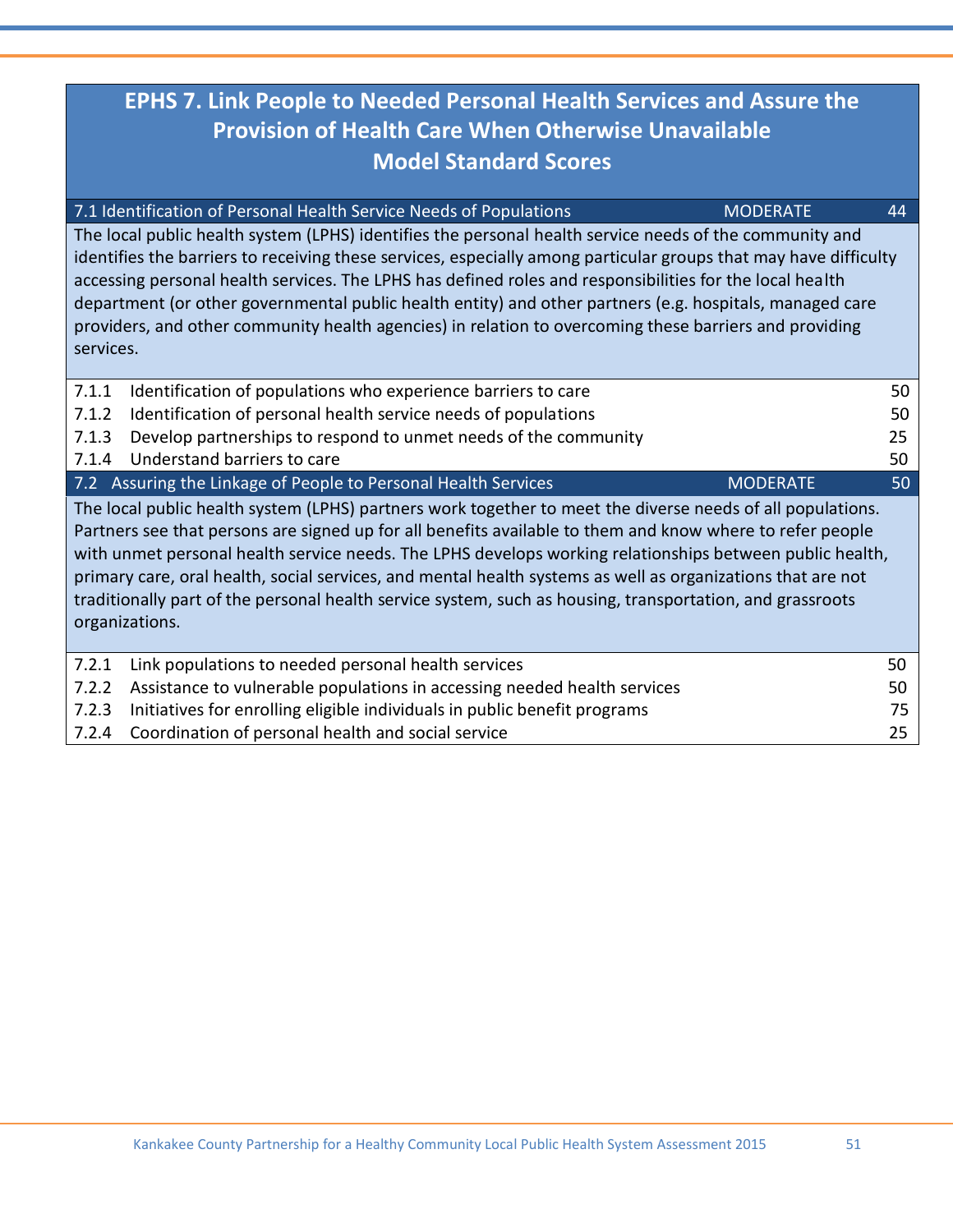# EPHS 7. Link People to Needed Personal Health Services and Assure the Provision of Health Care When Otherwise Unavailable Model Standard Scores

| 7.1 Identification of Personal Health Service Needs of Populations | MODERATE | 44 |
|---|---|---|

The local public health system (LPHS) identifies the personal health service needs of the community and identifies the barriers to receiving these services, especially among particular groups that may have difficulty accessing personal health services. The LPHS has defined roles and responsibilities for the local health department (or other governmental public health entity) and other partners (e.g. hospitals, managed care providers, and other community health agencies) in relation to overcoming these barriers and providing services.

| | | |
|---|---|---|
| 7.1.1 | Identification of populations who experience barriers to care | 50 |
| 7.1.2 | Identification of personal health service needs of populations | 50 |
| 7.1.3 | Develop partnerships to respond to unmet needs of the community | 25 |
| 7.1.4 | Understand barriers to care | 50 |

| 7.2 Assuring the Linkage of People to Personal Health Services | MODERATE | 50 |
|---|---|---|

The local public health system (LPHS) partners work together to meet the diverse needs of all populations. Partners see that persons are signed up for all benefits available to them and know where to refer people with unmet personal health service needs. The LPHS develops working relationships between public health, primary care, oral health, social services, and mental health systems as well as organizations that are not traditionally part of the personal health service system, such as housing, transportation, and grassroots organizations.

| | | |
|---|---|---|
| 7.2.1 | Link populations to needed personal health services | 50 |
| 7.2.2 | Assistance to vulnerable populations in accessing needed health services | 50 |
| 7.2.3 | Initiatives for enrolling eligible individuals in public benefit programs | 75 |
| 7.2.4 | Coordination of personal health and social service | 25 |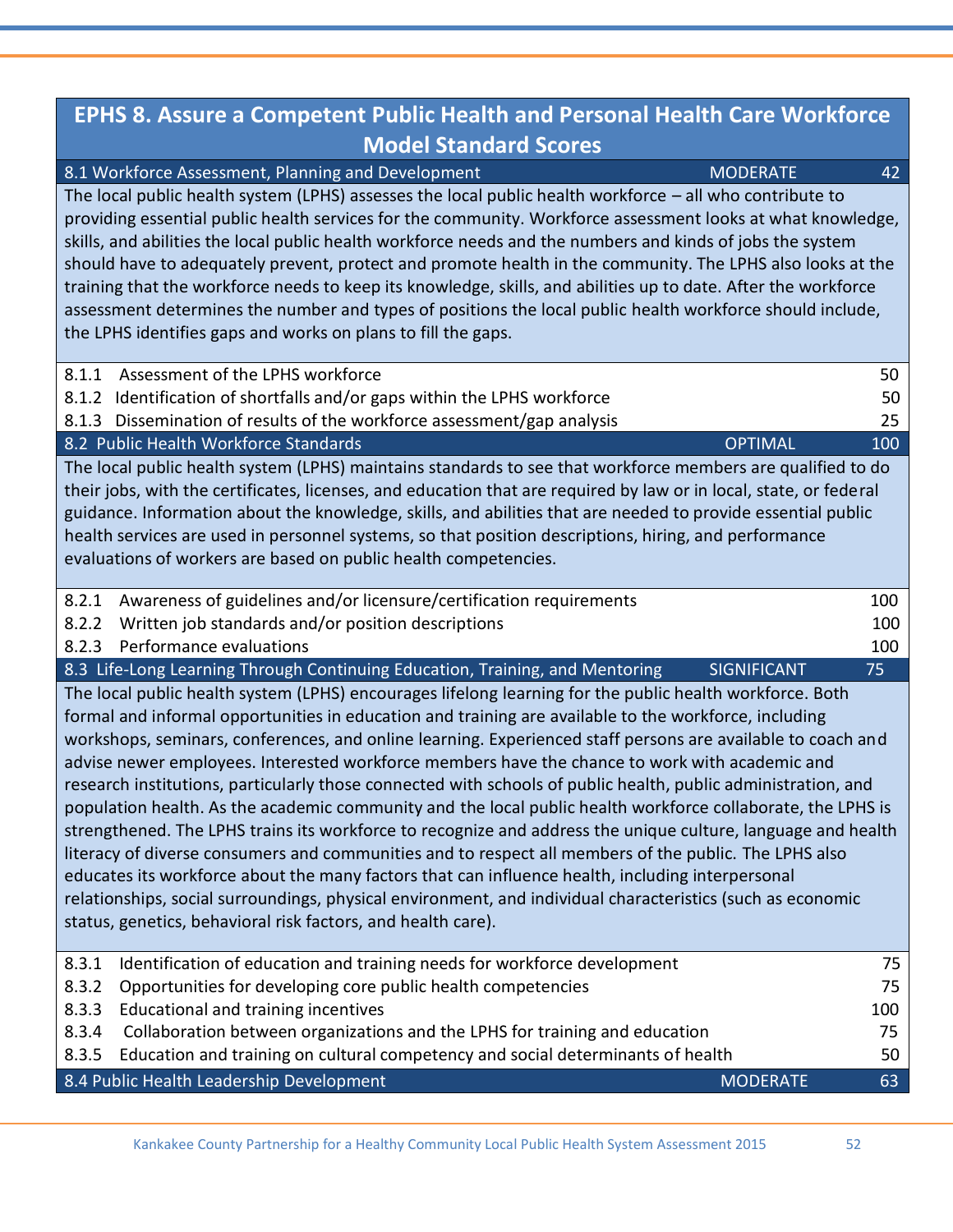## EPHS 8. Assure a Competent Public Health and Personal Health Care Workforce Model Standard Scores

| 8.1 Workforce Assessment, Planning and Development | MODERATE | 42 |
|---|---|---|

The local public health system (LPHS) assesses the local public health workforce – all who contribute to providing essential public health services for the community. Workforce assessment looks at what knowledge, skills, and abilities the local public health workforce needs and the numbers and kinds of jobs the system should have to adequately prevent, protect and promote health in the community. The LPHS also looks at the training that the workforce needs to keep its knowledge, skills, and abilities up to date. After the workforce assessment determines the number and types of positions the local public health workforce should include, the LPHS identifies gaps and works on plans to fill the gaps.

| | | |
|---|---|---|
| 8.1.1 | Assessment of the LPHS workforce | 50 |
| 8.1.2 | Identification of shortfalls and/or gaps within the LPHS workforce | 50 |
| 8.1.3 | Dissemination of results of the workforce assessment/gap analysis | 25 |

| 8.2 Public Health Workforce Standards | OPTIMAL | 100 |
|---|---|---|

The local public health system (LPHS) maintains standards to see that workforce members are qualified to do their jobs, with the certificates, licenses, and education that are required by law or in local, state, or federal guidance. Information about the knowledge, skills, and abilities that are needed to provide essential public health services are used in personnel systems, so that position descriptions, hiring, and performance evaluations of workers are based on public health competencies.

| | | |
|---|---|---|
| 8.2.1 | Awareness of guidelines and/or licensure/certification requirements | 100 |
| 8.2.2 | Written job standards and/or position descriptions | 100 |
| 8.2.3 | Performance evaluations | 100 |

| 8.3 Life-Long Learning Through Continuing Education, Training, and Mentoring | SIGNIFICANT | 75 |
|---|---|---|

The local public health system (LPHS) encourages lifelong learning for the public health workforce. Both formal and informal opportunities in education and training are available to the workforce, including workshops, seminars, conferences, and online learning. Experienced staff persons are available to coach and advise newer employees. Interested workforce members have the chance to work with academic and research institutions, particularly those connected with schools of public health, public administration, and population health. As the academic community and the local public health workforce collaborate, the LPHS is strengthened. The LPHS trains its workforce to recognize and address the unique culture, language and health literacy of diverse consumers and communities and to respect all members of the public. The LPHS also educates its workforce about the many factors that can influence health, including interpersonal relationships, social surroundings, physical environment, and individual characteristics (such as economic status, genetics, behavioral risk factors, and health care).

| | | |
|---|---|---|
| 8.3.1 | Identification of education and training needs for workforce development | 75 |
| 8.3.2 | Opportunities for developing core public health competencies | 75 |
| 8.3.3 | Educational and training incentives | 100 |
| 8.3.4 | Collaboration between organizations and the LPHS for training and education | 75 |
| 8.3.5 | Education and training on cultural competency and social determinants of health | 50 |

| 8.4 Public Health Leadership Development | MODERATE | 63 |
|---|---|---|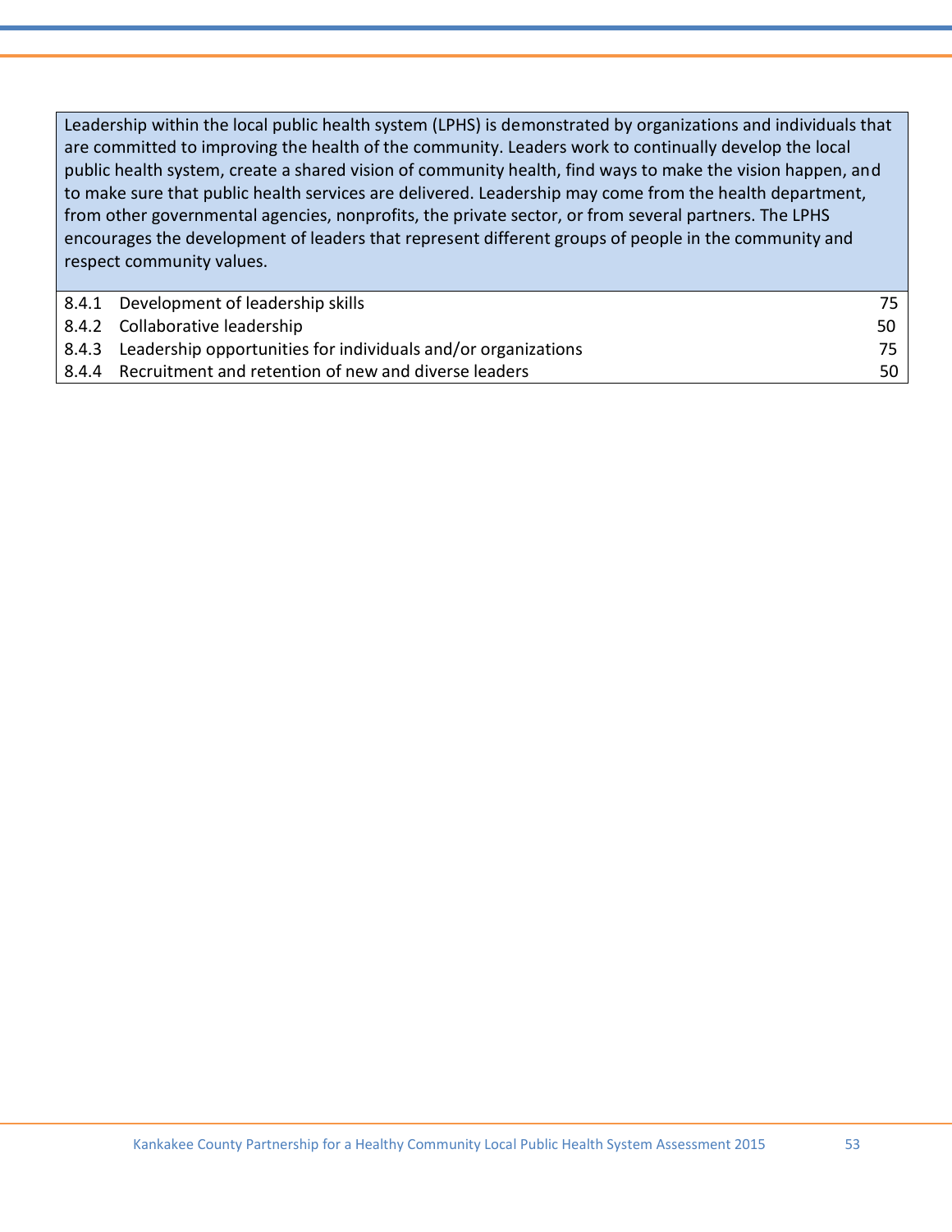Leadership within the local public health system (LPHS) is demonstrated by organizations and individuals that are committed to improving the health of the community. Leaders work to continually develop the local public health system, create a shared vision of community health, find ways to make the vision happen, and to make sure that public health services are delivered. Leadership may come from the health department, from other governmental agencies, nonprofits, the private sector, or from several partners. The LPHS encourages the development of leaders that represent different groups of people in the community and respect community values.

| | | |
|---|---|---|
| 8.4.1 | Development of leadership skills | 75 |
| 8.4.2 | Collaborative leadership | 50 |
| 8.4.3 | Leadership opportunities for individuals and/or organizations | 75 |
| 8.4.4 | Recruitment and retention of new and diverse leaders | 50 |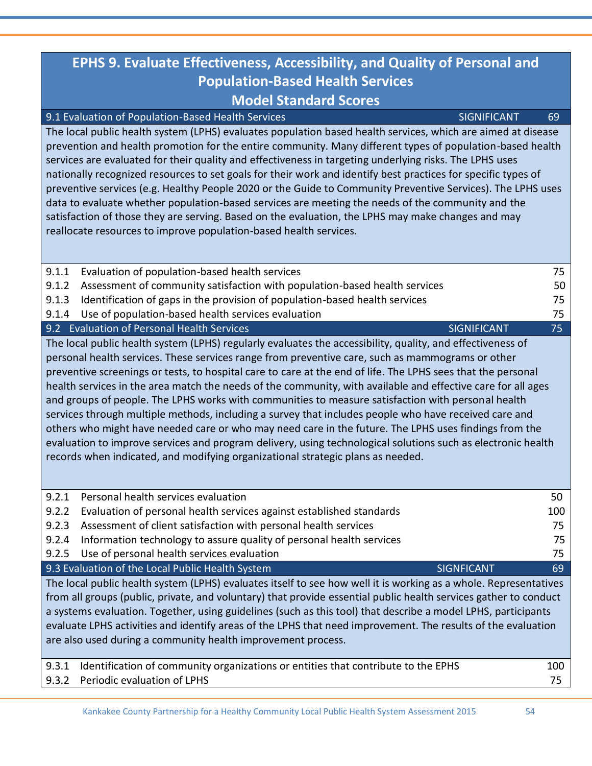# EPHS 9. Evaluate Effectiveness, Accessibility, and Quality of Personal and Population-Based Health Services

## Model Standard Scores

| 9.1 Evaluation of Population-Based Health Services | SIGNIFICANT | 69 |
|---|---|---|

The local public health system (LPHS) evaluates population based health services, which are aimed at disease prevention and health promotion for the entire community. Many different types of population-based health services are evaluated for their quality and effectiveness in targeting underlying risks. The LPHS uses nationally recognized resources to set goals for their work and identify best practices for specific types of preventive services (e.g. Healthy People 2020 or the Guide to Community Preventive Services). The LPHS uses data to evaluate whether population-based services are meeting the needs of the community and the satisfaction of those they are serving. Based on the evaluation, the LPHS may make changes and may reallocate resources to improve population-based health services.

| | | |
|---|---|---|
| 9.1.1 | Evaluation of population-based health services | 75 |
| 9.1.2 | Assessment of community satisfaction with population-based health services | 50 |
| 9.1.3 | Identification of gaps in the provision of population-based health services | 75 |
| 9.1.4 | Use of population-based health services evaluation | 75 |

| 9.2 Evaluation of Personal Health Services | SIGNIFICANT | 75 |
|---|---|---|

The local public health system (LPHS) regularly evaluates the accessibility, quality, and effectiveness of personal health services. These services range from preventive care, such as mammograms or other preventive screenings or tests, to hospital care to care at the end of life. The LPHS sees that the personal health services in the area match the needs of the community, with available and effective care for all ages and groups of people. The LPHS works with communities to measure satisfaction with personal health services through multiple methods, including a survey that includes people who have received care and others who might have needed care or who may need care in the future. The LPHS uses findings from the evaluation to improve services and program delivery, using technological solutions such as electronic health records when indicated, and modifying organizational strategic plans as needed.

| | | |
|---|---|---|
| 9.2.1 | Personal health services evaluation | 50 |
| 9.2.2 | Evaluation of personal health services against established standards | 100 |
| 9.2.3 | Assessment of client satisfaction with personal health services | 75 |
| 9.2.4 | Information technology to assure quality of personal health services | 75 |
| 9.2.5 | Use of personal health services evaluation | 75 |

| 9.3 Evaluation of the Local Public Health System | SIGNFICANT | 69 |
|---|---|---|

The local public health system (LPHS) evaluates itself to see how well it is working as a whole. Representatives from all groups (public, private, and voluntary) that provide essential public health services gather to conduct a systems evaluation. Together, using guidelines (such as this tool) that describe a model LPHS, participants evaluate LPHS activities and identify areas of the LPHS that need improvement. The results of the evaluation are also used during a community health improvement process.

| | | |
|---|---|---|
| 9.3.1 | Identification of community organizations or entities that contribute to the EPHS | 100 |
| 9.3.2 | Periodic evaluation of LPHS | 75 |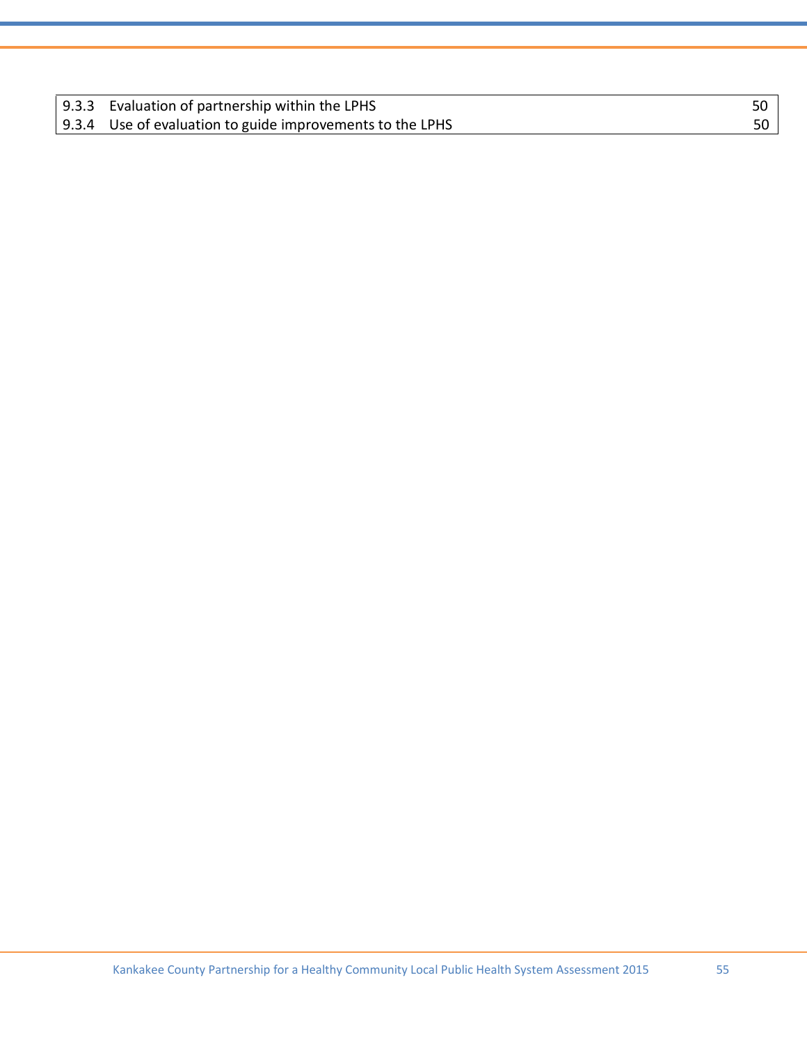| | | |
|---|---|---|
| 9.3.3 | Evaluation of partnership within the LPHS | 50 |
| 9.3.4 | Use of evaluation to guide improvements to the LPHS | 50 |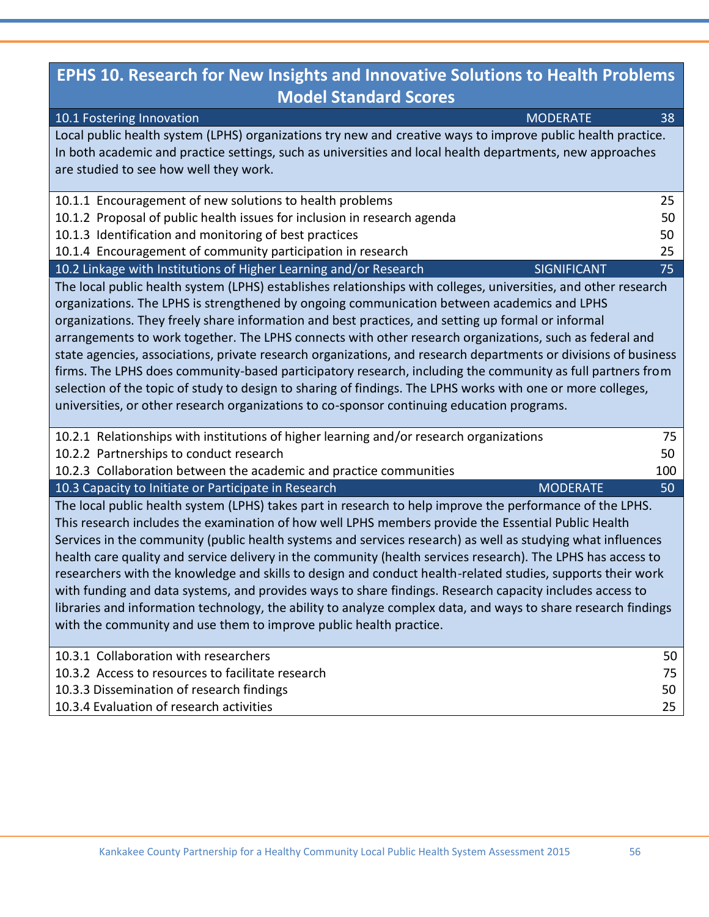## EPHS 10. Research for New Insights and Innovative Solutions to Health Problems Model Standard Scores

| | | |
|---|---|---|
| **10.1 Fostering Innovation** | **MODERATE** | **38** |
| Local public health system (LPHS) organizations try new and creative ways to improve public health practice. In both academic and practice settings, such as universities and local health departments, new approaches are studied to see how well they work. | | |
| 10.1.1 Encouragement of new solutions to health problems | | 25 |
| 10.1.2 Proposal of public health issues for inclusion in research agenda | | 50 |
| 10.1.3 Identification and monitoring of best practices | | 50 |
| 10.1.4 Encouragement of community participation in research | | 25 |
| **10.2 Linkage with Institutions of Higher Learning and/or Research** | **SIGNIFICANT** | **75** |
| The local public health system (LPHS) establishes relationships with colleges, universities, and other research organizations. The LPHS is strengthened by ongoing communication between academics and LPHS organizations. They freely share information and best practices, and setting up formal or informal arrangements to work together. The LPHS connects with other research organizations, such as federal and state agencies, associations, private research organizations, and research departments or divisions of business firms. The LPHS does community-based participatory research, including the community as full partners from selection of the topic of study to design to sharing of findings. The LPHS works with one or more colleges, universities, or other research organizations to co-sponsor continuing education programs. | | |
| 10.2.1 Relationships with institutions of higher learning and/or research organizations | | 75 |
| 10.2.2 Partnerships to conduct research | | 50 |
| 10.2.3 Collaboration between the academic and practice communities | | 100 |
| **10.3 Capacity to Initiate or Participate in Research** | **MODERATE** | **50** |
| The local public health system (LPHS) takes part in research to help improve the performance of the LPHS. This research includes the examination of how well LPHS members provide the Essential Public Health Services in the community (public health systems and services research) as well as studying what influences health care quality and service delivery in the community (health services research). The LPHS has access to researchers with the knowledge and skills to design and conduct health-related studies, supports their work with funding and data systems, and provides ways to share findings. Research capacity includes access to libraries and information technology, the ability to analyze complex data, and ways to share research findings with the community and use them to improve public health practice. | | |
| 10.3.1 Collaboration with researchers | | 50 |
| 10.3.2 Access to resources to facilitate research | | 75 |
| 10.3.3 Dissemination of research findings | | 50 |
| 10.3.4 Evaluation of research activities | | 25 |